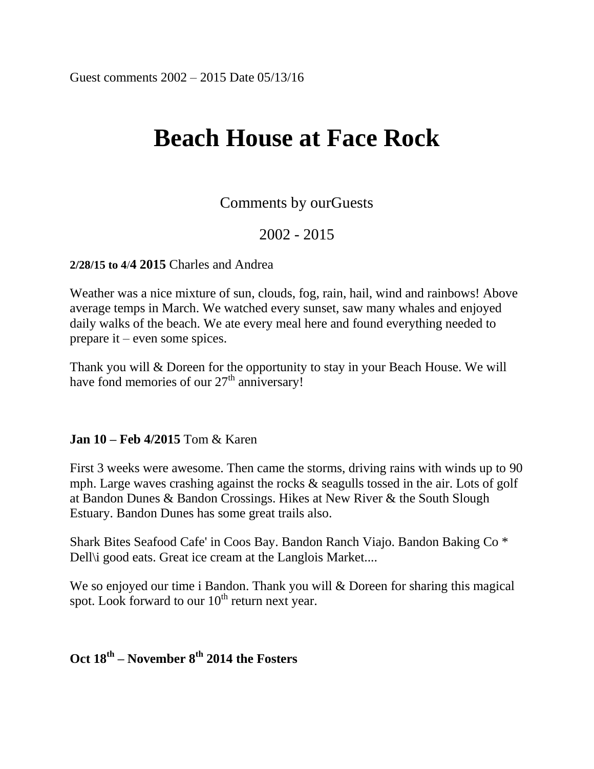Guest comments 2002 – 2015 Date 05/13/16

# Beach House at Face Rock

Comments by ourGuests

2002 - 2015

**2/28/15 to 4/4 2015** Charles and Andrea

Weather was a nice mixture of sun, clouds, fog, rain, hail, wind and rainbows! Above average temps in March. We watched every sunset, saw many whales and enjoyed daily walks of the beach. We ate every meal here and found everything needed to prepare it – even some spices.

Thank you will & Doreen for the opportunity to stay in your Beach House. We will have fond memories of our 27th anniversary!

**Jan 10 – Feb 4/2015** Tom & Karen

First 3 weeks were awesome. Then came the storms, driving rains with winds up to 90 mph. Large waves crashing against the rocks & seagulls tossed in the air. Lots of golf at Bandon Dunes & Bandon Crossings. Hikes at New River & the South Slough Estuary. Bandon Dunes has some great trails also.

Shark Bites Seafood Cafe' in Coos Bay. Bandon Ranch Viajo. Bandon Baking Co * Dell\i good eats. Great ice cream at the Langlois Market....

We so enjoyed our time i Bandon. Thank you will & Doreen for sharing this magical spot. Look forward to our 10th return next year.

**Oct 18th – November 8th 2014 the Fosters**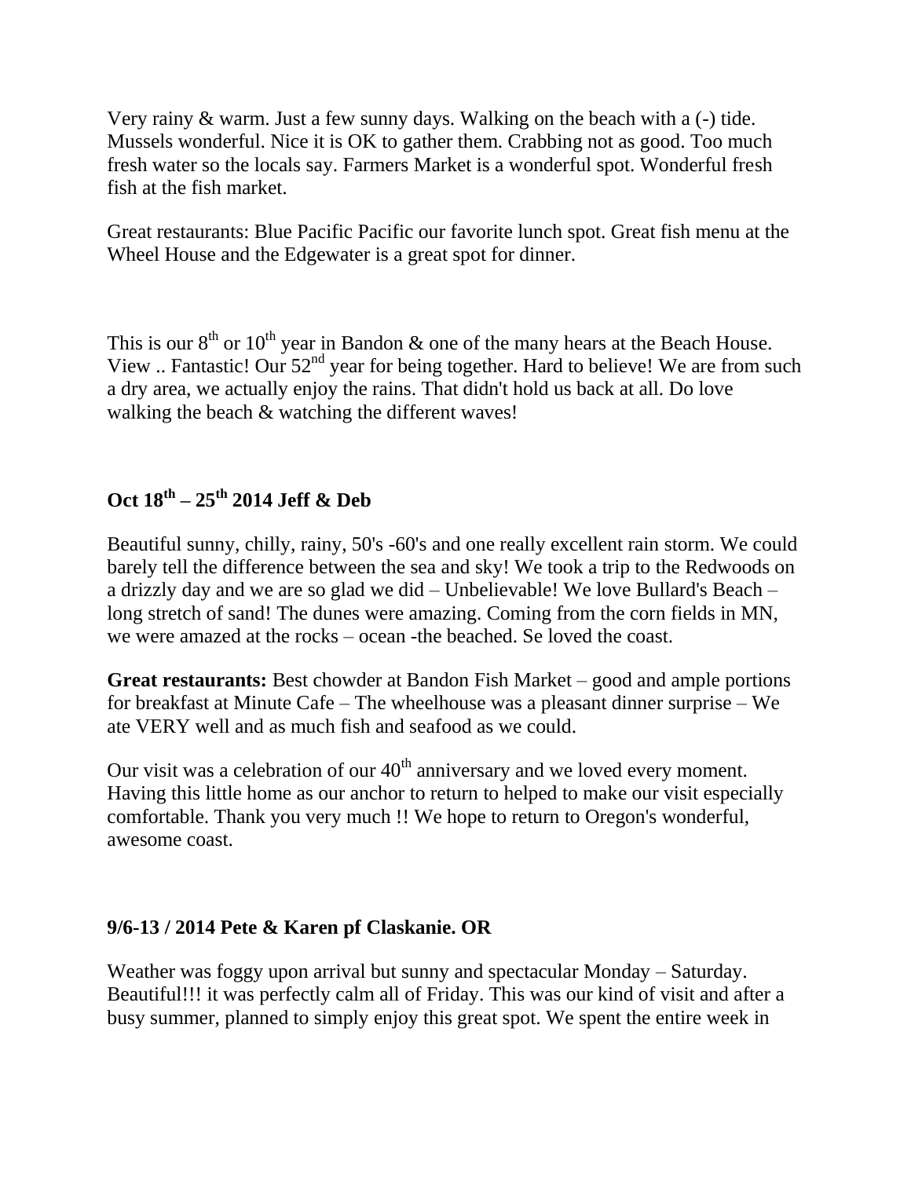Very rainy & warm. Just a few sunny days. Walking on the beach with a (-) tide. Mussels wonderful. Nice it is OK to gather them. Crabbing not as good. Too much fresh water so the locals say. Farmers Market is a wonderful spot. Wonderful fresh fish at the fish market.

Great restaurants: Blue Pacific Pacific our favorite lunch spot. Great fish menu at the Wheel House and the Edgewater is a great spot for dinner.

This is our 8th or 10th year in Bandon & one of the many hears at the Beach House. View .. Fantastic! Our 52nd year for being together. Hard to believe! We are from such a dry area, we actually enjoy the rains. That didn't hold us back at all. Do love walking the beach & watching the different waves!

**Oct 18th – 25th 2014 Jeff & Deb**

Beautiful sunny, chilly, rainy, 50's -60's and one really excellent rain storm. We could barely tell the difference between the sea and sky! We took a trip to the Redwoods on a drizzly day and we are so glad we did – Unbelievable! We love Bullard's Beach – long stretch of sand! The dunes were amazing. Coming from the corn fields in MN, we were amazed at the rocks – ocean -the beached. Se loved the coast.

**Great restaurants:** Best chowder at Bandon Fish Market – good and ample portions for breakfast at Minute Cafe – The wheelhouse was a pleasant dinner surprise – We ate VERY well and as much fish and seafood as we could.

Our visit was a celebration of our 40th anniversary and we loved every moment. Having this little home as our anchor to return to helped to make our visit especially comfortable. Thank you very much !! We hope to return to Oregon's wonderful, awesome coast.

**9/6-13 / 2014 Pete & Karen pf Claskanie. OR**

Weather was foggy upon arrival but sunny and spectacular Monday – Saturday. Beautiful!!! it was perfectly calm all of Friday. This was our kind of visit and after a busy summer, planned to simply enjoy this great spot. We spent the entire week in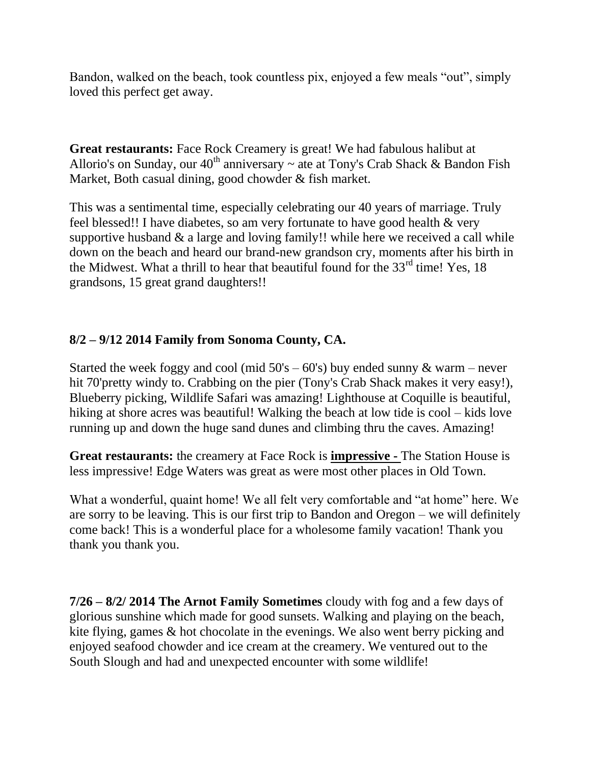Bandon, walked on the beach, took countless pix, enjoyed a few meals "out", simply loved this perfect get away.

**Great restaurants:** Face Rock Creamery is great! We had fabulous halibut at Allorio's on Sunday, our 40th anniversary ~ ate at Tony's Crab Shack & Bandon Fish Market, Both casual dining, good chowder & fish market.

This was a sentimental time, especially celebrating our 40 years of marriage. Truly feel blessed!! I have diabetes, so am very fortunate to have good health & very supportive husband & a large and loving family!! while here we received a call while down on the beach and heard our brand-new grandson cry, moments after his birth in the Midwest. What a thrill to hear that beautiful found for the 33rd time! Yes, 18 grandsons, 15 great grand daughters!!

**8/2 – 9/12 2014 Family from Sonoma County, CA.**

Started the week foggy and cool (mid 50's – 60's) buy ended sunny & warm – never hit 70'pretty windy to. Crabbing on the pier (Tony's Crab Shack makes it very easy!), Blueberry picking, Wildlife Safari was amazing! Lighthouse at Coquille is beautiful, hiking at shore acres was beautiful! Walking the beach at low tide is cool – kids love running up and down the huge sand dunes and climbing thru the caves. Amazing!

**Great restaurants:** the creamery at Face Rock is **impressive -** The Station House is less impressive! Edge Waters was great as were most other places in Old Town.

What a wonderful, quaint home! We all felt very comfortable and "at home" here. We are sorry to be leaving. This is our first trip to Bandon and Oregon – we will definitely come back! This is a wonderful place for a wholesome family vacation! Thank you thank you thank you.

**7/26 – 8/2/ 2014 The Arnot Family Sometimes** cloudy with fog and a few days of glorious sunshine which made for good sunsets. Walking and playing on the beach, kite flying, games & hot chocolate in the evenings. We also went berry picking and enjoyed seafood chowder and ice cream at the creamery. We ventured out to the South Slough and had and unexpected encounter with some wildlife!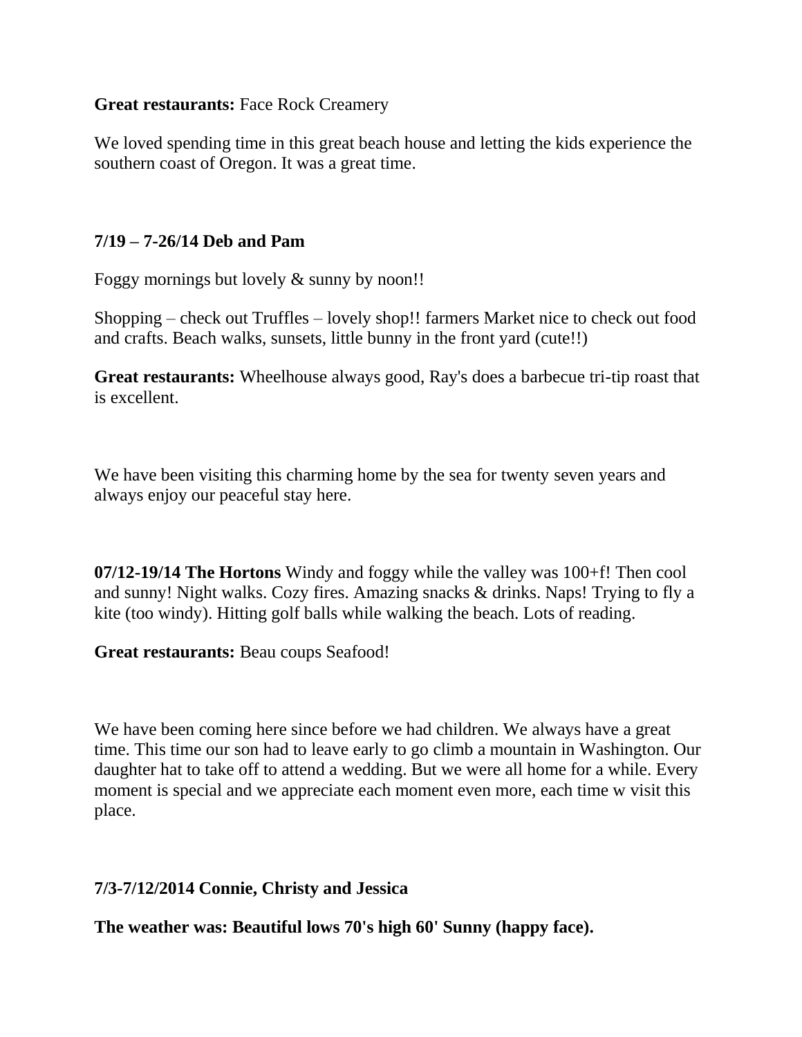**Great restaurants:** Face Rock Creamery

We loved spending time in this great beach house and letting the kids experience the southern coast of Oregon. It was a great time.

**7/19 – 7-26/14 Deb and Pam**

Foggy mornings but lovely & sunny by noon!!

Shopping – check out Truffles – lovely shop!! farmers Market nice to check out food and crafts. Beach walks, sunsets, little bunny in the front yard (cute!!)

**Great restaurants:** Wheelhouse always good, Ray's does a barbecue tri-tip roast that is excellent.

We have been visiting this charming home by the sea for twenty seven years and always enjoy our peaceful stay here.

**07/12-19/14 The Hortons** Windy and foggy while the valley was 100+f! Then cool and sunny! Night walks. Cozy fires. Amazing snacks & drinks. Naps! Trying to fly a kite (too windy). Hitting golf balls while walking the beach. Lots of reading.

**Great restaurants:** Beau coups Seafood!

We have been coming here since before we had children. We always have a great time. This time our son had to leave early to go climb a mountain in Washington. Our daughter hat to take off to attend a wedding. But we were all home for a while. Every moment is special and we appreciate each moment even more, each time w visit this place.

**7/3-7/12/2014 Connie, Christy and Jessica**

**The weather was: Beautiful lows 70's high 60' Sunny (happy face).**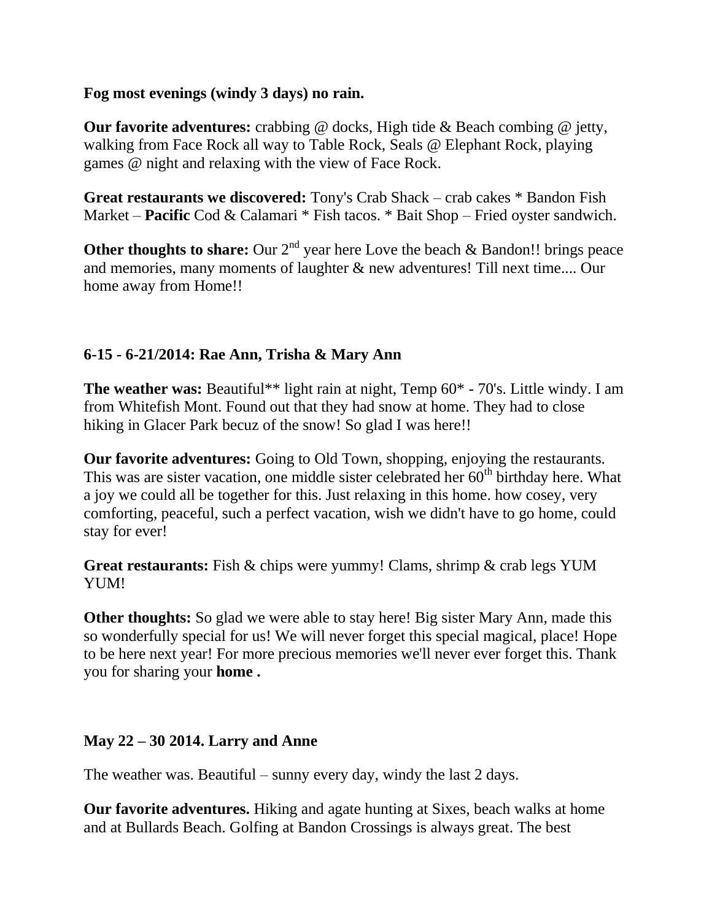**Fog most evenings (windy 3 days) no rain.**

**Our favorite adventures:** crabbing @ docks, High tide & Beach combing @ jetty, walking from Face Rock all way to Table Rock, Seals @ Elephant Rock, playing games @ night and relaxing with the view of Face Rock.

**Great restaurants we discovered:** Tony's Crab Shack – crab cakes * Bandon Fish Market – **Pacific** Cod & Calamari * Fish tacos. * Bait Shop – Fried oyster sandwich.

**Other thoughts to share:** Our 2nd year here Love the beach & Bandon!! brings peace and memories, many moments of laughter & new adventures! Till next time.... Our home away from Home!!

**6-15 - 6-21/2014: Rae Ann, Trisha & Mary Ann**

**The weather was:** Beautiful** light rain at night, Temp 60* - 70's. Little windy. I am from Whitefish Mont. Found out that they had snow at home. They had to close hiking in Glacer Park becuz of the snow! So glad I was here!!

**Our favorite adventures:** Going to Old Town, shopping, enjoying the restaurants. This was are sister vacation, one middle sister celebrated her 60th birthday here. What a joy we could all be together for this. Just relaxing in this home. how cosey, very comforting, peaceful, such a perfect vacation, wish we didn't have to go home, could stay for ever!

**Great restaurants:** Fish & chips were yummy! Clams, shrimp & crab legs YUM YUM!

**Other thoughts:** So glad we were able to stay here! Big sister Mary Ann, made this so wonderfully special for us! We will never forget this special magical, place! Hope to be here next year! For more precious memories we'll never ever forget this. Thank you for sharing your **home .**

**May 22 – 30 2014. Larry and Anne**

The weather was. Beautiful – sunny every day, windy the last 2 days.

**Our favorite adventures.** Hiking and agate hunting at Sixes, beach walks at home and at Bullards Beach. Golfing at Bandon Crossings is always great. The best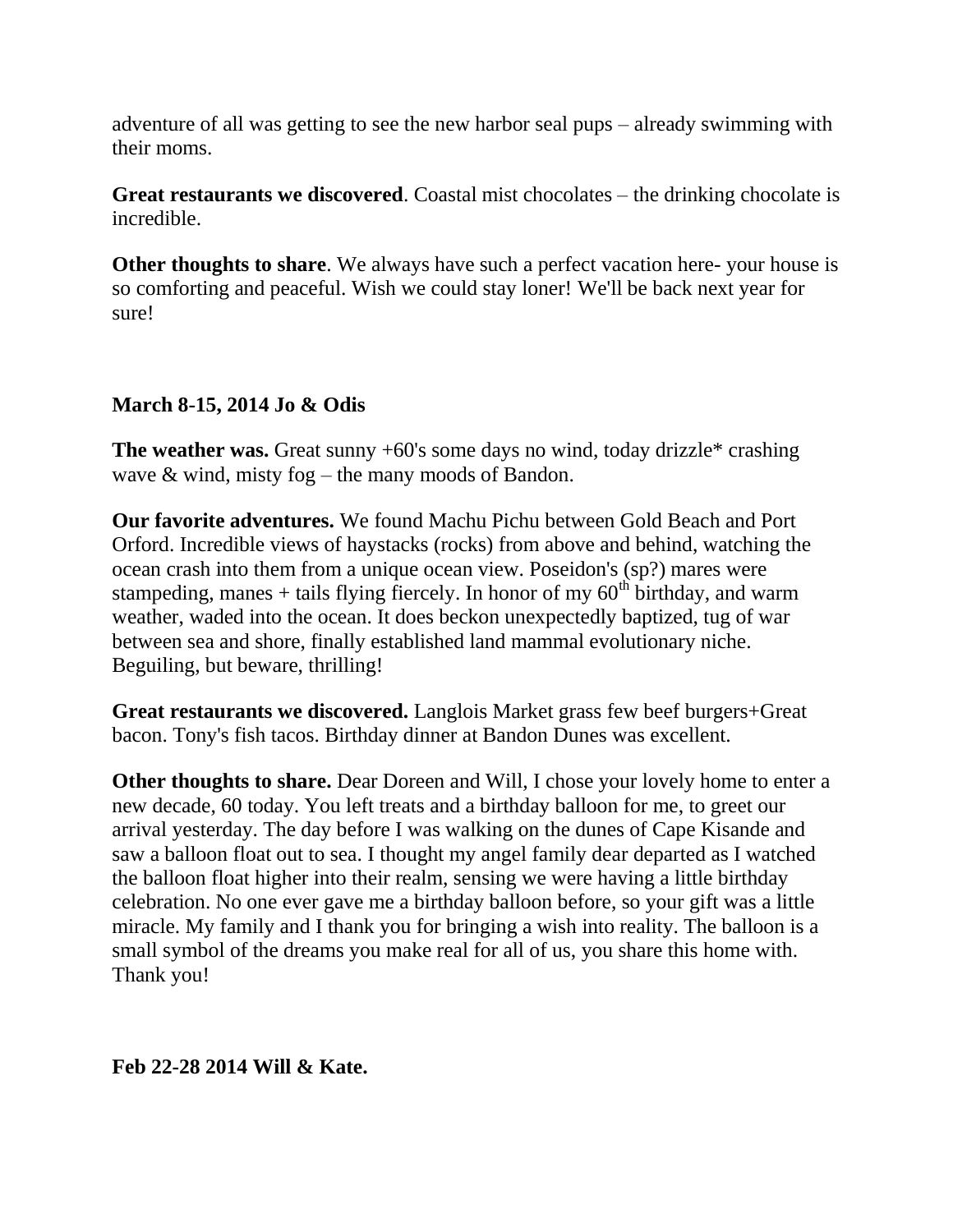adventure of all was getting to see the new harbor seal pups – already swimming with their moms.

**Great restaurants we discovered**. Coastal mist chocolates – the drinking chocolate is incredible.

**Other thoughts to share**. We always have such a perfect vacation here- your house is so comforting and peaceful. Wish we could stay loner! We'll be back next year for sure!

**March 8-15, 2014 Jo & Odis**

**The weather was.** Great sunny +60's some days no wind, today drizzle* crashing wave & wind, misty fog – the many moods of Bandon.

**Our favorite adventures.** We found Machu Pichu between Gold Beach and Port Orford. Incredible views of haystacks (rocks) from above and behind, watching the ocean crash into them from a unique ocean view. Poseidon's (sp?) mares were stampeding, manes + tails flying fiercely. In honor of my 60th birthday, and warm weather, waded into the ocean. It does beckon unexpectedly baptized, tug of war between sea and shore, finally established land mammal evolutionary niche. Beguiling, but beware, thrilling!

**Great restaurants we discovered.** Langlois Market grass few beef burgers+Great bacon. Tony's fish tacos. Birthday dinner at Bandon Dunes was excellent.

**Other thoughts to share.** Dear Doreen and Will, I chose your lovely home to enter a new decade, 60 today. You left treats and a birthday balloon for me, to greet our arrival yesterday. The day before I was walking on the dunes of Cape Kisande and saw a balloon float out to sea. I thought my angel family dear departed as I watched the balloon float higher into their realm, sensing we were having a little birthday celebration. No one ever gave me a birthday balloon before, so your gift was a little miracle. My family and I thank you for bringing a wish into reality. The balloon is a small symbol of the dreams you make real for all of us, you share this home with. Thank you!

**Feb 22-28 2014 Will & Kate.**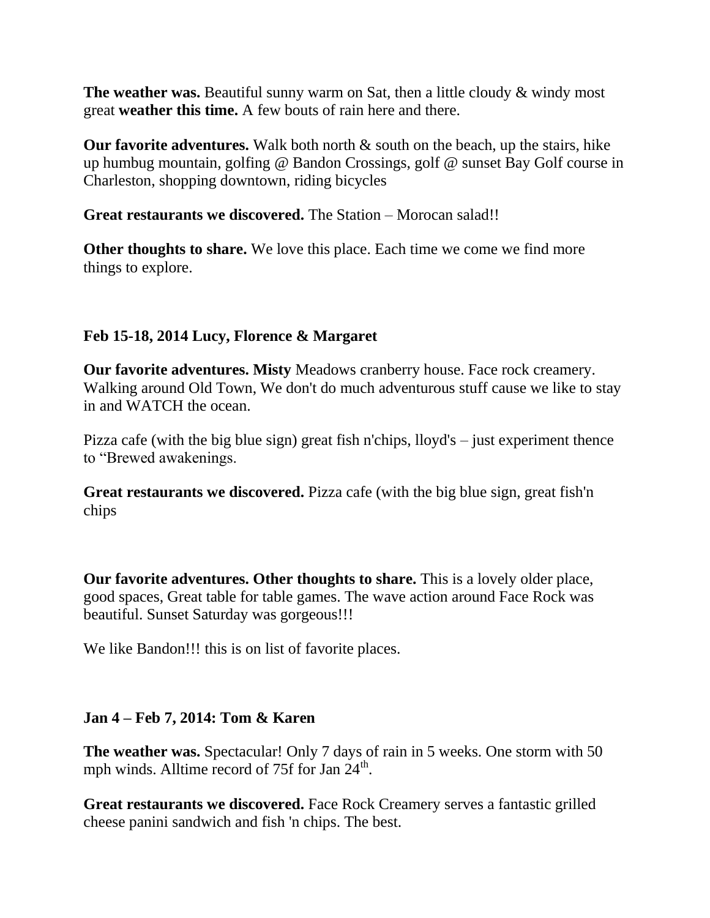**The weather was.** Beautiful sunny warm on Sat, then a little cloudy & windy most great **weather this time.** A few bouts of rain here and there.

**Our favorite adventures.** Walk both north & south on the beach, up the stairs, hike up humbug mountain, golfing @ Bandon Crossings, golf @ sunset Bay Golf course in Charleston, shopping downtown, riding bicycles

**Great restaurants we discovered.** The Station – Morocan salad!!

**Other thoughts to share.** We love this place. Each time we come we find more things to explore.

**Feb 15-18, 2014 Lucy, Florence & Margaret**

**Our favorite adventures. Misty** Meadows cranberry house. Face rock creamery. Walking around Old Town, We don't do much adventurous stuff cause we like to stay in and WATCH the ocean.

Pizza cafe (with the big blue sign) great fish n'chips, lloyd's – just experiment thence to "Brewed awakenings.

**Great restaurants we discovered.** Pizza cafe (with the big blue sign, great fish'n chips

**Our favorite adventures. Other thoughts to share.** This is a lovely older place, good spaces, Great table for table games. The wave action around Face Rock was beautiful. Sunset Saturday was gorgeous!!!

We like Bandon!!! this is on list of favorite places.

**Jan 4 – Feb 7, 2014: Tom & Karen**

**The weather was.** Spectacular! Only 7 days of rain in 5 weeks. One storm with 50 mph winds. Alltime record of 75f for Jan 24th.

**Great restaurants we discovered.** Face Rock Creamery serves a fantastic grilled cheese panini sandwich and fish 'n chips. The best.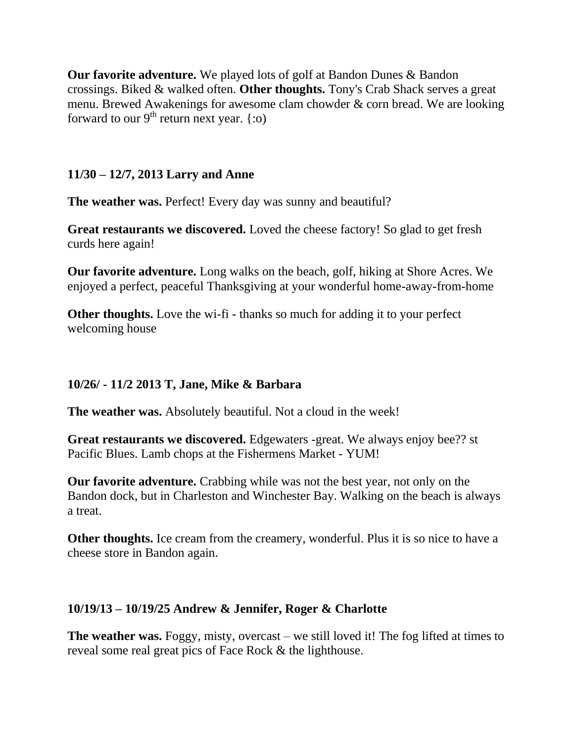**Our favorite adventure.** We played lots of golf at Bandon Dunes & Bandon crossings. Biked & walked often. **Other thoughts.** Tony's Crab Shack serves a great menu. Brewed Awakenings for awesome clam chowder & corn bread. We are looking forward to our 9th return next year. {:o)

**11/30 – 12/7, 2013 Larry and Anne**

**The weather was.** Perfect! Every day was sunny and beautiful?

**Great restaurants we discovered.** Loved the cheese factory! So glad to get fresh curds here again!

**Our favorite adventure.** Long walks on the beach, golf, hiking at Shore Acres. We enjoyed a perfect, peaceful Thanksgiving at your wonderful home-away-from-home

**Other thoughts.** Love the wi-fi - thanks so much for adding it to your perfect welcoming house

**10/26/ - 11/2 2013 T, Jane, Mike & Barbara**

**The weather was.** Absolutely beautiful. Not a cloud in the week!

**Great restaurants we discovered.** Edgewaters -great. We always enjoy bee?? st Pacific Blues. Lamb chops at the Fishermens Market - YUM!

**Our favorite adventure.** Crabbing while was not the best year, not only on the Bandon dock, but in Charleston and Winchester Bay. Walking on the beach is always a treat.

**Other thoughts.** Ice cream from the creamery, wonderful. Plus it is so nice to have a cheese store in Bandon again.

**10/19/13 – 10/19/25 Andrew & Jennifer, Roger & Charlotte**

**The weather was.** Foggy, misty, overcast – we still loved it! The fog lifted at times to reveal some real great pics of Face Rock & the lighthouse.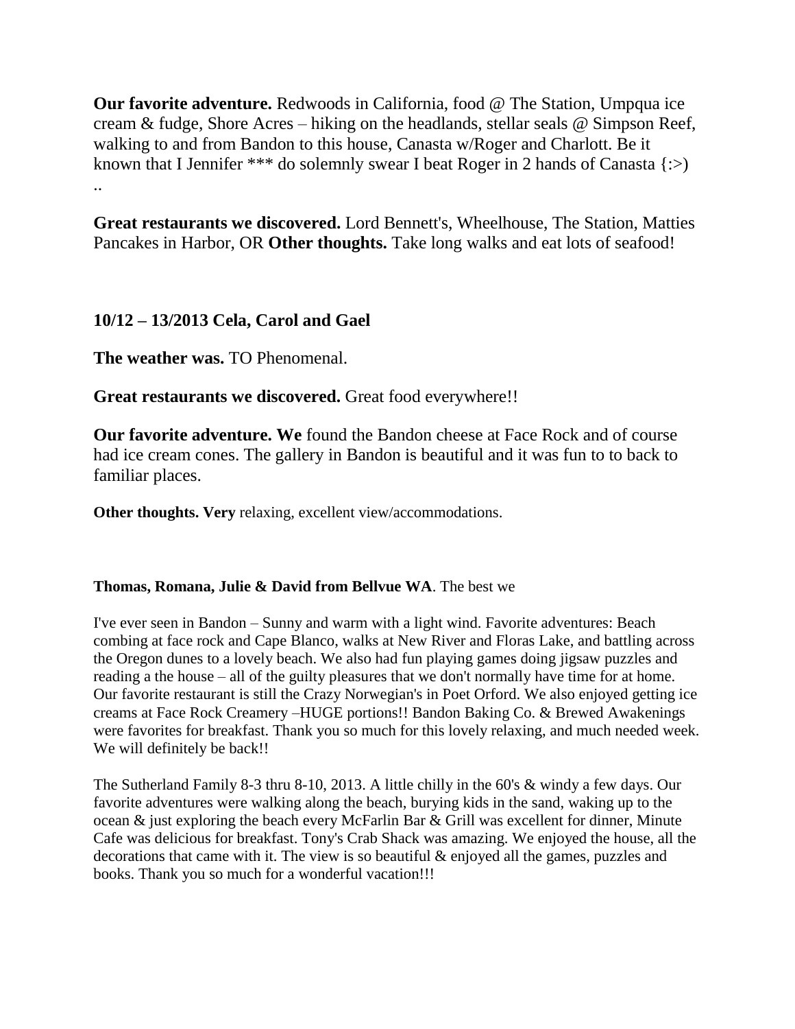**Our favorite adventure.** Redwoods in California, food @ The Station, Umpqua ice cream & fudge, Shore Acres – hiking on the headlands, stellar seals @ Simpson Reef, walking to and from Bandon to this house, Canasta w/Roger and Charlott. Be it known that I Jennifer *** do solemnly swear I beat Roger in 2 hands of Canasta {:>) ..

**Great restaurants we discovered.** Lord Bennett's, Wheelhouse, The Station, Matties Pancakes in Harbor, OR **Other thoughts.** Take long walks and eat lots of seafood!

**10/12 – 13/2013 Cela, Carol and Gael**

**The weather was.** TO Phenomenal.

**Great restaurants we discovered.** Great food everywhere!!

**Our favorite adventure. We** found the Bandon cheese at Face Rock and of course had ice cream cones. The gallery in Bandon is beautiful and it was fun to to back to familiar places.

**Other thoughts. Very** relaxing, excellent view/accommodations.

**Thomas, Romana, Julie & David from Bellvue WA**. The best we

I've ever seen in Bandon – Sunny and warm with a light wind. Favorite adventures: Beach combing at face rock and Cape Blanco, walks at New River and Floras Lake, and battling across the Oregon dunes to a lovely beach. We also had fun playing games doing jigsaw puzzles and reading a the house – all of the guilty pleasures that we don't normally have time for at home. Our favorite restaurant is still the Crazy Norwegian's in Poet Orford. We also enjoyed getting ice creams at Face Rock Creamery –HUGE portions!! Bandon Baking Co. & Brewed Awakenings were favorites for breakfast. Thank you so much for this lovely relaxing, and much needed week. We will definitely be back!!

The Sutherland Family 8-3 thru 8-10, 2013. A little chilly in the 60's & windy a few days. Our favorite adventures were walking along the beach, burying kids in the sand, waking up to the ocean & just exploring the beach every McFarlin Bar & Grill was excellent for dinner, Minute Cafe was delicious for breakfast. Tony's Crab Shack was amazing. We enjoyed the house, all the decorations that came with it. The view is so beautiful & enjoyed all the games, puzzles and books. Thank you so much for a wonderful vacation!!!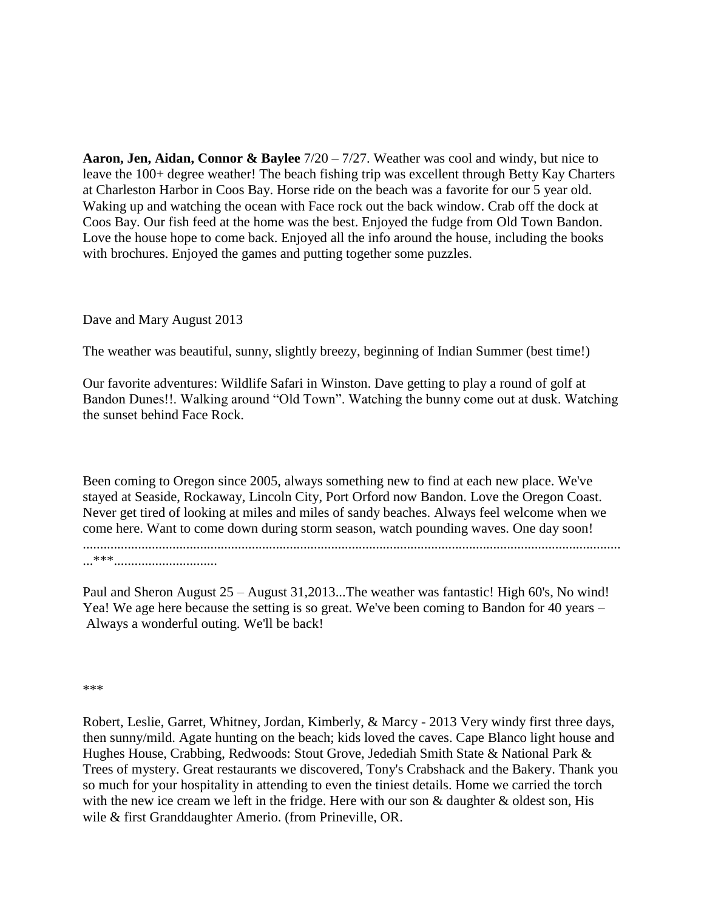**Aaron, Jen, Aidan, Connor & Baylee** 7/20 – 7/27. Weather was cool and windy, but nice to leave the 100+ degree weather! The beach fishing trip was excellent through Betty Kay Charters at Charleston Harbor in Coos Bay. Horse ride on the beach was a favorite for our 5 year old. Waking up and watching the ocean with Face rock out the back window. Crab off the dock at Coos Bay. Our fish feed at the home was the best. Enjoyed the fudge from Old Town Bandon. Love the house hope to come back. Enjoyed all the info around the house, including the books with brochures. Enjoyed the games and putting together some puzzles.

Dave and Mary August 2013

The weather was beautiful, sunny, slightly breezy, beginning of Indian Summer (best time!)

Our favorite adventures: Wildlife Safari in Winston. Dave getting to play a round of golf at Bandon Dunes!!. Walking around "Old Town". Watching the bunny come out at dusk. Watching the sunset behind Face Rock.

Been coming to Oregon since 2005, always something new to find at each new place. We've stayed at Seaside, Rockaway, Lincoln City, Port Orford now Bandon. Love the Oregon Coast. Never get tired of looking at miles and miles of sandy beaches. Always feel welcome when we come here. Want to come down during storm season, watch pounding waves. One day soon!

..............................................................................................................................................
...***.............................

Paul and Sheron August 25 – August 31,2013...The weather was fantastic! High 60's, No wind! Yea! We age here because the setting is so great. We've been coming to Bandon for 40 years – Always a wonderful outing. We'll be back!

***

Robert, Leslie, Garret, Whitney, Jordan, Kimberly, & Marcy - 2013 Very windy first three days, then sunny/mild. Agate hunting on the beach; kids loved the caves. Cape Blanco light house and Hughes House, Crabbing, Redwoods: Stout Grove, Jedediah Smith State & National Park & Trees of mystery. Great restaurants we discovered, Tony's Crabshack and the Bakery. Thank you so much for your hospitality in attending to even the tiniest details. Home we carried the torch with the new ice cream we left in the fridge. Here with our son & daughter & oldest son, His wile & first Granddaughter Amerio. (from Prineville, OR.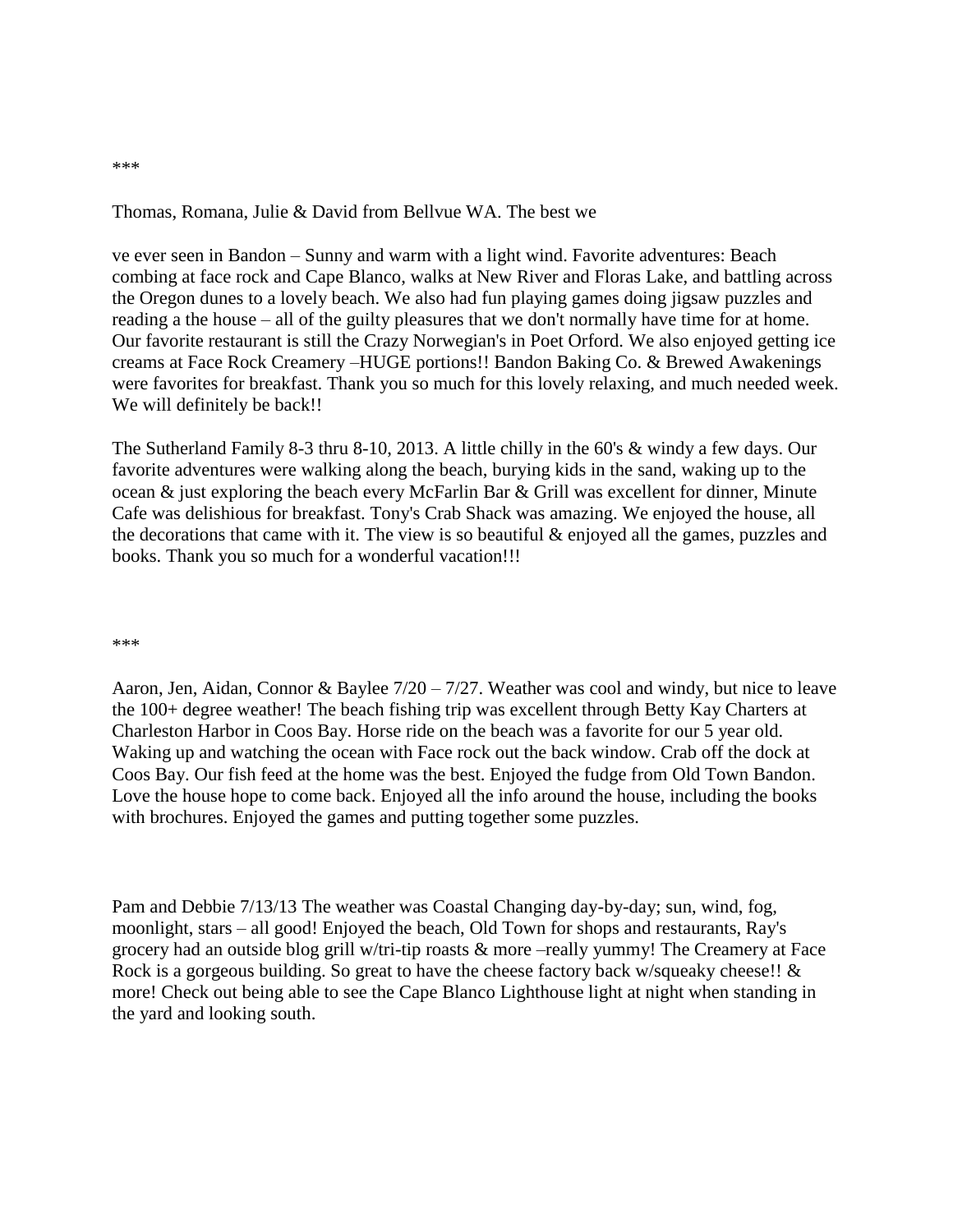***

Thomas, Romana, Julie & David from Bellvue WA. The best we

ve ever seen in Bandon – Sunny and warm with a light wind. Favorite adventures: Beach combing at face rock and Cape Blanco, walks at New River and Floras Lake, and battling across the Oregon dunes to a lovely beach. We also had fun playing games doing jigsaw puzzles and reading a the house – all of the guilty pleasures that we don't normally have time for at home. Our favorite restaurant is still the Crazy Norwegian's in Poet Orford. We also enjoyed getting ice creams at Face Rock Creamery –HUGE portions!! Bandon Baking Co. & Brewed Awakenings were favorites for breakfast. Thank you so much for this lovely relaxing, and much needed week. We will definitely be back!!

The Sutherland Family 8-3 thru 8-10, 2013. A little chilly in the 60's & windy a few days. Our favorite adventures were walking along the beach, burying kids in the sand, waking up to the ocean & just exploring the beach every McFarlin Bar & Grill was excellent for dinner, Minute Cafe was delishious for breakfast. Tony's Crab Shack was amazing. We enjoyed the house, all the decorations that came with it. The view is so beautiful & enjoyed all the games, puzzles and books. Thank you so much for a wonderful vacation!!!

***

Aaron, Jen, Aidan, Connor & Baylee 7/20 – 7/27. Weather was cool and windy, but nice to leave the 100+ degree weather! The beach fishing trip was excellent through Betty Kay Charters at Charleston Harbor in Coos Bay. Horse ride on the beach was a favorite for our 5 year old. Waking up and watching the ocean with Face rock out the back window. Crab off the dock at Coos Bay. Our fish feed at the home was the best. Enjoyed the fudge from Old Town Bandon. Love the house hope to come back. Enjoyed all the info around the house, including the books with brochures. Enjoyed the games and putting together some puzzles.

Pam and Debbie 7/13/13 The weather was Coastal Changing day-by-day; sun, wind, fog, moonlight, stars – all good! Enjoyed the beach, Old Town for shops and restaurants, Ray's grocery had an outside blog grill w/tri-tip roasts & more –really yummy! The Creamery at Face Rock is a gorgeous building. So great to have the cheese factory back w/squeaky cheese!! & more! Check out being able to see the Cape Blanco Lighthouse light at night when standing in the yard and looking south.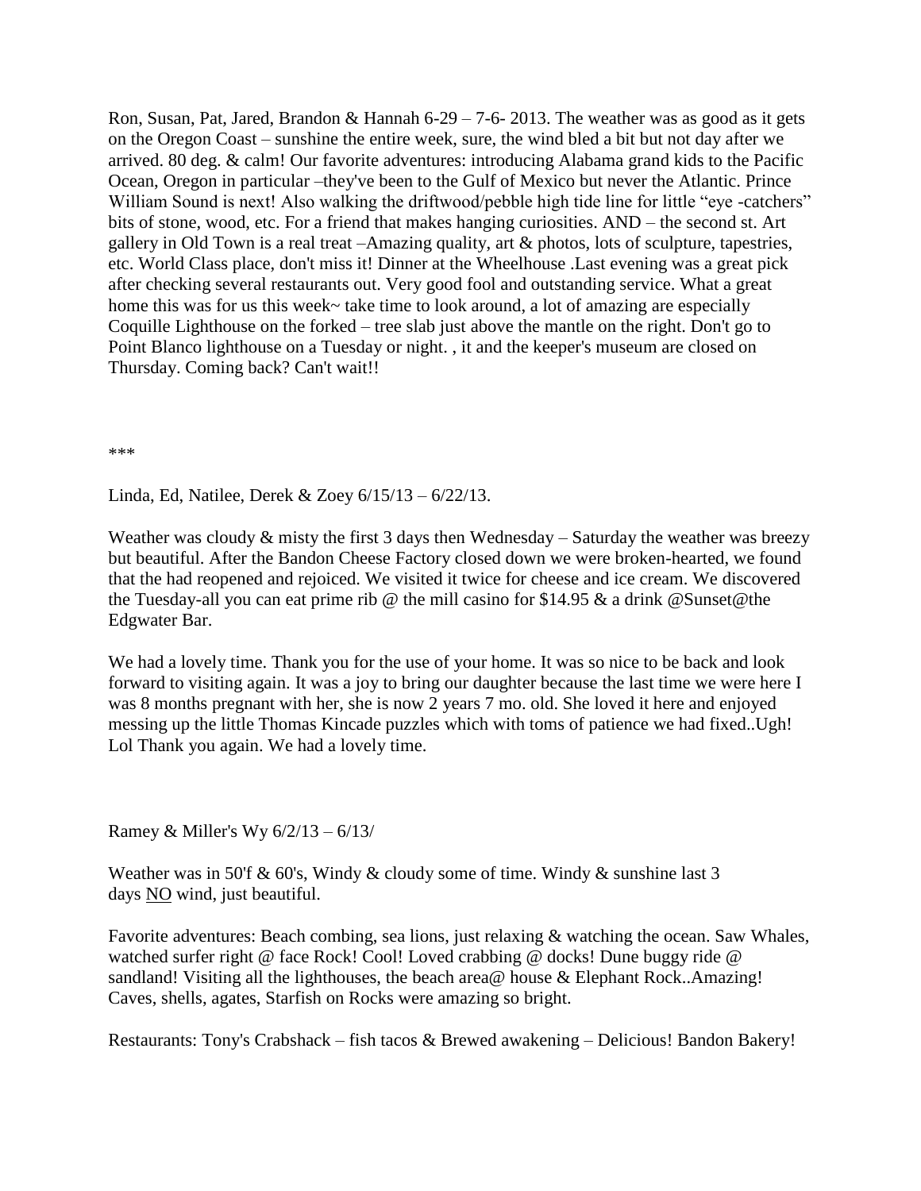Ron, Susan, Pat, Jared, Brandon & Hannah 6-29 – 7-6- 2013. The weather was as good as it gets on the Oregon Coast – sunshine the entire week, sure, the wind bled a bit but not day after we arrived. 80 deg. & calm! Our favorite adventures: introducing Alabama grand kids to the Pacific Ocean, Oregon in particular –they've been to the Gulf of Mexico but never the Atlantic. Prince William Sound is next! Also walking the driftwood/pebble high tide line for little "eye -catchers" bits of stone, wood, etc. For a friend that makes hanging curiosities. AND – the second st. Art gallery in Old Town is a real treat –Amazing quality, art & photos, lots of sculpture, tapestries, etc. World Class place, don't miss it! Dinner at the Wheelhouse .Last evening was a great pick after checking several restaurants out. Very good fool and outstanding service. What a great home this was for us this week~ take time to look around, a lot of amazing are especially Coquille Lighthouse on the forked – tree slab just above the mantle on the right. Don't go to Point Blanco lighthouse on a Tuesday or night. , it and the keeper's museum are closed on Thursday. Coming back? Can't wait!!

***

Linda, Ed, Natilee, Derek & Zoey 6/15/13 – 6/22/13.

Weather was cloudy & misty the first 3 days then Wednesday – Saturday the weather was breezy but beautiful. After the Bandon Cheese Factory closed down we were broken-hearted, we found that the had reopened and rejoiced. We visited it twice for cheese and ice cream. We discovered the Tuesday-all you can eat prime rib @ the mill casino for $14.95 & a drink @Sunset@the Edgwater Bar.

We had a lovely time. Thank you for the use of your home. It was so nice to be back and look forward to visiting again. It was a joy to bring our daughter because the last time we were here I was 8 months pregnant with her, she is now 2 years 7 mo. old. She loved it here and enjoyed messing up the little Thomas Kincade puzzles which with toms of patience we had fixed..Ugh! Lol Thank you again. We had a lovely time.

Ramey & Miller's Wy 6/2/13 – 6/13/

Weather was in 50'f & 60's, Windy & cloudy some of time. Windy & sunshine last 3 days NO wind, just beautiful.

Favorite adventures: Beach combing, sea lions, just relaxing & watching the ocean. Saw Whales, watched surfer right @ face Rock! Cool! Loved crabbing @ docks! Dune buggy ride @ sandland! Visiting all the lighthouses, the beach area@ house & Elephant Rock..Amazing! Caves, shells, agates, Starfish on Rocks were amazing so bright.

Restaurants: Tony's Crabshack – fish tacos & Brewed awakening – Delicious! Bandon Bakery!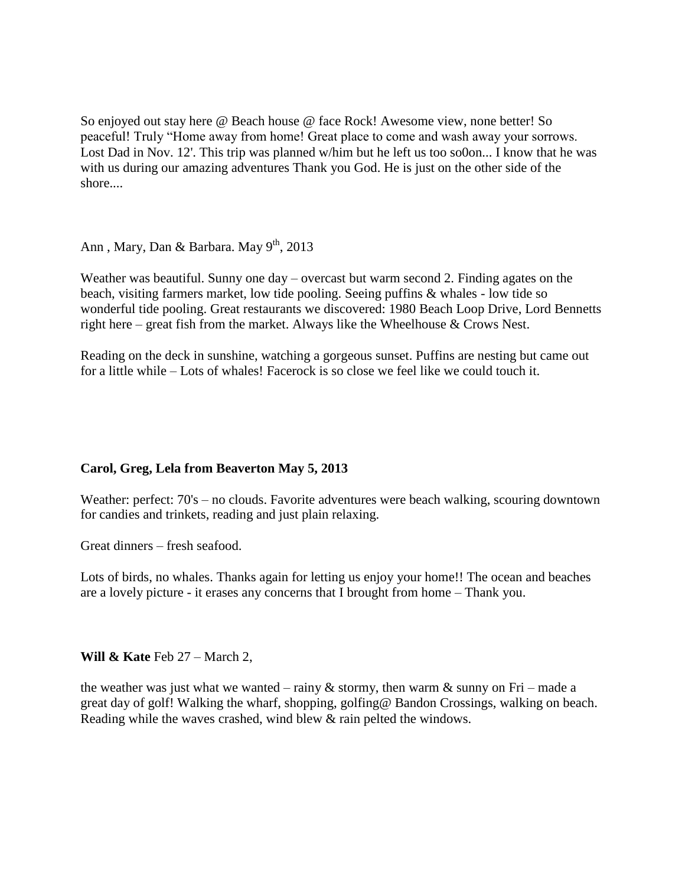So enjoyed out stay here @ Beach house @ face Rock! Awesome view, none better! So peaceful! Truly "Home away from home! Great place to come and wash away your sorrows. Lost Dad in Nov. 12'. This trip was planned w/him but he left us too so0on... I know that he was with us during our amazing adventures Thank you God. He is just on the other side of the shore....

Ann , Mary, Dan & Barbara. May 9th, 2013

Weather was beautiful. Sunny one day – overcast but warm second 2. Finding agates on the beach, visiting farmers market, low tide pooling. Seeing puffins & whales - low tide so wonderful tide pooling. Great restaurants we discovered: 1980 Beach Loop Drive, Lord Bennetts right here – great fish from the market. Always like the Wheelhouse & Crows Nest.

Reading on the deck in sunshine, watching a gorgeous sunset. Puffins are nesting but came out for a little while – Lots of whales! Facerock is so close we feel like we could touch it.

**Carol, Greg, Lela from Beaverton May 5, 2013**

Weather: perfect: 70's – no clouds. Favorite adventures were beach walking, scouring downtown for candies and trinkets, reading and just plain relaxing.

Great dinners – fresh seafood.

Lots of birds, no whales. Thanks again for letting us enjoy your home!! The ocean and beaches are a lovely picture - it erases any concerns that I brought from home – Thank you.

**Will & Kate** Feb 27 – March 2,

the weather was just what we wanted – rainy & stormy, then warm & sunny on Fri – made a great day of golf! Walking the wharf, shopping, golfing@ Bandon Crossings, walking on beach. Reading while the waves crashed, wind blew & rain pelted the windows.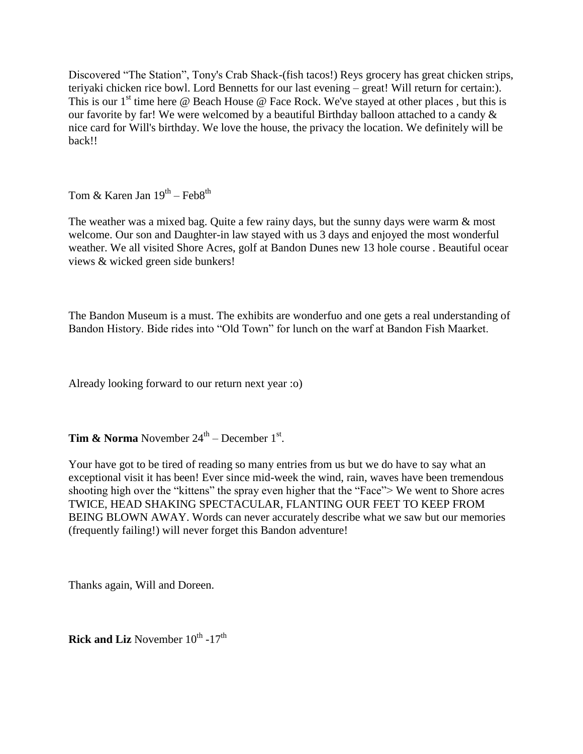Discovered "The Station", Tony's Crab Shack-(fish tacos!) Reys grocery has great chicken strips, teriyaki chicken rice bowl. Lord Bennetts for our last evening – great! Will return for certain:). This is our 1st time here @ Beach House @ Face Rock. We've stayed at other places , but this is our favorite by far! We were welcomed by a beautiful Birthday balloon attached to a candy & nice card for Will's birthday. We love the house, the privacy the location. We definitely will be back!!

Tom & Karen Jan 19th – Feb8th

The weather was a mixed bag. Quite a few rainy days, but the sunny days were warm & most welcome. Our son and Daughter-in law stayed with us 3 days and enjoyed the most wonderful weather. We all visited Shore Acres, golf at Bandon Dunes new 13 hole course . Beautiful ocear views & wicked green side bunkers!

The Bandon Museum is a must. The exhibits are wonderfuo and one gets a real understanding of Bandon History. Bide rides into "Old Town" for lunch on the warf at Bandon Fish Maarket.

Already looking forward to our return next year :o)

**Tim & Norma** November 24th – December 1st.

Your have got to be tired of reading so many entries from us but we do have to say what an exceptional visit it has been! Ever since mid-week the wind, rain, waves have been tremendous shooting high over the "kittens" the spray even higher that the "Face"> We went to Shore acres TWICE, HEAD SHAKING SPECTACULAR, FLANTING OUR FEET TO KEEP FROM BEING BLOWN AWAY. Words can never accurately describe what we saw but our memories (frequently failing!) will never forget this Bandon adventure!

Thanks again, Will and Doreen.

**Rick and Liz** November 10th -17th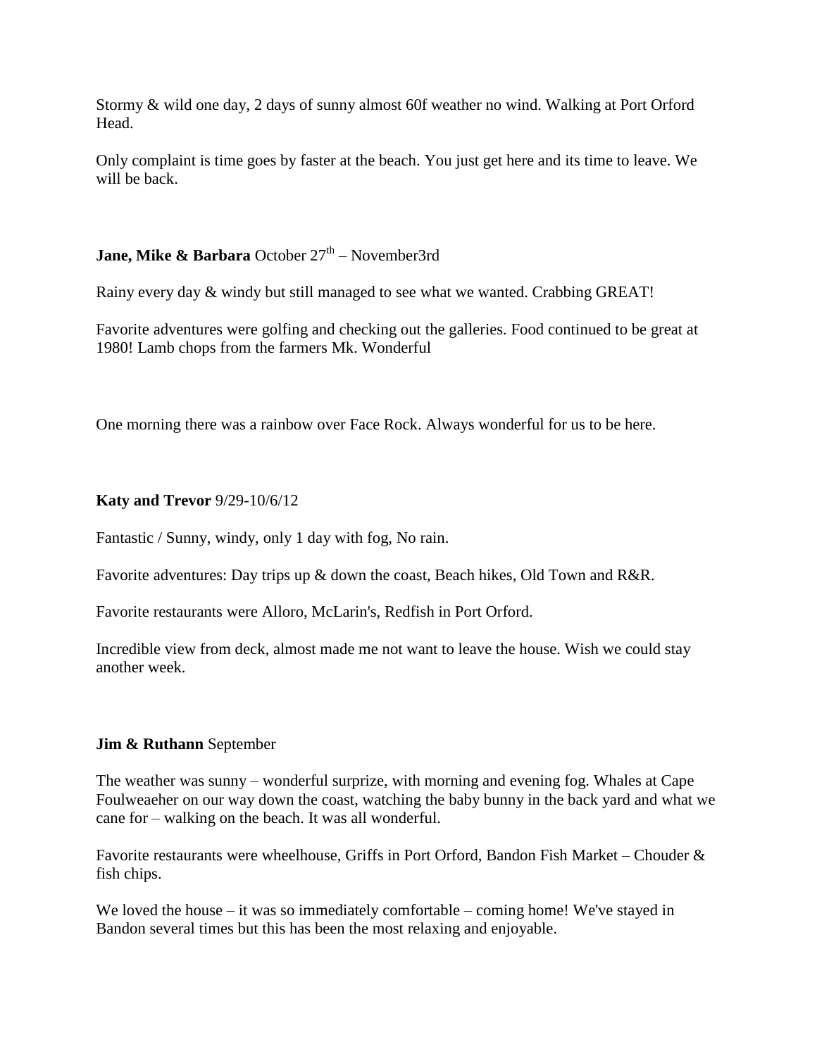Stormy & wild one day, 2 days of sunny almost 60f weather no wind. Walking at Port Orford Head.

Only complaint is time goes by faster at the beach. You just get here and its time to leave. We will be back.

**Jane, Mike & Barbara** October 27th – November3rd

Rainy every day & windy but still managed to see what we wanted. Crabbing GREAT!

Favorite adventures were golfing and checking out the galleries. Food continued to be great at 1980! Lamb chops from the farmers Mk. Wonderful

One morning there was a rainbow over Face Rock. Always wonderful for us to be here.

**Katy and Trevor** 9/29-10/6/12

Fantastic / Sunny, windy, only 1 day with fog, No rain.

Favorite adventures: Day trips up & down the coast, Beach hikes, Old Town and R&R.

Favorite restaurants were Alloro, McLarin's, Redfish in Port Orford.

Incredible view from deck, almost made me not want to leave the house. Wish we could stay another week.

**Jim & Ruthann** September

The weather was sunny – wonderful surprize, with morning and evening fog. Whales at Cape Foulweaeher on our way down the coast, watching the baby bunny in the back yard and what we cane for – walking on the beach. It was all wonderful.

Favorite restaurants were wheelhouse, Griffs in Port Orford, Bandon Fish Market – Chouder & fish chips.

We loved the house – it was so immediately comfortable – coming home! We've stayed in Bandon several times but this has been the most relaxing and enjoyable.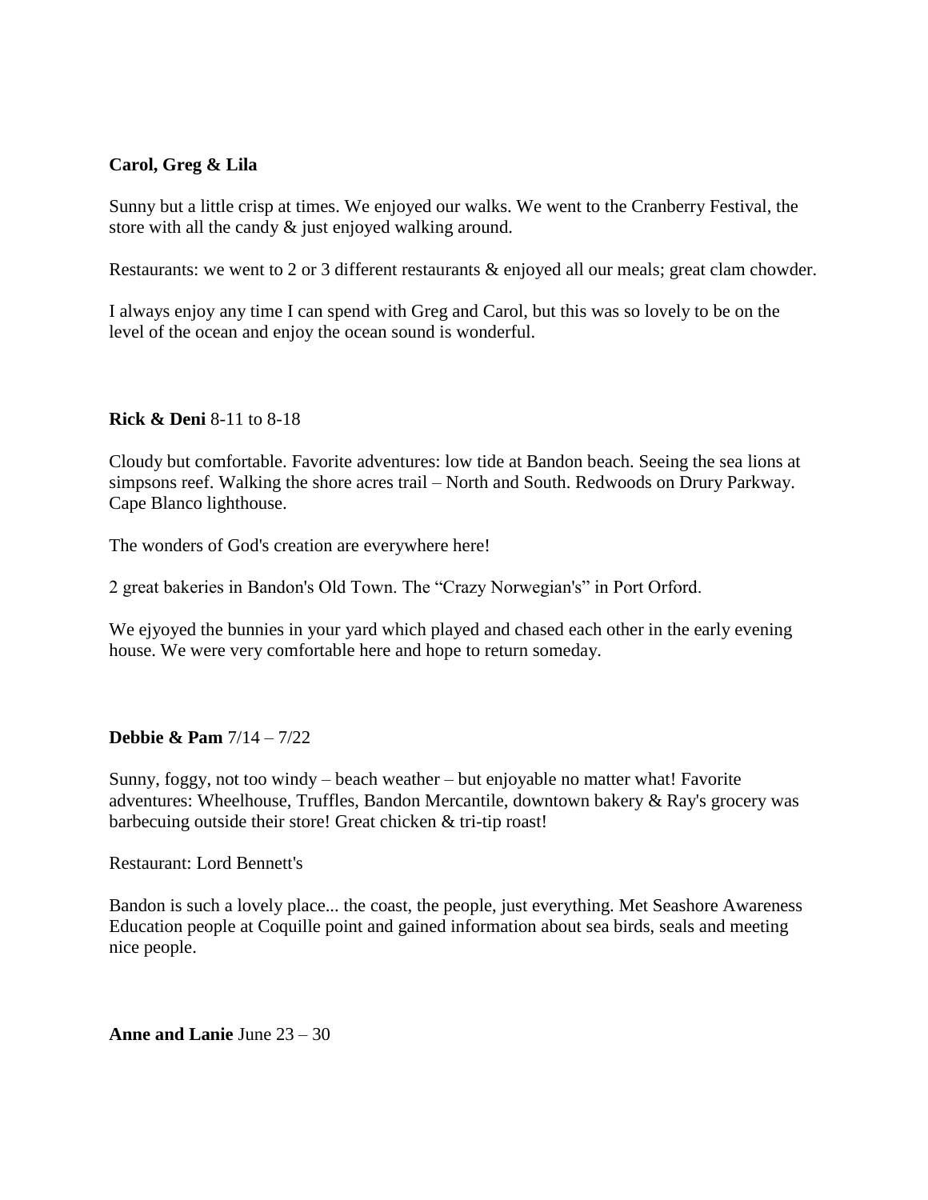**Carol, Greg & Lila**

Sunny but a little crisp at times. We enjoyed our walks. We went to the Cranberry Festival, the store with all the candy & just enjoyed walking around.

Restaurants: we went to 2 or 3 different restaurants & enjoyed all our meals; great clam chowder.

I always enjoy any time I can spend with Greg and Carol, but this was so lovely to be on the level of the ocean and enjoy the ocean sound is wonderful.

**Rick & Deni** 8-11 to 8-18

Cloudy but comfortable. Favorite adventures: low tide at Bandon beach. Seeing the sea lions at simpsons reef. Walking the shore acres trail – North and South. Redwoods on Drury Parkway. Cape Blanco lighthouse.

The wonders of God's creation are everywhere here!

2 great bakeries in Bandon's Old Town. The "Crazy Norwegian's" in Port Orford.

We ejyoyed the bunnies in your yard which played and chased each other in the early evening house. We were very comfortable here and hope to return someday.

**Debbie & Pam** 7/14 – 7/22

Sunny, foggy, not too windy – beach weather – but enjoyable no matter what! Favorite adventures: Wheelhouse, Truffles, Bandon Mercantile, downtown bakery & Ray's grocery was barbecuing outside their store! Great chicken & tri-tip roast!

Restaurant: Lord Bennett's

Bandon is such a lovely place... the coast, the people, just everything. Met Seashore Awareness Education people at Coquille point and gained information about sea birds, seals and meeting nice people.

**Anne and Lanie** June 23 – 30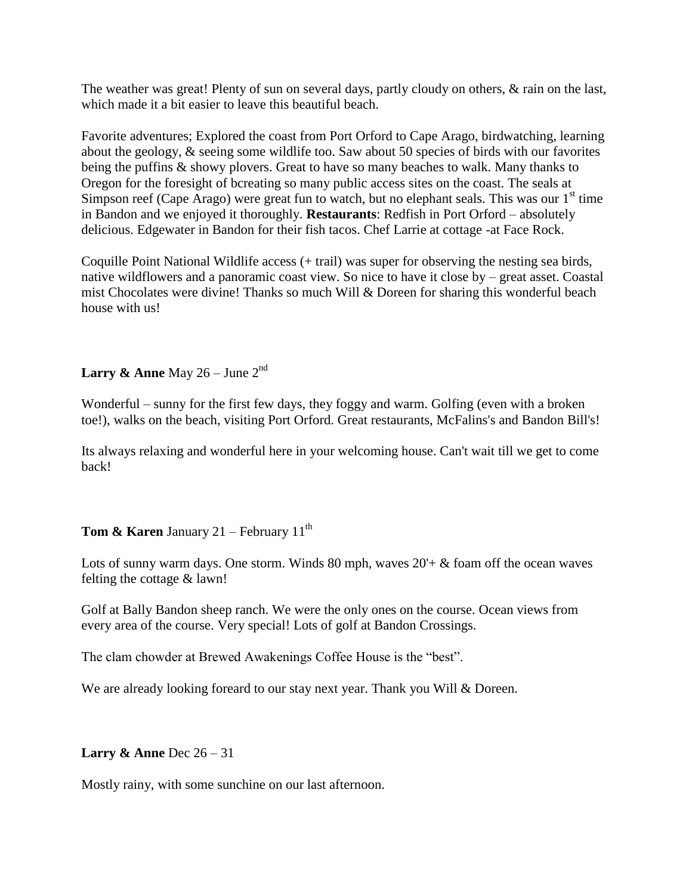The weather was great! Plenty of sun on several days, partly cloudy on others, & rain on the last, which made it a bit easier to leave this beautiful beach.

Favorite adventures; Explored the coast from Port Orford to Cape Arago, birdwatching, learning about the geology, & seeing some wildlife too. Saw about 50 species of birds with our favorites being the puffins & showy plovers. Great to have so many beaches to walk. Many thanks to Oregon for the foresight of bcreating so many public access sites on the coast. The seals at Simpson reef (Cape Arago) were great fun to watch, but no elephant seals. This was our 1st time in Bandon and we enjoyed it thoroughly. **Restaurants**: Redfish in Port Orford – absolutely delicious. Edgewater in Bandon for their fish tacos. Chef Larrie at cottage -at Face Rock.

Coquille Point National Wildlife access (+ trail) was super for observing the nesting sea birds, native wildflowers and a panoramic coast view. So nice to have it close by – great asset. Coastal mist Chocolates were divine! Thanks so much Will & Doreen for sharing this wonderful beach house with us!

**Larry & Anne** May 26 – June 2nd

Wonderful – sunny for the first few days, they foggy and warm. Golfing (even with a broken toe!), walks on the beach, visiting Port Orford. Great restaurants, McFalins's and Bandon Bill's!

Its always relaxing and wonderful here in your welcoming house. Can't wait till we get to come back!

**Tom & Karen** January 21 – February 11th

Lots of sunny warm days. One storm. Winds 80 mph, waves 20'+ & foam off the ocean waves felting the cottage & lawn!

Golf at Bally Bandon sheep ranch. We were the only ones on the course. Ocean views from every area of the course. Very special! Lots of golf at Bandon Crossings.

The clam chowder at Brewed Awakenings Coffee House is the "best".

We are already looking foreard to our stay next year. Thank you Will & Doreen.

**Larry & Anne** Dec 26 – 31

Mostly rainy, with some sunchine on our last afternoon.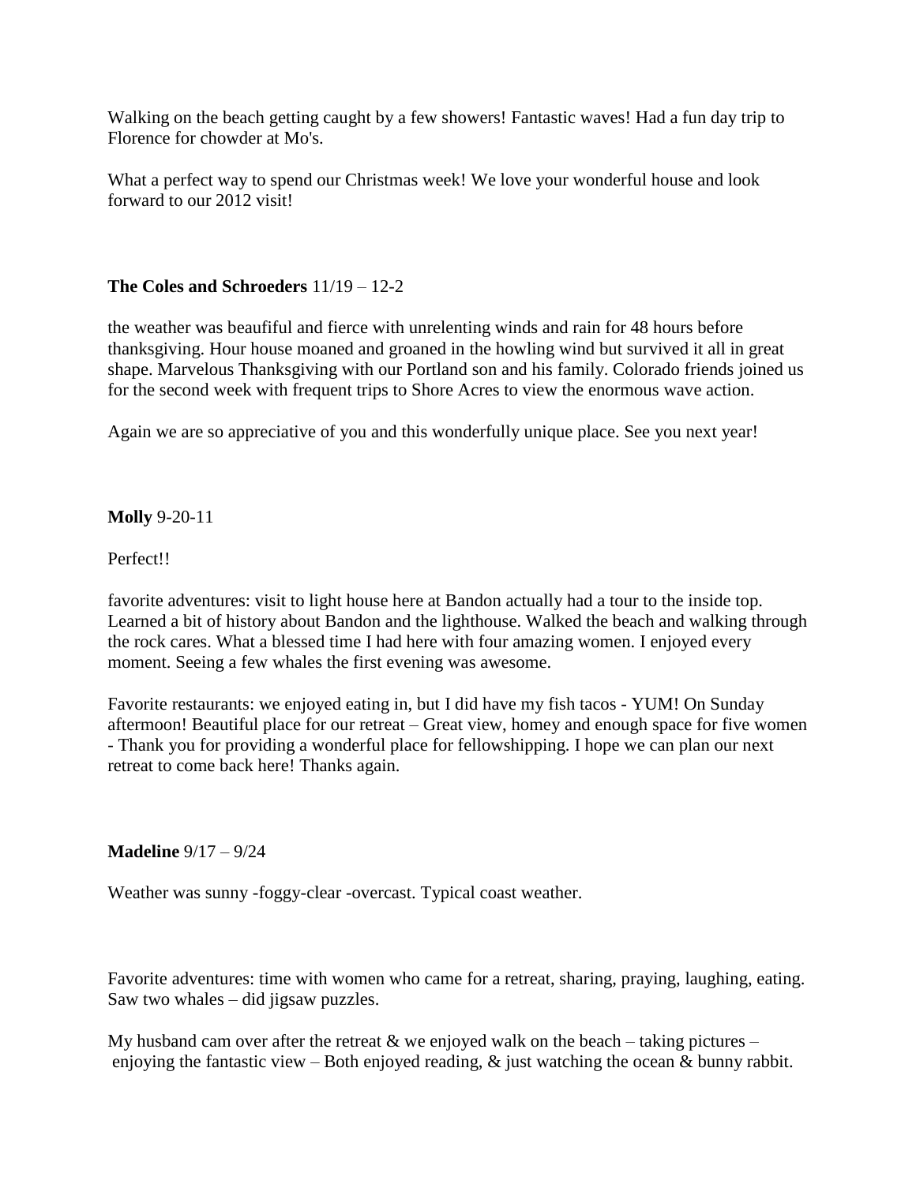Walking on the beach getting caught by a few showers! Fantastic waves! Had a fun day trip to Florence for chowder at Mo's.

What a perfect way to spend our Christmas week! We love your wonderful house and look forward to our 2012 visit!

**The Coles and Schroeders** 11/19 – 12-2

the weather was beaufiful and fierce with unrelenting winds and rain for 48 hours before thanksgiving. Hour house moaned and groaned in the howling wind but survived it all in great shape. Marvelous Thanksgiving with our Portland son and his family. Colorado friends joined us for the second week with frequent trips to Shore Acres to view the enormous wave action.

Again we are so appreciative of you and this wonderfully unique place. See you next year!

**Molly** 9-20-11

Perfect!!

favorite adventures: visit to light house here at Bandon actually had a tour to the inside top. Learned a bit of history about Bandon and the lighthouse. Walked the beach and walking through the rock cares. What a blessed time I had here with four amazing women. I enjoyed every moment. Seeing a few whales the first evening was awesome.

Favorite restaurants: we enjoyed eating in, but I did have my fish tacos - YUM! On Sunday aftermoon! Beautiful place for our retreat – Great view, homey and enough space for five women - Thank you for providing a wonderful place for fellowshipping. I hope we can plan our next retreat to come back here! Thanks again.

**Madeline** 9/17 – 9/24

Weather was sunny -foggy-clear -overcast. Typical coast weather.

Favorite adventures: time with women who came for a retreat, sharing, praying, laughing, eating. Saw two whales – did jigsaw puzzles.

My husband cam over after the retreat & we enjoyed walk on the beach – taking pictures – enjoying the fantastic view – Both enjoyed reading, & just watching the ocean & bunny rabbit.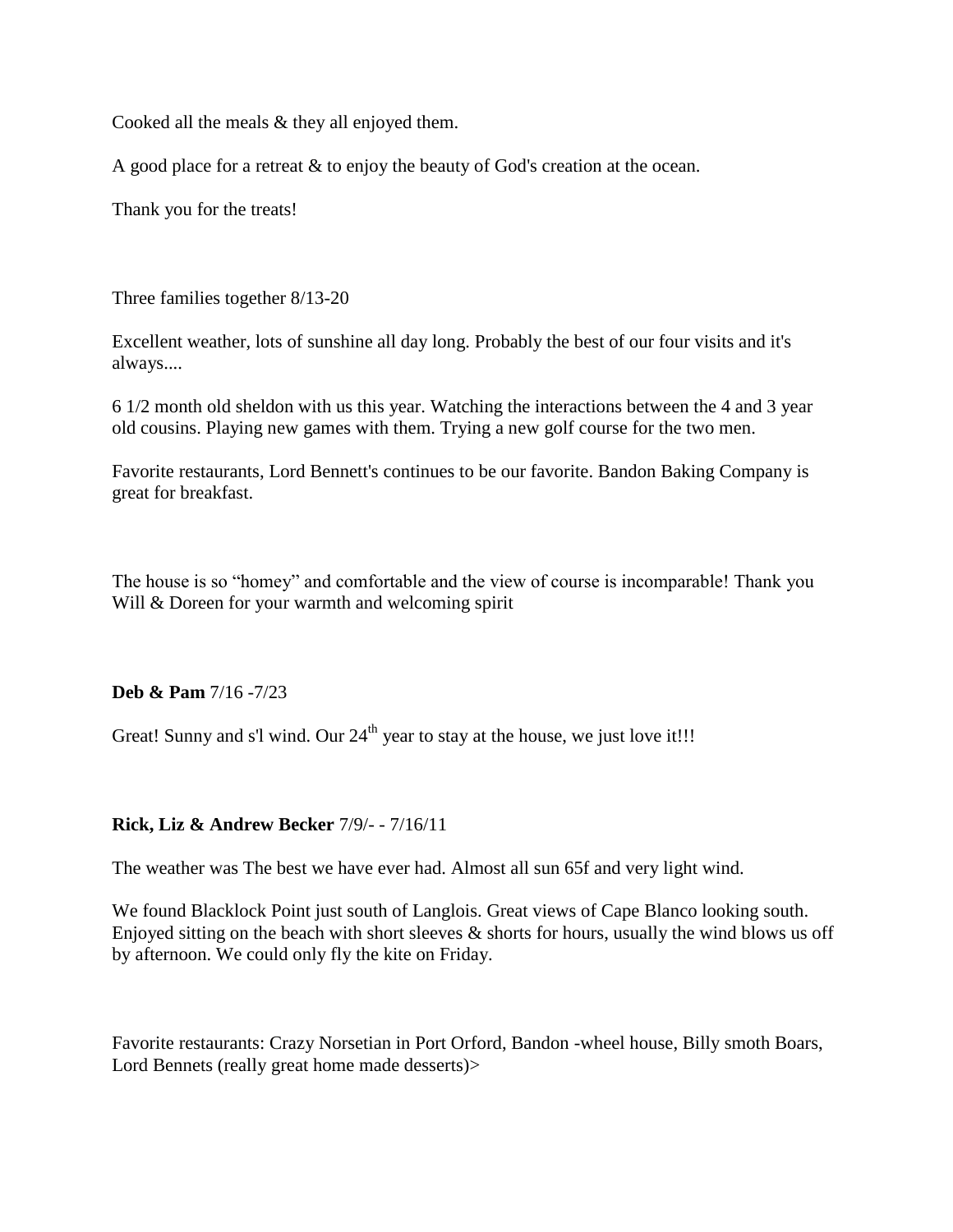Cooked all the meals & they all enjoyed them.

A good place for a retreat & to enjoy the beauty of God's creation at the ocean.

Thank you for the treats!

Three families together 8/13-20

Excellent weather, lots of sunshine all day long. Probably the best of our four visits and it's always....

6 1/2 month old sheldon with us this year. Watching the interactions between the 4 and 3 year old cousins. Playing new games with them. Trying a new golf course for the two men.

Favorite restaurants, Lord Bennett's continues to be our favorite. Bandon Baking Company is great for breakfast.

The house is so "homey" and comfortable and the view of course is incomparable! Thank you Will & Doreen for your warmth and welcoming spirit

**Deb & Pam** 7/16 -7/23

Great! Sunny and s'l wind. Our 24th year to stay at the house, we just love it!!!

**Rick, Liz & Andrew Becker** 7/9/- - 7/16/11

The weather was The best we have ever had. Almost all sun 65f and very light wind.

We found Blacklock Point just south of Langlois. Great views of Cape Blanco looking south. Enjoyed sitting on the beach with short sleeves & shorts for hours, usually the wind blows us off by afternoon. We could only fly the kite on Friday.

Favorite restaurants: Crazy Norsetian in Port Orford, Bandon -wheel house, Billy smoth Boars, Lord Bennets (really great home made desserts)>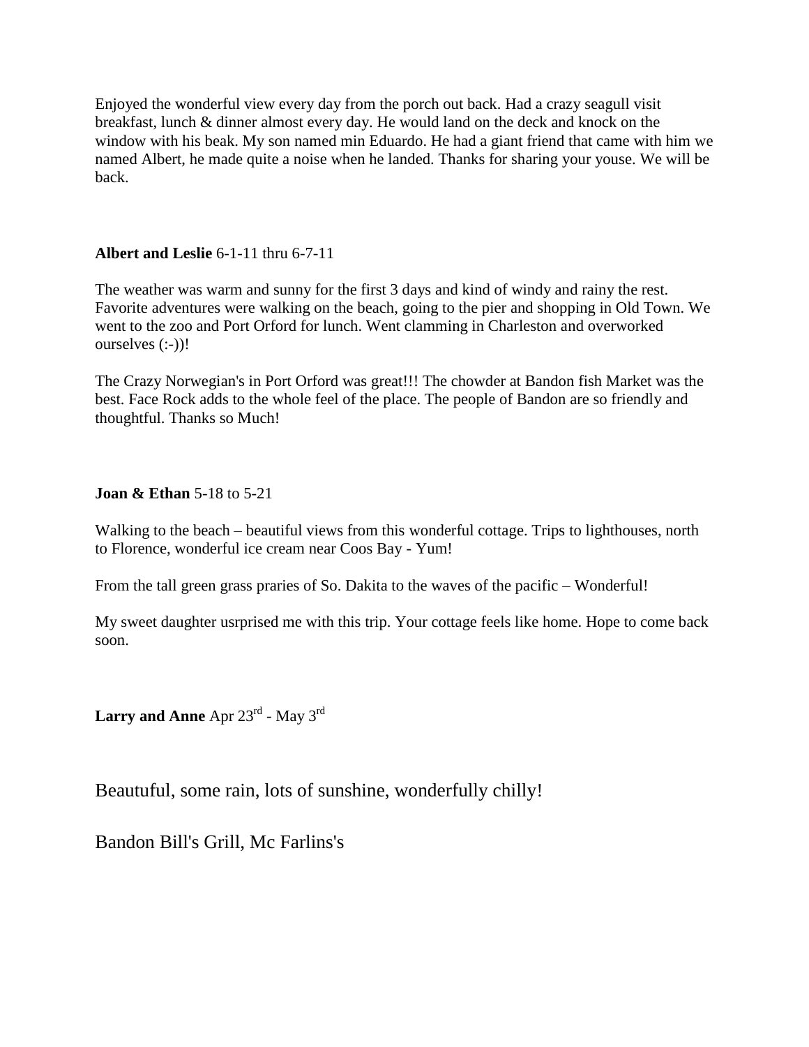Enjoyed the wonderful view every day from the porch out back. Had a crazy seagull visit breakfast, lunch & dinner almost every day. He would land on the deck and knock on the window with his beak. My son named min Eduardo. He had a giant friend that came with him we named Albert, he made quite a noise when he landed. Thanks for sharing your youse. We will be back.

**Albert and Leslie** 6-1-11 thru 6-7-11

The weather was warm and sunny for the first 3 days and kind of windy and rainy the rest. Favorite adventures were walking on the beach, going to the pier and shopping in Old Town. We went to the zoo and Port Orford for lunch. Went clamming in Charleston and overworked ourselves (:-))!

The Crazy Norwegian's in Port Orford was great!!! The chowder at Bandon fish Market was the best. Face Rock adds to the whole feel of the place. The people of Bandon are so friendly and thoughtful. Thanks so Much!

**Joan & Ethan** 5-18 to 5-21

Walking to the beach – beautiful views from this wonderful cottage. Trips to lighthouses, north to Florence, wonderful ice cream near Coos Bay - Yum!

From the tall green grass praries of So. Dakita to the waves of the pacific – Wonderful!

My sweet daughter usrprised me with this trip. Your cottage feels like home. Hope to come back soon.

**Larry and Anne** Apr 23rd - May 3rd

Beautuful, some rain, lots of sunshine, wonderfully chilly!

Bandon Bill's Grill, Mc Farlins's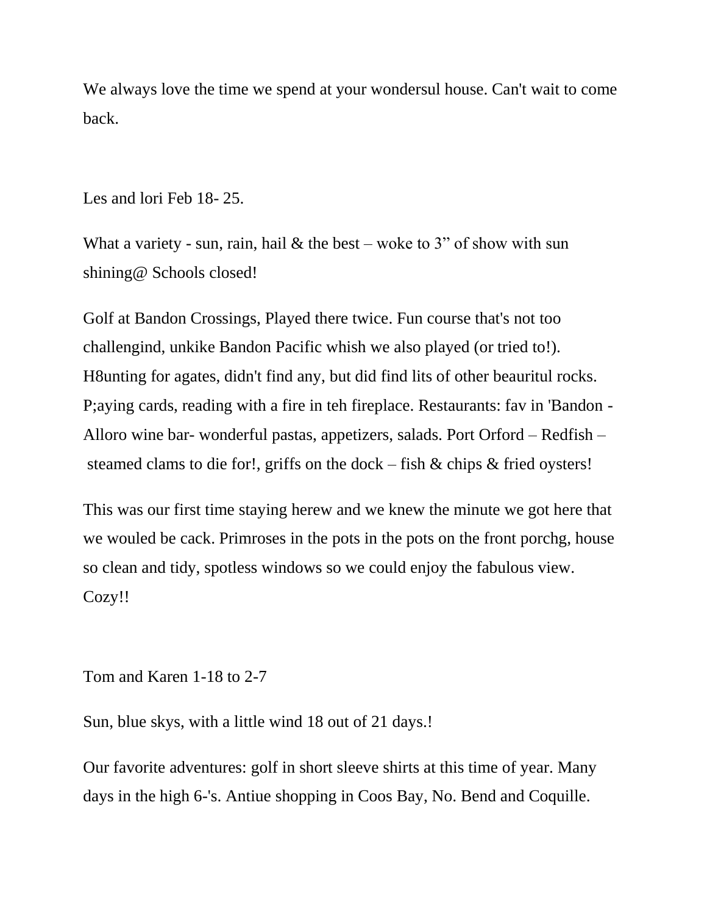We always love the time we spend at your wondersul house. Can't wait to come back.

Les and lori Feb 18- 25.

What a variety - sun, rain, hail & the best – woke to 3” of show with sun shining@ Schools closed!

Golf at Bandon Crossings, Played there twice. Fun course that's not too challengind, unkike Bandon Pacific whish we also played (or tried to!). H8unting for agates, didn't find any, but did find lits of other beauritul rocks. P;aying cards, reading with a fire in teh fireplace. Restaurants: fav in 'Bandon - Alloro wine bar- wonderful pastas, appetizers, salads. Port Orford – Redfish – steamed clams to die for!, griffs on the dock – fish & chips & fried oysters!

This was our first time staying herew and we knew the minute we got here that we wouled be cack. Primroses in the pots in the pots on the front porchg, house so clean and tidy, spotless windows so we could enjoy the fabulous view. Cozy!!

Tom and Karen 1-18 to 2-7

Sun, blue skys, with a little wind 18 out of 21 days.!

Our favorite adventures: golf in short sleeve shirts at this time of year. Many days in the high 6-'s. Antiue shopping in Coos Bay, No. Bend and Coquille.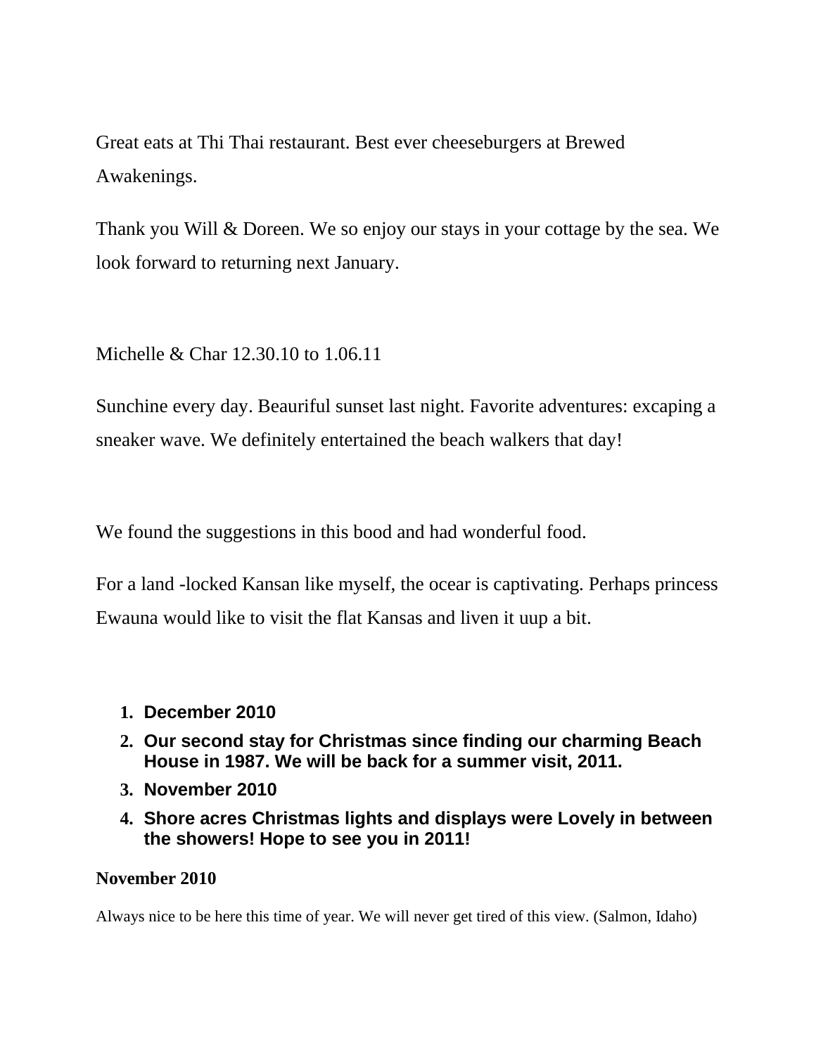Great eats at Thi Thai restaurant. Best ever cheeseburgers at Brewed Awakenings.

Thank you Will & Doreen. We so enjoy our stays in your cottage by the sea. We look forward to returning next January.

Michelle & Char 12.30.10 to 1.06.11

Sunchine every day. Beauriful sunset last night. Favorite adventures: excaping a sneaker wave. We definitely entertained the beach walkers that day!

We found the suggestions in this bood and had wonderful food.

For a land -locked Kansan like myself, the ocear is captivating. Perhaps princess Ewauna would like to visit the flat Kansas and liven it uup a bit.

1. **December 2010**
2. **Our second stay for Christmas since finding our charming Beach House in 1987. We will be back for a summer visit, 2011.**
3. **November 2010**
4. **Shore acres Christmas lights and displays were Lovely in between the showers! Hope to see you in 2011!**

**November 2010**

Always nice to be here this time of year. We will never get tired of this view. (Salmon, Idaho)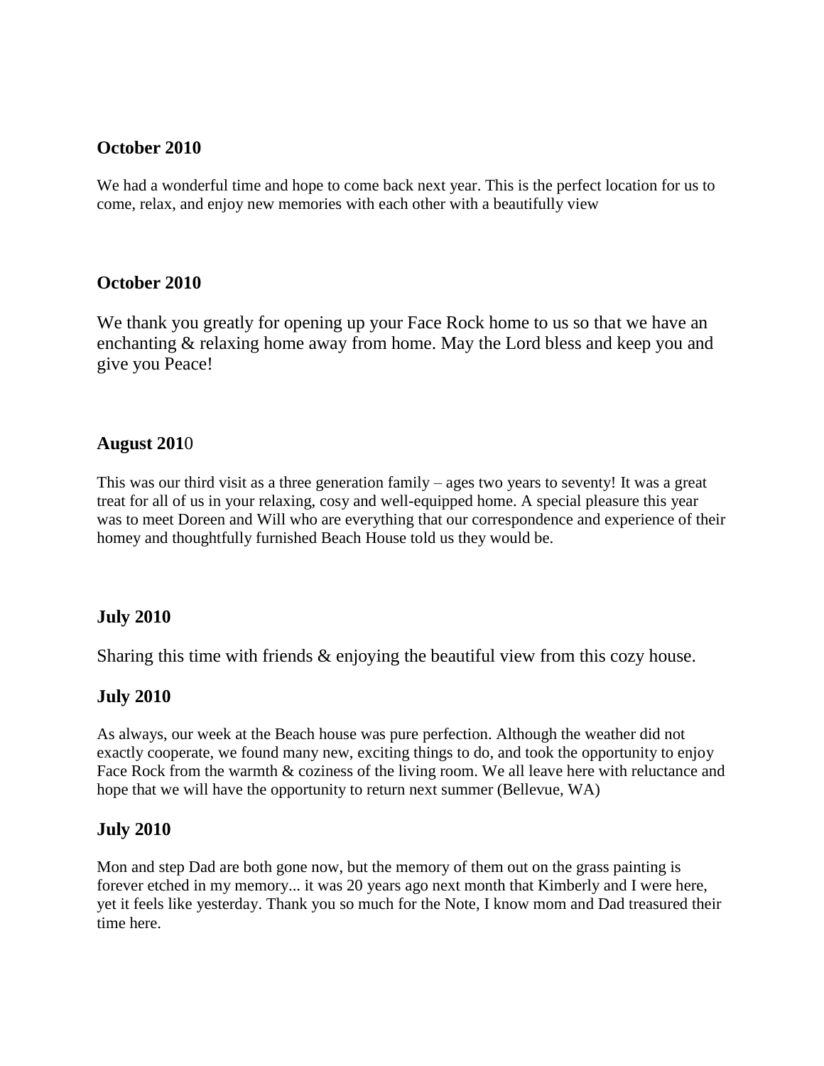**October 2010**

We had a wonderful time and hope to come back next year. This is the perfect location for us to come, relax, and enjoy new memories with each other with a beautifully view

**October 2010**

We thank you greatly for opening up your Face Rock home to us so that we have an enchanting & relaxing home away from home. May the Lord bless and keep you and give you Peace!

**August 201**0

This was our third visit as a three generation family – ages two years to seventy! It was a great treat for all of us in your relaxing, cosy and well-equipped home. A special pleasure this year was to meet Doreen and Will who are everything that our correspondence and experience of their homey and thoughtfully furnished Beach House told us they would be.

**July 2010**

Sharing this time with friends & enjoying the beautiful view from this cozy house.

**July 2010**

As always, our week at the Beach house was pure perfection. Although the weather did not exactly cooperate, we found many new, exciting things to do, and took the opportunity to enjoy Face Rock from the warmth & coziness of the living room. We all leave here with reluctance and hope that we will have the opportunity to return next summer (Bellevue, WA)

**July 2010**

Mon and step Dad are both gone now, but the memory of them out on the grass painting is forever etched in my memory... it was 20 years ago next month that Kimberly and I were here, yet it feels like yesterday. Thank you so much for the Note, I know mom and Dad treasured their time here.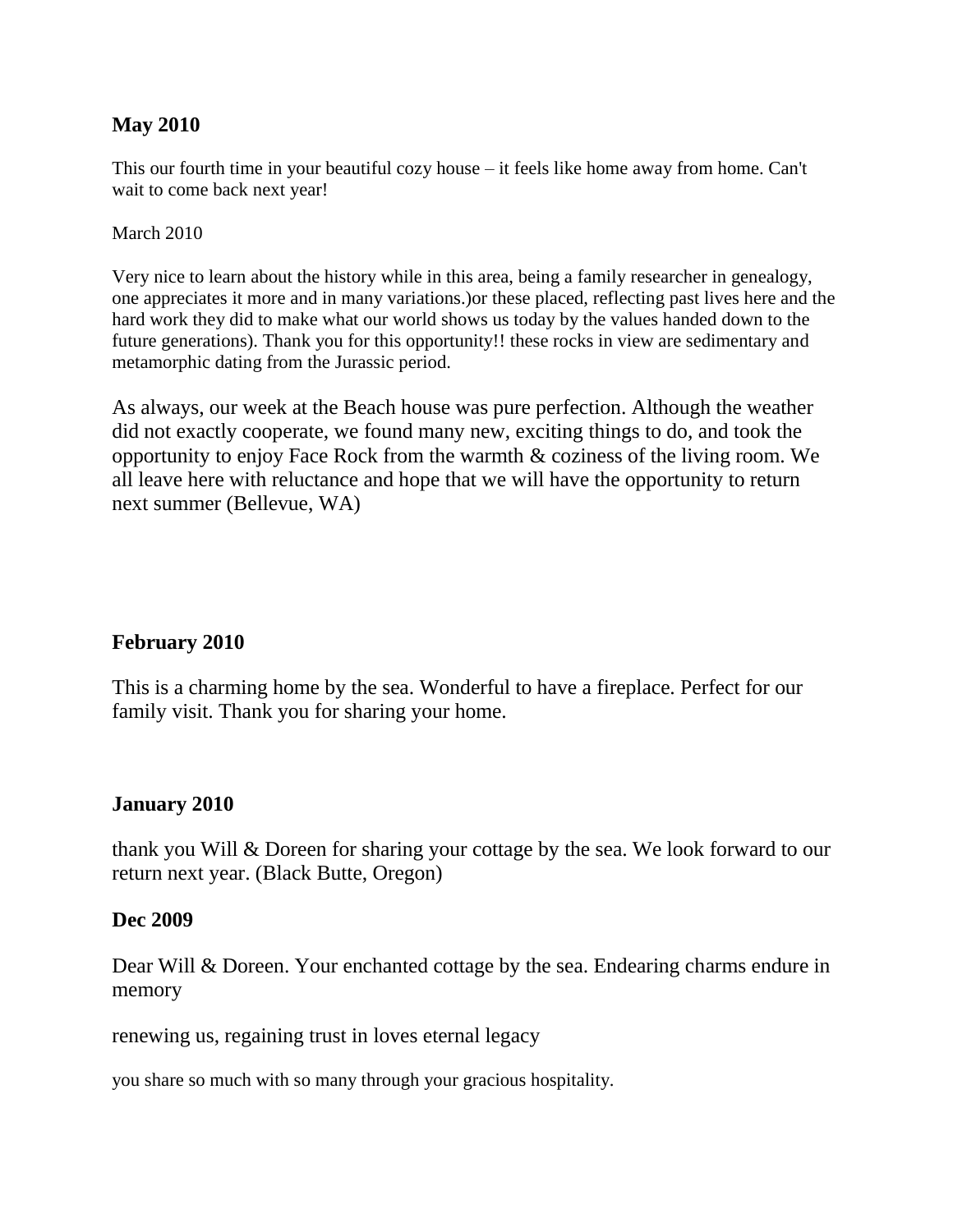**May 2010**

This our fourth time in your beautiful cozy house – it feels like home away from home. Can't wait to come back next year!

March 2010

Very nice to learn about the history while in this area, being a family researcher in genealogy, one appreciates it more and in many variations.)or these placed, reflecting past lives here and the hard work they did to make what our world shows us today by the values handed down to the future generations). Thank you for this opportunity!! these rocks in view are sedimentary and metamorphic dating from the Jurassic period.

As always, our week at the Beach house was pure perfection. Although the weather did not exactly cooperate, we found many new, exciting things to do, and took the opportunity to enjoy Face Rock from the warmth & coziness of the living room. We all leave here with reluctance and hope that we will have the opportunity to return next summer (Bellevue, WA)

**February 2010**

This is a charming home by the sea. Wonderful to have a fireplace. Perfect for our family visit. Thank you for sharing your home.

**January 2010**

thank you Will & Doreen for sharing your cottage by the sea. We look forward to our return next year. (Black Butte, Oregon)

**Dec 2009**

Dear Will & Doreen. Your enchanted cottage by the sea. Endearing charms endure in memory

renewing us, regaining trust in loves eternal legacy

you share so much with so many through your gracious hospitality.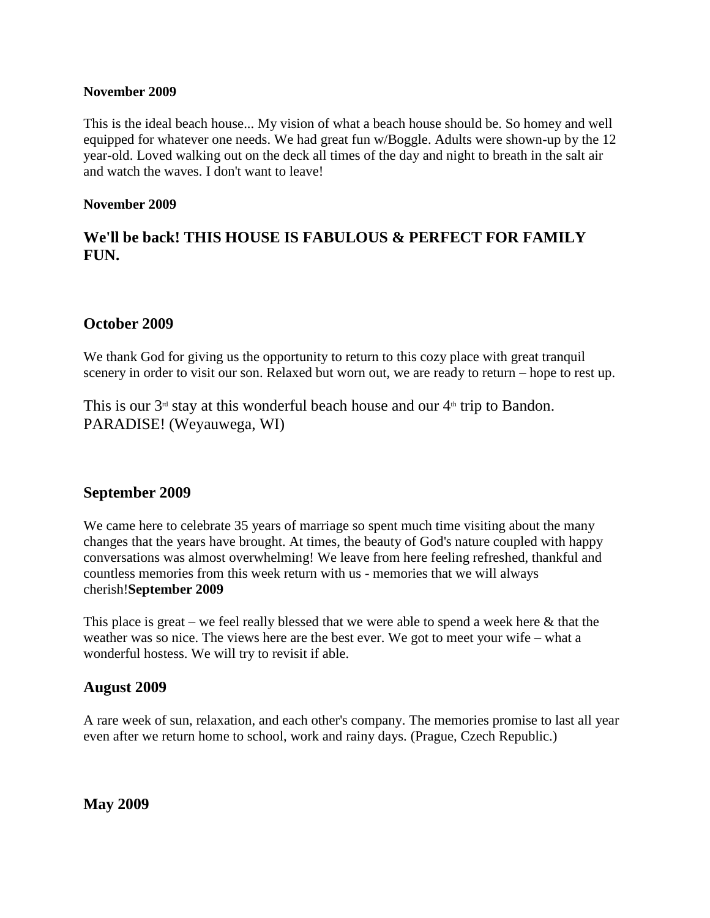**November 2009**

This is the ideal beach house... My vision of what a beach house should be. So homey and well equipped for whatever one needs. We had great fun w/Boggle. Adults were shown-up by the 12 year-old. Loved walking out on the deck all times of the day and night to breath in the salt air and watch the waves. I don't want to leave!

**November 2009**

### We'll be back! THIS HOUSE IS FABULOUS & PERFECT FOR FAMILY FUN.

## October 2009

We thank God for giving us the opportunity to return to this cozy place with great tranquil scenery in order to visit our son. Relaxed but worn out, we are ready to return – hope to rest up.

This is our 3rd stay at this wonderful beach house and our 4th trip to Bandon. PARADISE! (Weyauwega, WI)

## September 2009

We came here to celebrate 35 years of marriage so spent much time visiting about the many changes that the years have brought. At times, the beauty of God's nature coupled with happy conversations was almost overwhelming! We leave from here feeling refreshed, thankful and countless memories from this week return with us - memories that we will always cherish!**September 2009**

This place is great – we feel really blessed that we were able to spend a week here & that the weather was so nice. The views here are the best ever. We got to meet your wife – what a wonderful hostess. We will try to revisit if able.

## August 2009

A rare week of sun, relaxation, and each other's company. The memories promise to last all year even after we return home to school, work and rainy days. (Prague, Czech Republic.)

## May 2009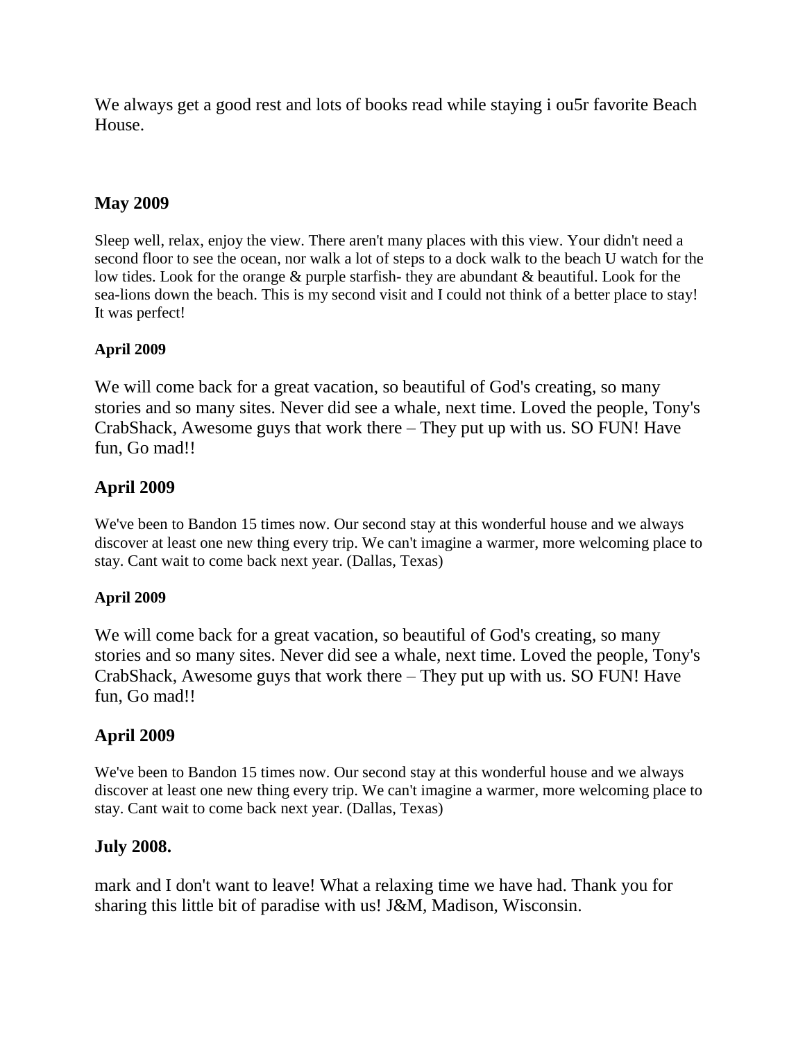We always get a good rest and lots of books read while staying i ou5r favorite Beach House.

### May 2009

Sleep well, relax, enjoy the view. There aren't many places with this view. Your didn't need a second floor to see the ocean, nor walk a lot of steps to a dock walk to the beach U watch for the low tides. Look for the orange & purple starfish- they are abundant & beautiful. Look for the sea-lions down the beach. This is my second visit and I could not think of a better place to stay! It was perfect!

#### April 2009

We will come back for a great vacation, so beautiful of God's creating, so many stories and so many sites. Never did see a whale, next time. Loved the people, Tony's CrabShack, Awesome guys that work there – They put up with us. SO FUN! Have fun, Go mad!!

### April 2009

We've been to Bandon 15 times now. Our second stay at this wonderful house and we always discover at least one new thing every trip. We can't imagine a warmer, more welcoming place to stay. Cant wait to come back next year. (Dallas, Texas)

#### April 2009

We will come back for a great vacation, so beautiful of God's creating, so many stories and so many sites. Never did see a whale, next time. Loved the people, Tony's CrabShack, Awesome guys that work there – They put up with us. SO FUN! Have fun, Go mad!!

### April 2009

We've been to Bandon 15 times now. Our second stay at this wonderful house and we always discover at least one new thing every trip. We can't imagine a warmer, more welcoming place to stay. Cant wait to come back next year. (Dallas, Texas)

### July 2008.

mark and I don't want to leave! What a relaxing time we have had. Thank you for sharing this little bit of paradise with us! J&M, Madison, Wisconsin.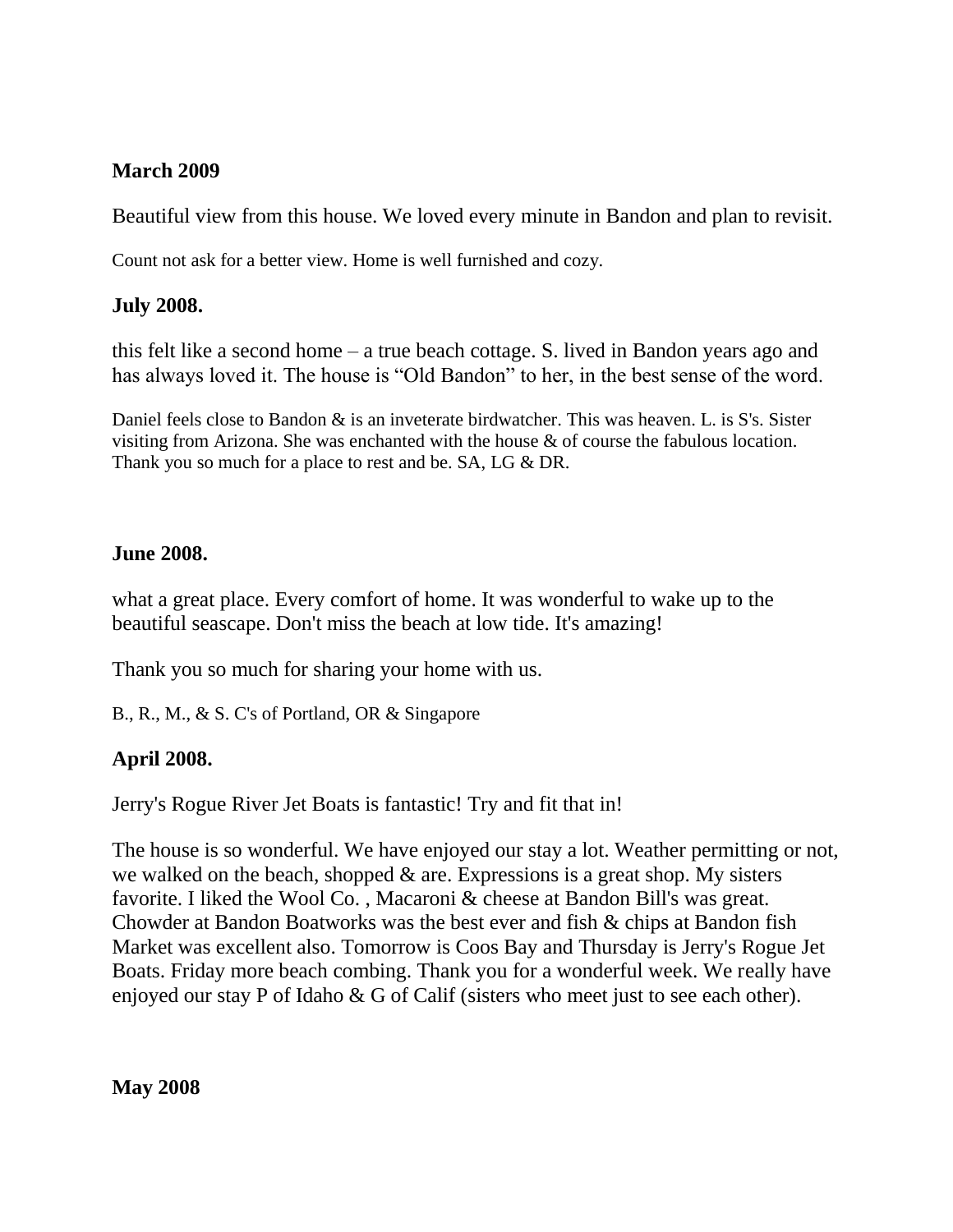**March 2009**

Beautiful view from this house. We loved every minute in Bandon and plan to revisit.

Count not ask for a better view. Home is well furnished and cozy.

**July 2008.**

this felt like a second home – a true beach cottage. S. lived in Bandon years ago and has always loved it. The house is "Old Bandon" to her, in the best sense of the word.

Daniel feels close to Bandon & is an inveterate birdwatcher. This was heaven. L. is S's. Sister visiting from Arizona. She was enchanted with the house & of course the fabulous location. Thank you so much for a place to rest and be. SA, LG & DR.

**June 2008.**

what a great place. Every comfort of home. It was wonderful to wake up to the beautiful seascape. Don't miss the beach at low tide. It's amazing!

Thank you so much for sharing your home with us.

B., R., M., & S. C's of Portland, OR & Singapore

**April 2008.**

Jerry's Rogue River Jet Boats is fantastic! Try and fit that in!

The house is so wonderful. We have enjoyed our stay a lot. Weather permitting or not, we walked on the beach, shopped & are. Expressions is a great shop. My sisters favorite. I liked the Wool Co. , Macaroni & cheese at Bandon Bill's was great. Chowder at Bandon Boatworks was the best ever and fish & chips at Bandon fish Market was excellent also. Tomorrow is Coos Bay and Thursday is Jerry's Rogue Jet Boats. Friday more beach combing. Thank you for a wonderful week. We really have enjoyed our stay P of Idaho & G of Calif (sisters who meet just to see each other).

**May 2008**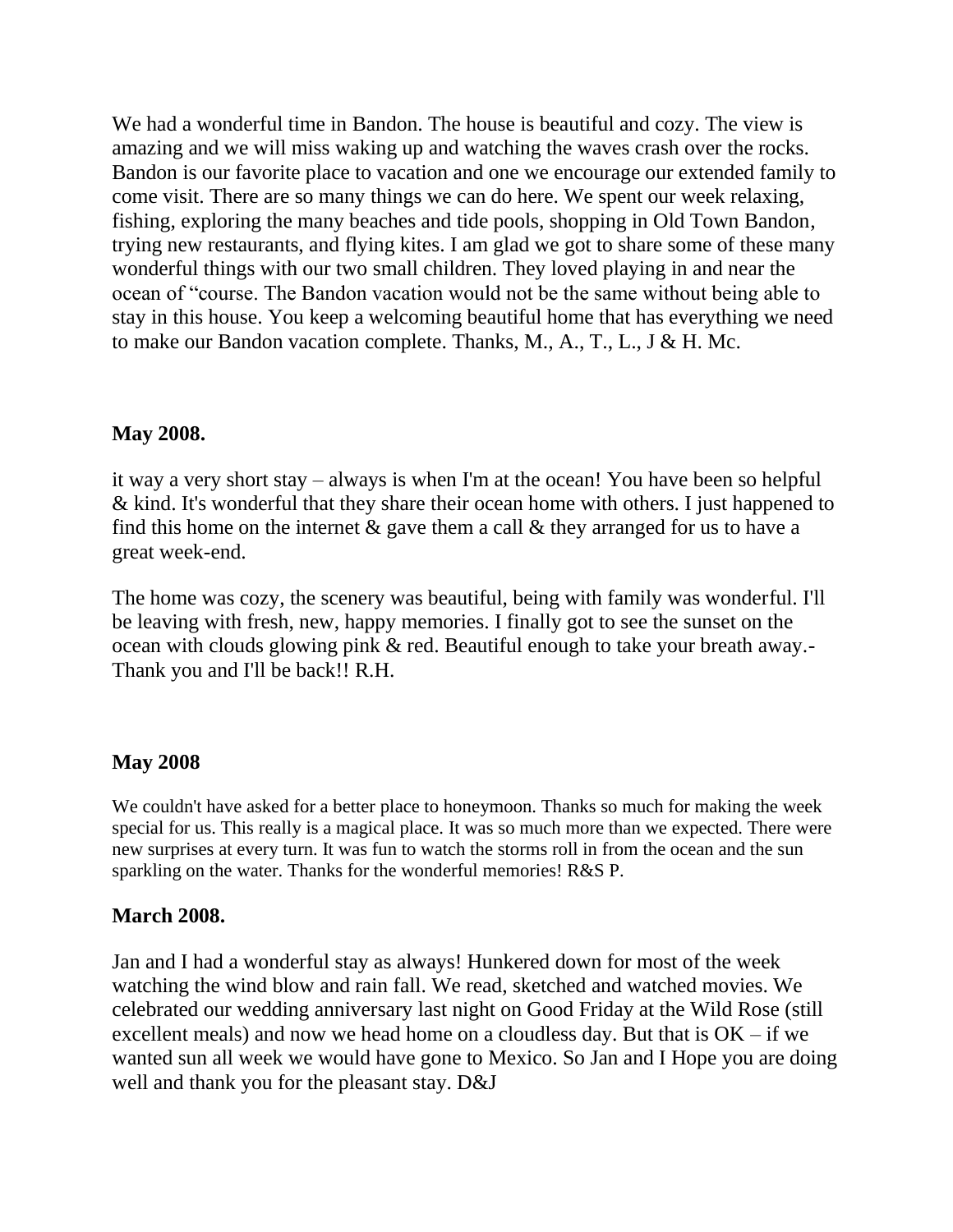We had a wonderful time in Bandon. The house is beautiful and cozy. The view is amazing and we will miss waking up and watching the waves crash over the rocks. Bandon is our favorite place to vacation and one we encourage our extended family to come visit. There are so many things we can do here. We spent our week relaxing, fishing, exploring the many beaches and tide pools, shopping in Old Town Bandon, trying new restaurants, and flying kites. I am glad we got to share some of these many wonderful things with our two small children. They loved playing in and near the ocean of "course. The Bandon vacation would not be the same without being able to stay in this house. You keep a welcoming beautiful home that has everything we need to make our Bandon vacation complete. Thanks, M., A., T., L., J & H. Mc.

**May 2008.**

it way a very short stay – always is when I'm at the ocean! You have been so helpful & kind. It's wonderful that they share their ocean home with others. I just happened to find this home on the internet & gave them a call & they arranged for us to have a great week-end.

The home was cozy, the scenery was beautiful, being with family was wonderful. I'll be leaving with fresh, new, happy memories. I finally got to see the sunset on the ocean with clouds glowing pink & red. Beautiful enough to take your breath away.- Thank you and I'll be back!! R.H.

**May 2008**

We couldn't have asked for a better place to honeymoon. Thanks so much for making the week special for us. This really is a magical place. It was so much more than we expected. There were new surprises at every turn. It was fun to watch the storms roll in from the ocean and the sun sparkling on the water. Thanks for the wonderful memories! R&S P.

**March 2008.**

Jan and I had a wonderful stay as always! Hunkered down for most of the week watching the wind blow and rain fall. We read, sketched and watched movies. We celebrated our wedding anniversary last night on Good Friday at the Wild Rose (still excellent meals) and now we head home on a cloudless day. But that is OK – if we wanted sun all week we would have gone to Mexico. So Jan and I Hope you are doing well and thank you for the pleasant stay. D&J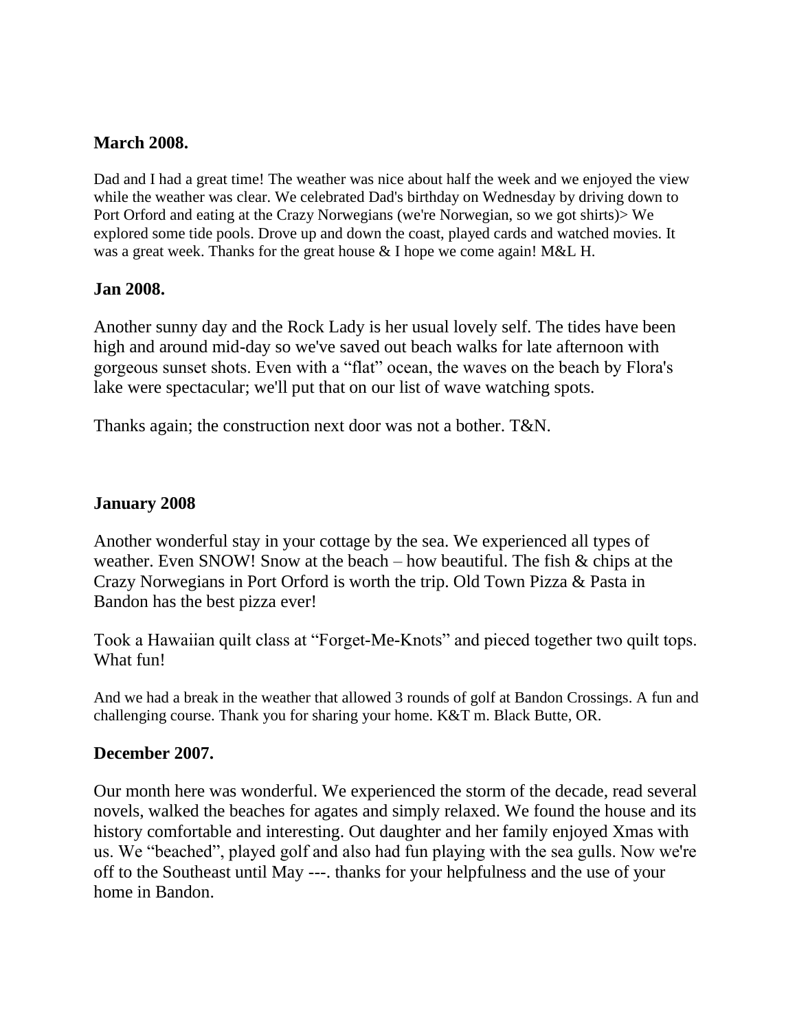**March 2008.**

Dad and I had a great time! The weather was nice about half the week and we enjoyed the view while the weather was clear. We celebrated Dad's birthday on Wednesday by driving down to Port Orford and eating at the Crazy Norwegians (we're Norwegian, so we got shirts)> We explored some tide pools. Drove up and down the coast, played cards and watched movies. It was a great week. Thanks for the great house & I hope we come again! M&L H.

**Jan 2008.**

Another sunny day and the Rock Lady is her usual lovely self. The tides have been high and around mid-day so we've saved out beach walks for late afternoon with gorgeous sunset shots. Even with a "flat" ocean, the waves on the beach by Flora's lake were spectacular; we'll put that on our list of wave watching spots.

Thanks again; the construction next door was not a bother. T&N.

**January 2008**

Another wonderful stay in your cottage by the sea. We experienced all types of weather. Even SNOW! Snow at the beach – how beautiful. The fish & chips at the Crazy Norwegians in Port Orford is worth the trip. Old Town Pizza & Pasta in Bandon has the best pizza ever!

Took a Hawaiian quilt class at "Forget-Me-Knots" and pieced together two quilt tops. What fun!

And we had a break in the weather that allowed 3 rounds of golf at Bandon Crossings. A fun and challenging course. Thank you for sharing your home. K&T m. Black Butte, OR.

**December 2007.**

Our month here was wonderful. We experienced the storm of the decade, read several novels, walked the beaches for agates and simply relaxed. We found the house and its history comfortable and interesting. Out daughter and her family enjoyed Xmas with us. We "beached", played golf and also had fun playing with the sea gulls. Now we're off to the Southeast until May ---. thanks for your helpfulness and the use of your home in Bandon.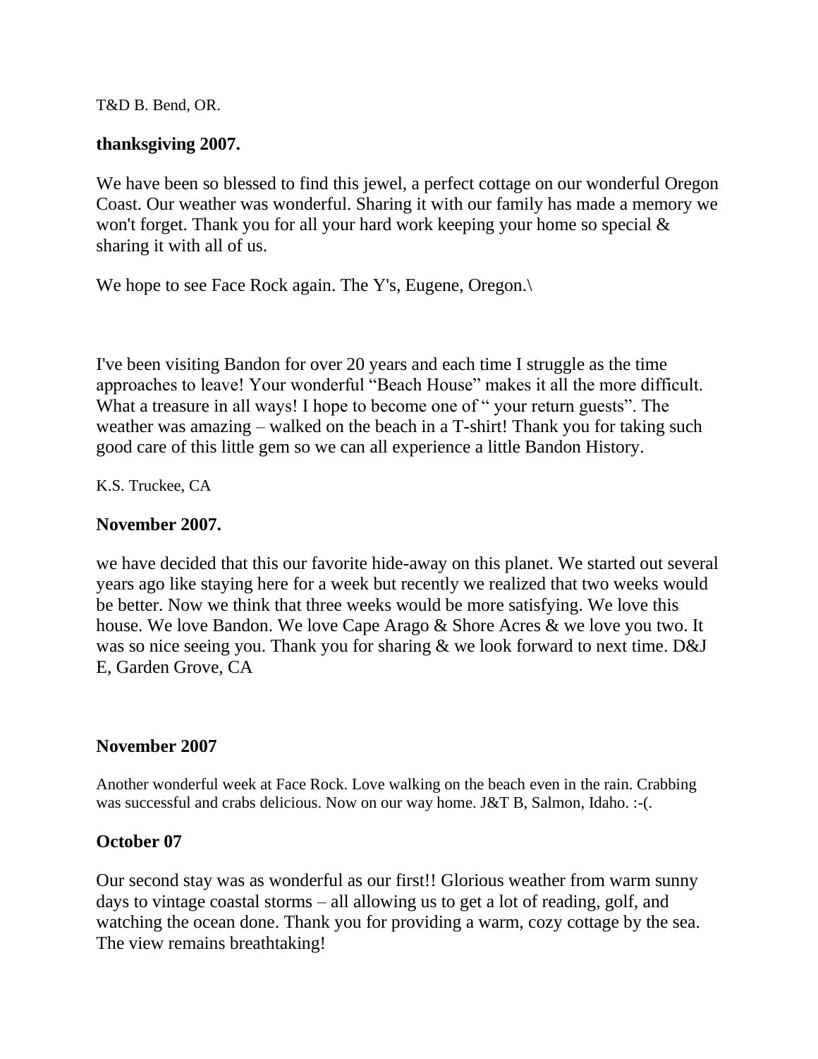T&D B. Bend, OR.

**thanksgiving 2007.**

We have been so blessed to find this jewel, a perfect cottage on our wonderful Oregon Coast. Our weather was wonderful. Sharing it with our family has made a memory we won't forget. Thank you for all your hard work keeping your home so special & sharing it with all of us.

We hope to see Face Rock again. The Y's, Eugene, Oregon.\

I've been visiting Bandon for over 20 years and each time I struggle as the time approaches to leave! Your wonderful "Beach House" makes it all the more difficult. What a treasure in all ways! I hope to become one of " your return guests". The weather was amazing – walked on the beach in a T-shirt! Thank you for taking such good care of this little gem so we can all experience a little Bandon History.

K.S. Truckee, CA

**November 2007.**

we have decided that this our favorite hide-away on this planet. We started out several years ago like staying here for a week but recently we realized that two weeks would be better. Now we think that three weeks would be more satisfying. We love this house. We love Bandon. We love Cape Arago & Shore Acres & we love you two. It was so nice seeing you. Thank you for sharing & we look forward to next time. D&J E, Garden Grove, CA

**November 2007**

Another wonderful week at Face Rock. Love walking on the beach even in the rain. Crabbing was successful and crabs delicious. Now on our way home. J&T B, Salmon, Idaho. :-(.

**October 07**

Our second stay was as wonderful as our first!! Glorious weather from warm sunny days to vintage coastal storms – all allowing us to get a lot of reading, golf, and watching the ocean done. Thank you for providing a warm, cozy cottage by the sea. The view remains breathtaking!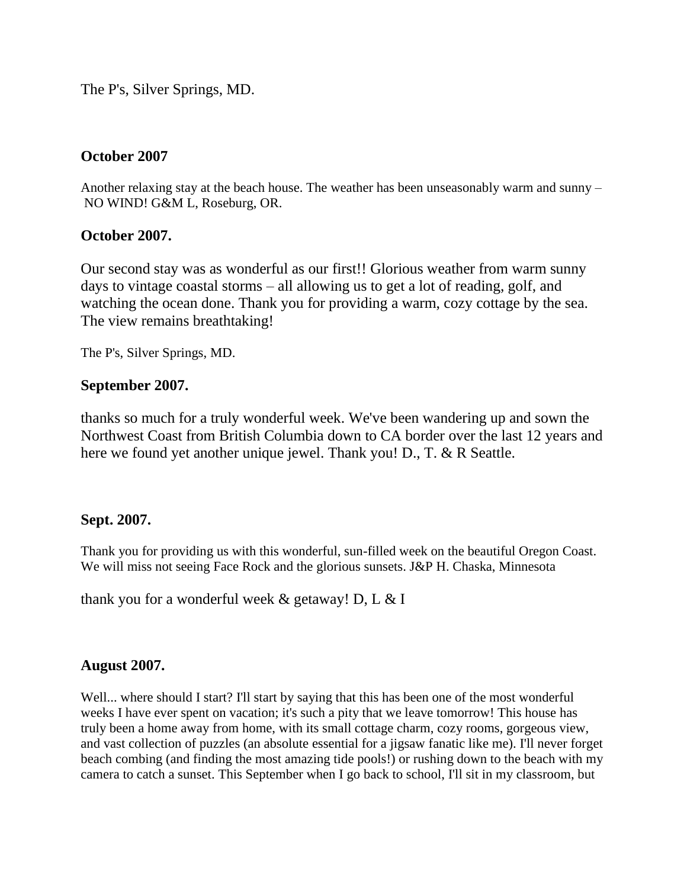The P's, Silver Springs, MD.

### October 2007

Another relaxing stay at the beach house. The weather has been unseasonably warm and sunny – NO WIND! G&M L, Roseburg, OR.

### October 2007.

Our second stay was as wonderful as our first!! Glorious weather from warm sunny days to vintage coastal storms – all allowing us to get a lot of reading, golf, and watching the ocean done. Thank you for providing a warm, cozy cottage by the sea. The view remains breathtaking!

The P's, Silver Springs, MD.

### September 2007.

thanks so much for a truly wonderful week. We've been wandering up and sown the Northwest Coast from British Columbia down to CA border over the last 12 years and here we found yet another unique jewel. Thank you! D., T. & R Seattle.

### Sept. 2007.

Thank you for providing us with this wonderful, sun-filled week on the beautiful Oregon Coast. We will miss not seeing Face Rock and the glorious sunsets. J&P H. Chaska, Minnesota

thank you for a wonderful week & getaway! D, L & I

### August 2007.

Well... where should I start? I'll start by saying that this has been one of the most wonderful weeks I have ever spent on vacation; it's such a pity that we leave tomorrow! This house has truly been a home away from home, with its small cottage charm, cozy rooms, gorgeous view, and vast collection of puzzles (an absolute essential for a jigsaw fanatic like me). I'll never forget beach combing (and finding the most amazing tide pools!) or rushing down to the beach with my camera to catch a sunset. This September when I go back to school, I'll sit in my classroom, but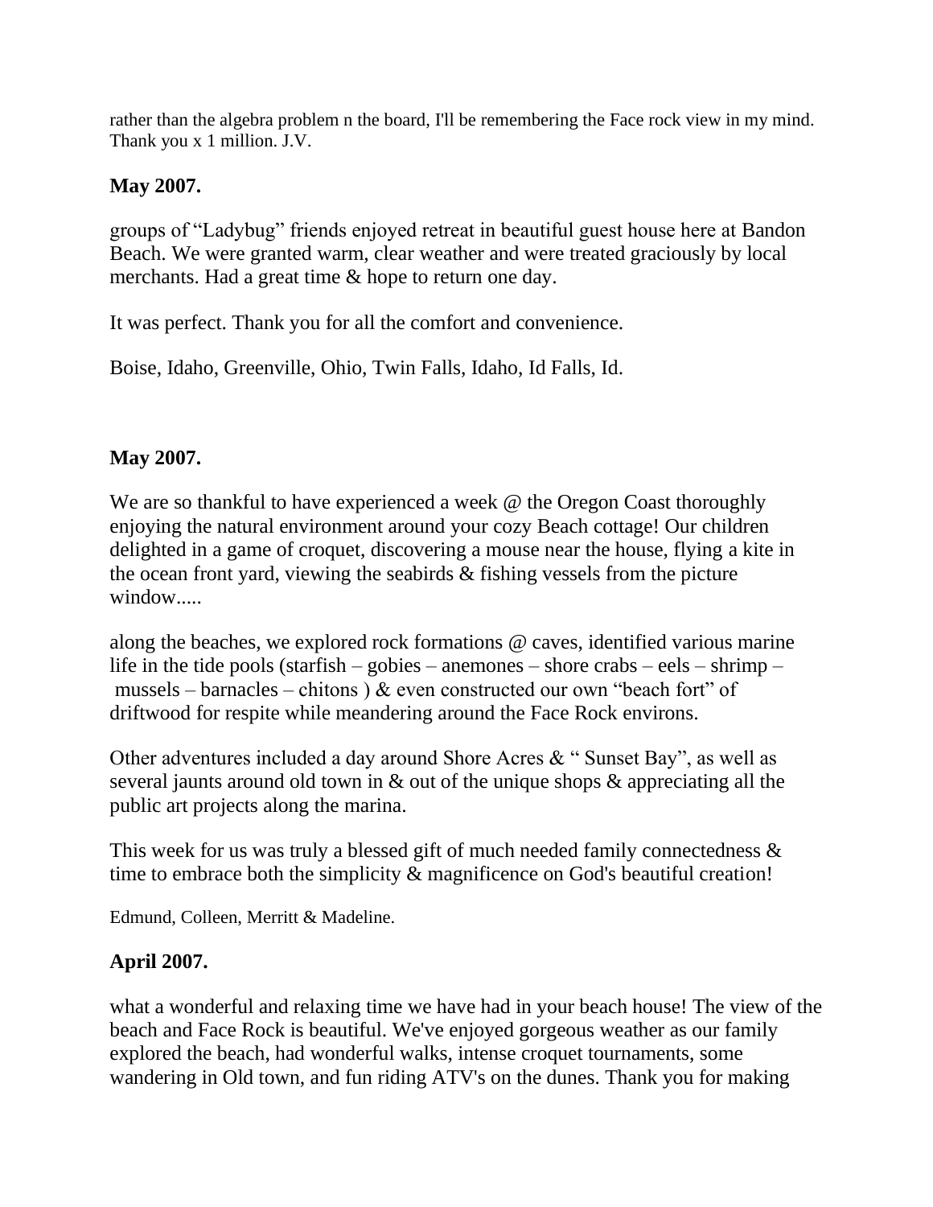rather than the algebra problem n the board, I'll be remembering the Face rock view in my mind. Thank you x 1 million. J.V.

**May 2007.**

groups of "Ladybug" friends enjoyed retreat in beautiful guest house here at Bandon Beach. We were granted warm, clear weather and were treated graciously by local merchants. Had a great time & hope to return one day.

It was perfect. Thank you for all the comfort and convenience.

Boise, Idaho, Greenville, Ohio, Twin Falls, Idaho, Id Falls, Id.

**May 2007.**

We are so thankful to have experienced a week @ the Oregon Coast thoroughly enjoying the natural environment around your cozy Beach cottage! Our children delighted in a game of croquet, discovering a mouse near the house, flying a kite in the ocean front yard, viewing the seabirds & fishing vessels from the picture window.....

along the beaches, we explored rock formations @ caves, identified various marine life in the tide pools (starfish – gobies – anemones – shore crabs – eels – shrimp – mussels – barnacles – chitons ) & even constructed our own "beach fort" of driftwood for respite while meandering around the Face Rock environs.

Other adventures included a day around Shore Acres & " Sunset Bay", as well as several jaunts around old town in & out of the unique shops & appreciating all the public art projects along the marina.

This week for us was truly a blessed gift of much needed family connectedness & time to embrace both the simplicity & magnificence on God's beautiful creation!

Edmund, Colleen, Merritt & Madeline.

**April 2007.**

what a wonderful and relaxing time we have had in your beach house! The view of the beach and Face Rock is beautiful. We've enjoyed gorgeous weather as our family explored the beach, had wonderful walks, intense croquet tournaments, some wandering in Old town, and fun riding ATV's on the dunes. Thank you for making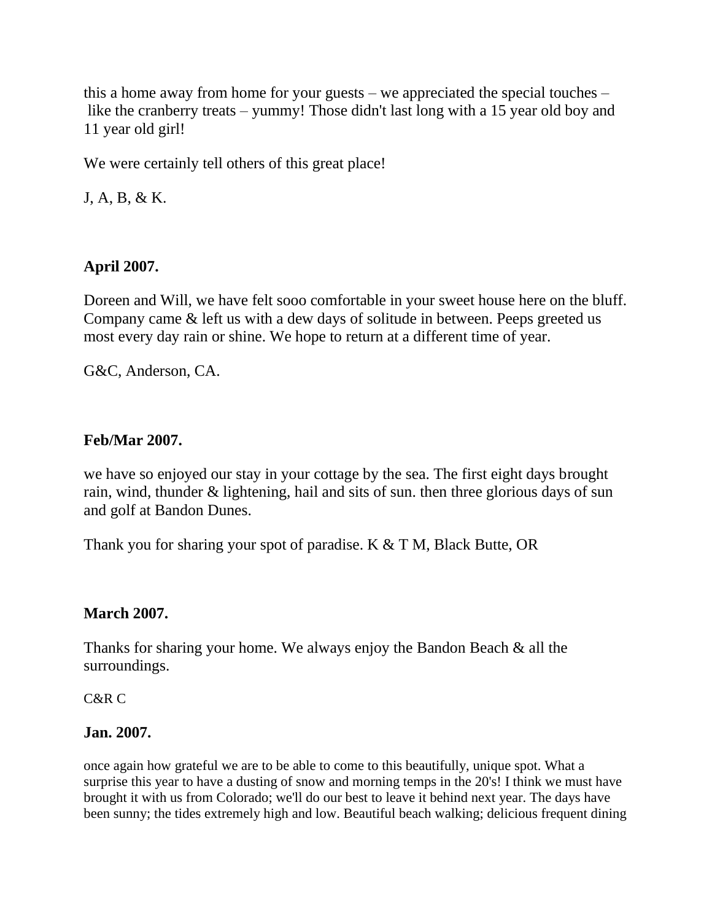this a home away from home for your guests – we appreciated the special touches – like the cranberry treats – yummy! Those didn't last long with a 15 year old boy and 11 year old girl!

We were certainly tell others of this great place!

J, A, B, & K.

**April 2007.**

Doreen and Will, we have felt sooo comfortable in your sweet house here on the bluff. Company came & left us with a dew days of solitude in between. Peeps greeted us most every day rain or shine. We hope to return at a different time of year.

G&C, Anderson, CA.

**Feb/Mar 2007.**

we have so enjoyed our stay in your cottage by the sea. The first eight days brought rain, wind, thunder & lightening, hail and sits of sun. then three glorious days of sun and golf at Bandon Dunes.

Thank you for sharing your spot of paradise. K & T M, Black Butte, OR

**March 2007.**

Thanks for sharing your home. We always enjoy the Bandon Beach & all the surroundings.

C&R C

**Jan. 2007.**

once again how grateful we are to be able to come to this beautifully, unique spot. What a surprise this year to have a dusting of snow and morning temps in the 20's! I think we must have brought it with us from Colorado; we'll do our best to leave it behind next year. The days have been sunny; the tides extremely high and low. Beautiful beach walking; delicious frequent dining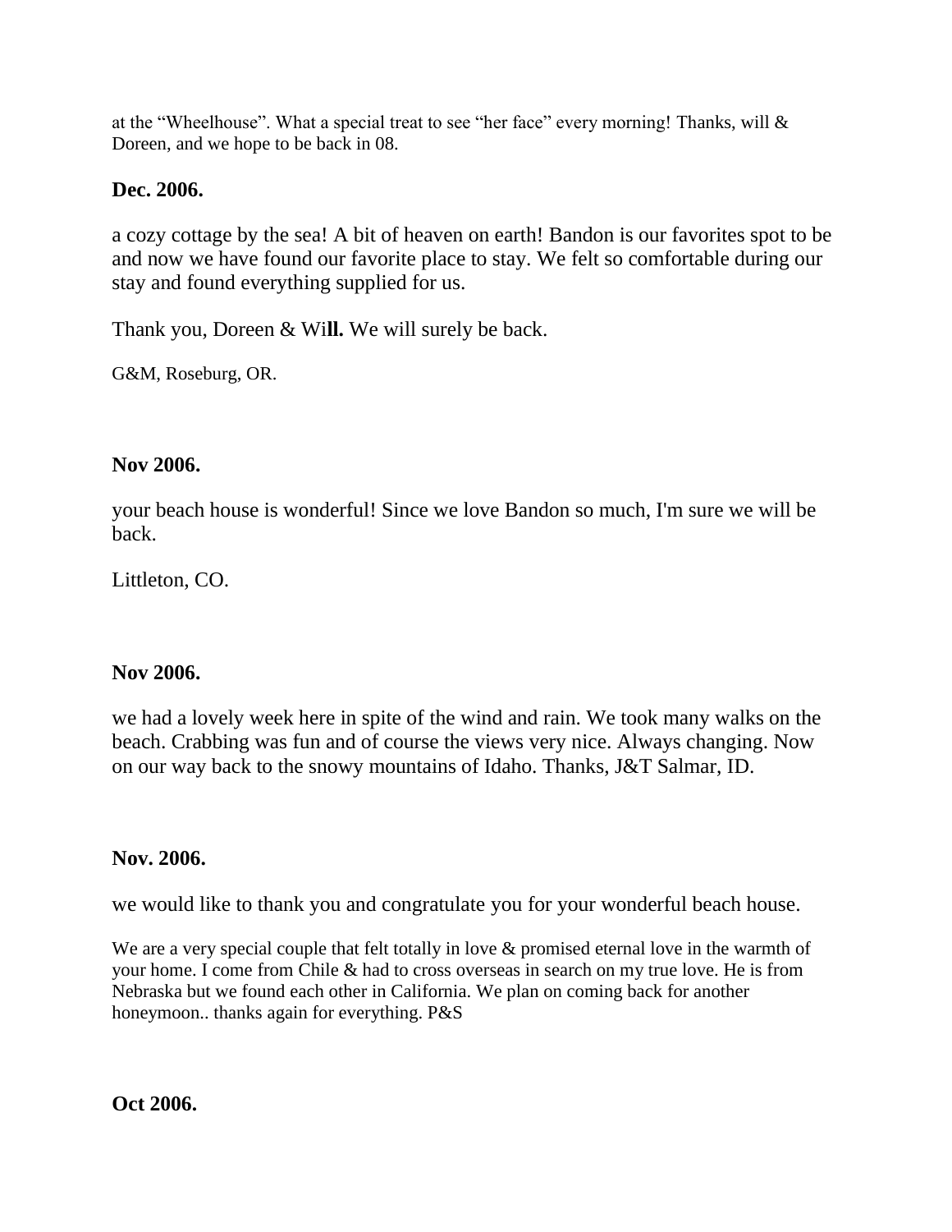at the “Wheelhouse”. What a special treat to see “her face” every morning! Thanks, will & Doreen, and we hope to be back in 08.

**Dec. 2006.**

a cozy cottage by the sea! A bit of heaven on earth! Bandon is our favorites spot to be and now we have found our favorite place to stay. We felt so comfortable during our stay and found everything supplied for us.

Thank you, Doreen & Wi**ll.** We will surely be back.

G&M, Roseburg, OR.

**Nov 2006.**

your beach house is wonderful! Since we love Bandon so much, I'm sure we will be back.

Littleton, CO.

**Nov 2006.**

we had a lovely week here in spite of the wind and rain. We took many walks on the beach. Crabbing was fun and of course the views very nice. Always changing. Now on our way back to the snowy mountains of Idaho. Thanks, J&T Salmar, ID.

**Nov. 2006.**

we would like to thank you and congratulate you for your wonderful beach house.

We are a very special couple that felt totally in love & promised eternal love in the warmth of your home. I come from Chile & had to cross overseas in search on my true love. He is from Nebraska but we found each other in California. We plan on coming back for another honeymoon.. thanks again for everything. P&S

**Oct 2006.**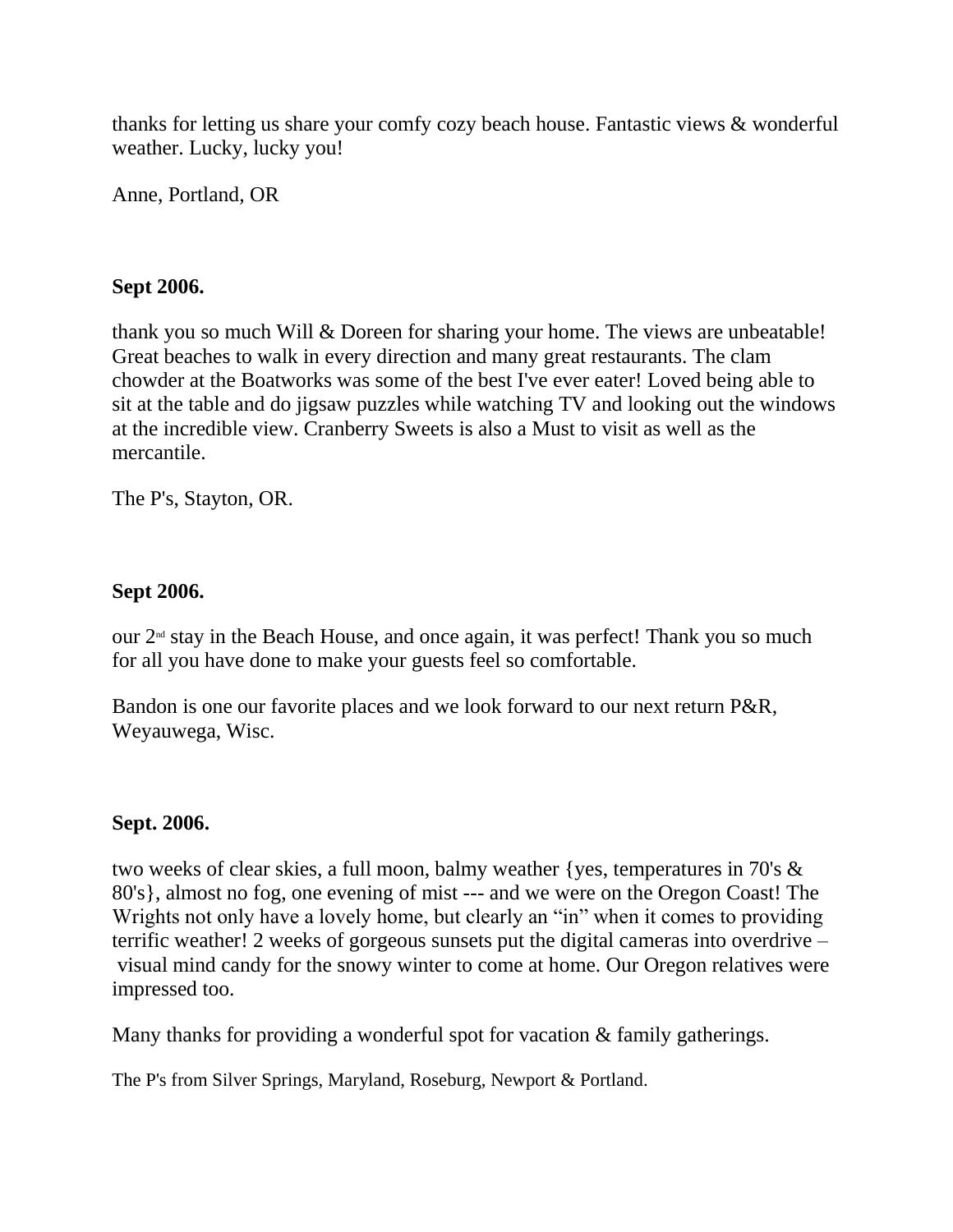thanks for letting us share your comfy cozy beach house. Fantastic views & wonderful weather. Lucky, lucky you!

Anne, Portland, OR

**Sept 2006.**

thank you so much Will & Doreen for sharing your home. The views are unbeatable! Great beaches to walk in every direction and many great restaurants. The clam chowder at the Boatworks was some of the best I've ever eater! Loved being able to sit at the table and do jigsaw puzzles while watching TV and looking out the windows at the incredible view. Cranberry Sweets is also a Must to visit as well as the mercantile.

The P's, Stayton, OR.

**Sept 2006.**

our 2nd stay in the Beach House, and once again, it was perfect! Thank you so much for all you have done to make your guests feel so comfortable.

Bandon is one our favorite places and we look forward to our next return P&R, Weyauwega, Wisc.

**Sept. 2006.**

two weeks of clear skies, a full moon, balmy weather {yes, temperatures in 70's & 80's}, almost no fog, one evening of mist --- and we were on the Oregon Coast! The Wrights not only have a lovely home, but clearly an "in" when it comes to providing terrific weather! 2 weeks of gorgeous sunsets put the digital cameras into overdrive – visual mind candy for the snowy winter to come at home. Our Oregon relatives were impressed too.

Many thanks for providing a wonderful spot for vacation & family gatherings.

The P's from Silver Springs, Maryland, Roseburg, Newport & Portland.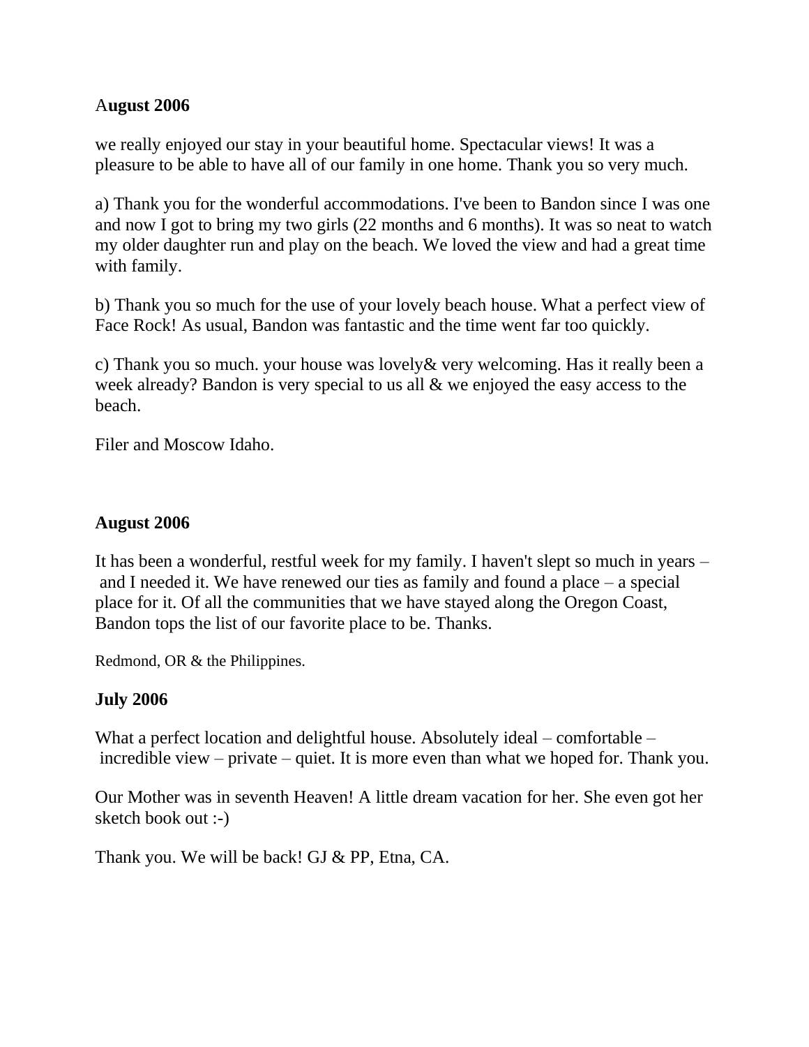**August 2006**

we really enjoyed our stay in your beautiful home. Spectacular views! It was a pleasure to be able to have all of our family in one home. Thank you so very much.

a) Thank you for the wonderful accommodations. I've been to Bandon since I was one and now I got to bring my two girls (22 months and 6 months). It was so neat to watch my older daughter run and play on the beach. We loved the view and had a great time with family.

b) Thank you so much for the use of your lovely beach house. What a perfect view of Face Rock! As usual, Bandon was fantastic and the time went far too quickly.

c) Thank you so much. your house was lovely& very welcoming. Has it really been a week already? Bandon is very special to us all & we enjoyed the easy access to the beach.

Filer and Moscow Idaho.

**August 2006**

It has been a wonderful, restful week for my family. I haven't slept so much in years – and I needed it. We have renewed our ties as family and found a place – a special place for it. Of all the communities that we have stayed along the Oregon Coast, Bandon tops the list of our favorite place to be. Thanks.

Redmond, OR & the Philippines.

**July 2006**

What a perfect location and delightful house. Absolutely ideal – comfortable – incredible view – private – quiet. It is more even than what we hoped for. Thank you.

Our Mother was in seventh Heaven! A little dream vacation for her. She even got her sketch book out :-)

Thank you. We will be back! GJ & PP, Etna, CA.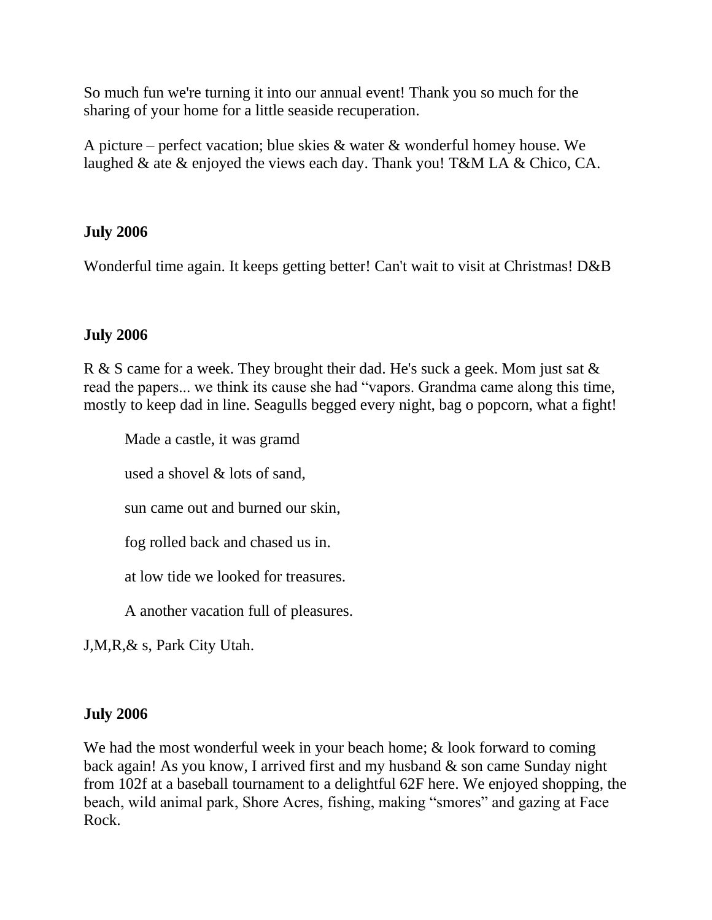So much fun we're turning it into our annual event! Thank you so much for the sharing of your home for a little seaside recuperation.

A picture – perfect vacation; blue skies & water & wonderful homey house. We laughed & ate & enjoyed the views each day. Thank you! T&M LA & Chico, CA.

**July 2006**

Wonderful time again. It keeps getting better! Can't wait to visit at Christmas! D&B

**July 2006**

R & S came for a week. They brought their dad. He's suck a geek. Mom just sat & read the papers... we think its cause she had "vapors. Grandma came along this time, mostly to keep dad in line. Seagulls begged every night, bag o popcorn, what a fight!

> Made a castle, it was gramd
>
> used a shovel & lots of sand,
>
> sun came out and burned our skin,
>
> fog rolled back and chased us in.
>
> at low tide we looked for treasures.
>
> A another vacation full of pleasures.

J,M,R,& s, Park City Utah.

**July 2006**

We had the most wonderful week in your beach home; & look forward to coming back again! As you know, I arrived first and my husband & son came Sunday night from 102f at a baseball tournament to a delightful 62F here. We enjoyed shopping, the beach, wild animal park, Shore Acres, fishing, making "smores" and gazing at Face Rock.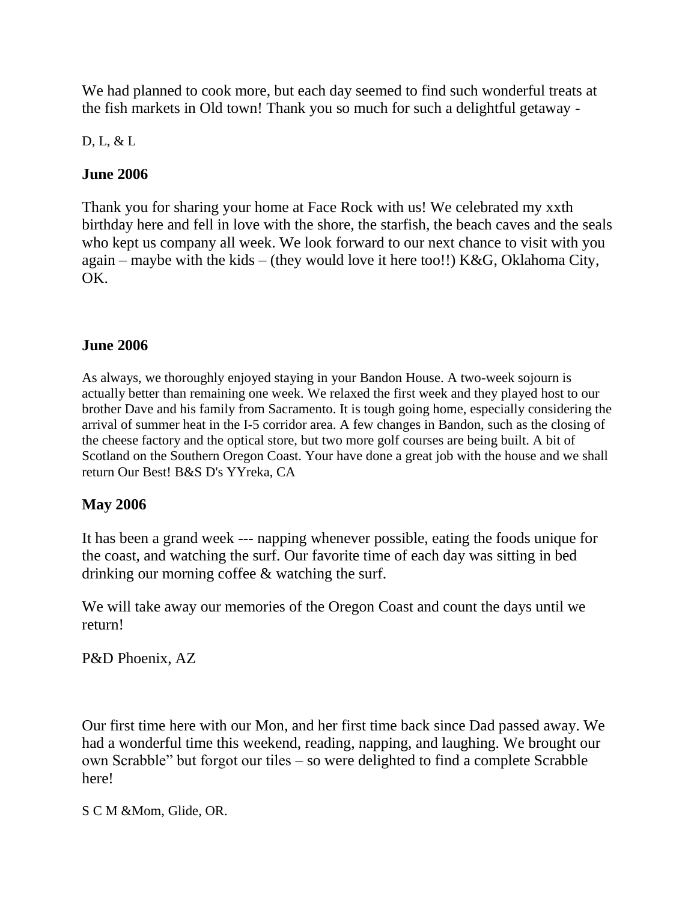We had planned to cook more, but each day seemed to find such wonderful treats at the fish markets in Old town! Thank you so much for such a delightful getaway -

D, L, & L

### June 2006

Thank you for sharing your home at Face Rock with us! We celebrated my xxth birthday here and fell in love with the shore, the starfish, the beach caves and the seals who kept us company all week. We look forward to our next chance to visit with you again – maybe with the kids – (they would love it here too!!) K&G, Oklahoma City, OK.

### June 2006

As always, we thoroughly enjoyed staying in your Bandon House. A two-week sojourn is actually better than remaining one week. We relaxed the first week and they played host to our brother Dave and his family from Sacramento. It is tough going home, especially considering the arrival of summer heat in the I-5 corridor area. A few changes in Bandon, such as the closing of the cheese factory and the optical store, but two more golf courses are being built. A bit of Scotland on the Southern Oregon Coast. Your have done a great job with the house and we shall return Our Best! B&S D's YYreka, CA

### May 2006

It has been a grand week --- napping whenever possible, eating the foods unique for the coast, and watching the surf. Our favorite time of each day was sitting in bed drinking our morning coffee & watching the surf.

We will take away our memories of the Oregon Coast and count the days until we return!

P&D Phoenix, AZ

Our first time here with our Mon, and her first time back since Dad passed away. We had a wonderful time this weekend, reading, napping, and laughing. We brought our own Scrabble" but forgot our tiles – so were delighted to find a complete Scrabble here!

S C M &Mom, Glide, OR.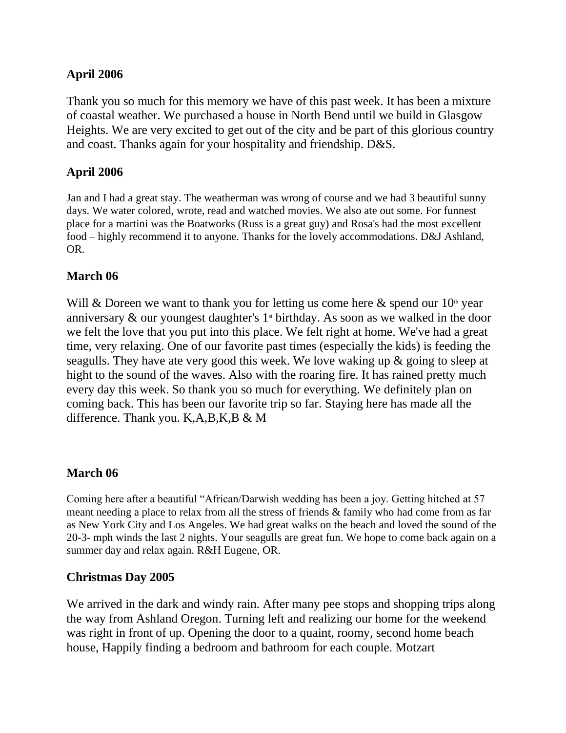**April 2006**

Thank you so much for this memory we have of this past week. It has been a mixture of coastal weather. We purchased a house in North Bend until we build in Glasgow Heights. We are very excited to get out of the city and be part of this glorious country and coast. Thanks again for your hospitality and friendship. D&S.

**April 2006**

Jan and I had a great stay. The weatherman was wrong of course and we had 3 beautiful sunny days. We water colored, wrote, read and watched movies. We also ate out some. For funnest place for a martini was the Boatworks (Russ is a great guy) and Rosa's had the most excellent food – highly recommend it to anyone. Thanks for the lovely accommodations. D&J Ashland, OR.

**March 06**

Will & Doreen we want to thank you for letting us come here & spend our 10th year anniversary & our youngest daughter's 1st birthday. As soon as we walked in the door we felt the love that you put into this place. We felt right at home. We've had a great time, very relaxing. One of our favorite past times (especially the kids) is feeding the seagulls. They have ate very good this week. We love waking up & going to sleep at hight to the sound of the waves. Also with the roaring fire. It has rained pretty much every day this week. So thank you so much for everything. We definitely plan on coming back. This has been our favorite trip so far. Staying here has made all the difference. Thank you. K,A,B,K,B & M

**March 06**

Coming here after a beautiful "African/Darwish wedding has been a joy. Getting hitched at 57 meant needing a place to relax from all the stress of friends & family who had come from as far as New York City and Los Angeles. We had great walks on the beach and loved the sound of the 20-3- mph winds the last 2 nights. Your seagulls are great fun. We hope to come back again on a summer day and relax again. R&H Eugene, OR.

**Christmas Day 2005**

We arrived in the dark and windy rain. After many pee stops and shopping trips along the way from Ashland Oregon. Turning left and realizing our home for the weekend was right in front of up. Opening the door to a quaint, roomy, second home beach house, Happily finding a bedroom and bathroom for each couple. Motzart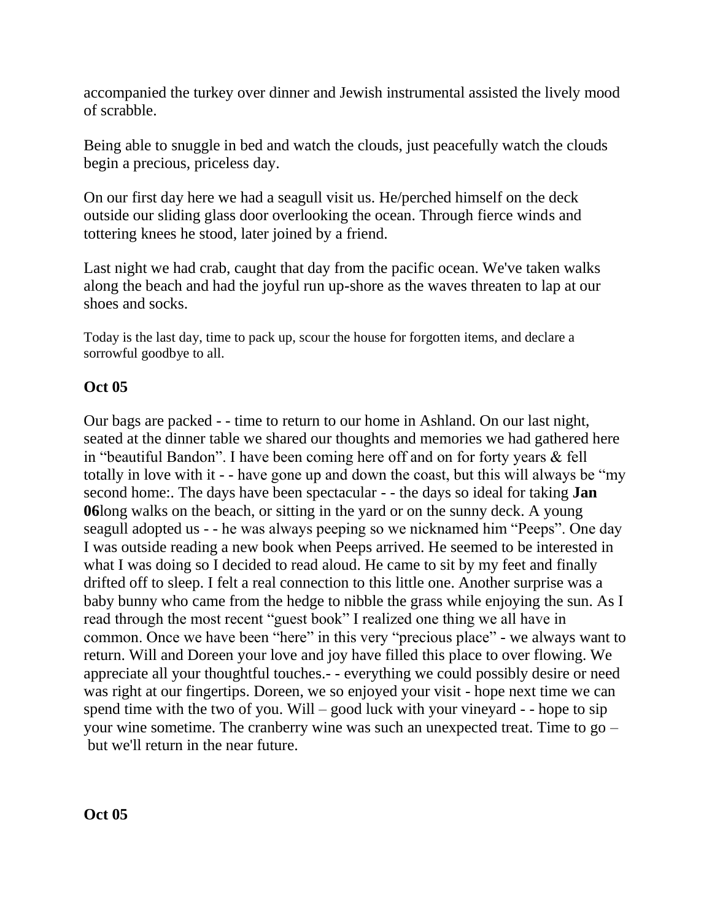accompanied the turkey over dinner and Jewish instrumental assisted the lively mood of scrabble.

Being able to snuggle in bed and watch the clouds, just peacefully watch the clouds begin a precious, priceless day.

On our first day here we had a seagull visit us. He/perched himself on the deck outside our sliding glass door overlooking the ocean. Through fierce winds and tottering knees he stood, later joined by a friend.

Last night we had crab, caught that day from the pacific ocean. We've taken walks along the beach and had the joyful run up-shore as the waves threaten to lap at our shoes and socks.

Today is the last day, time to pack up, scour the house for forgotten items, and declare a sorrowful goodbye to all.

**Oct 05**

Our bags are packed - - time to return to our home in Ashland. On our last night, seated at the dinner table we shared our thoughts and memories we had gathered here in "beautiful Bandon". I have been coming here off and on for forty years & fell totally in love with it - - have gone up and down the coast, but this will always be "my second home:. The days have been spectacular - - the days so ideal for taking **Jan 06**long walks on the beach, or sitting in the yard or on the sunny deck. A young seagull adopted us - - he was always peeping so we nicknamed him "Peeps". One day I was outside reading a new book when Peeps arrived. He seemed to be interested in what I was doing so I decided to read aloud. He came to sit by my feet and finally drifted off to sleep. I felt a real connection to this little one. Another surprise was a baby bunny who came from the hedge to nibble the grass while enjoying the sun. As I read through the most recent "guest book" I realized one thing we all have in common. Once we have been "here" in this very "precious place" - we always want to return. Will and Doreen your love and joy have filled this place to over flowing. We appreciate all your thoughtful touches.- - everything we could possibly desire or need was right at our fingertips. Doreen, we so enjoyed your visit - hope next time we can spend time with the two of you. Will – good luck with your vineyard - - hope to sip your wine sometime. The cranberry wine was such an unexpected treat. Time to go – but we'll return in the near future.

**Oct 05**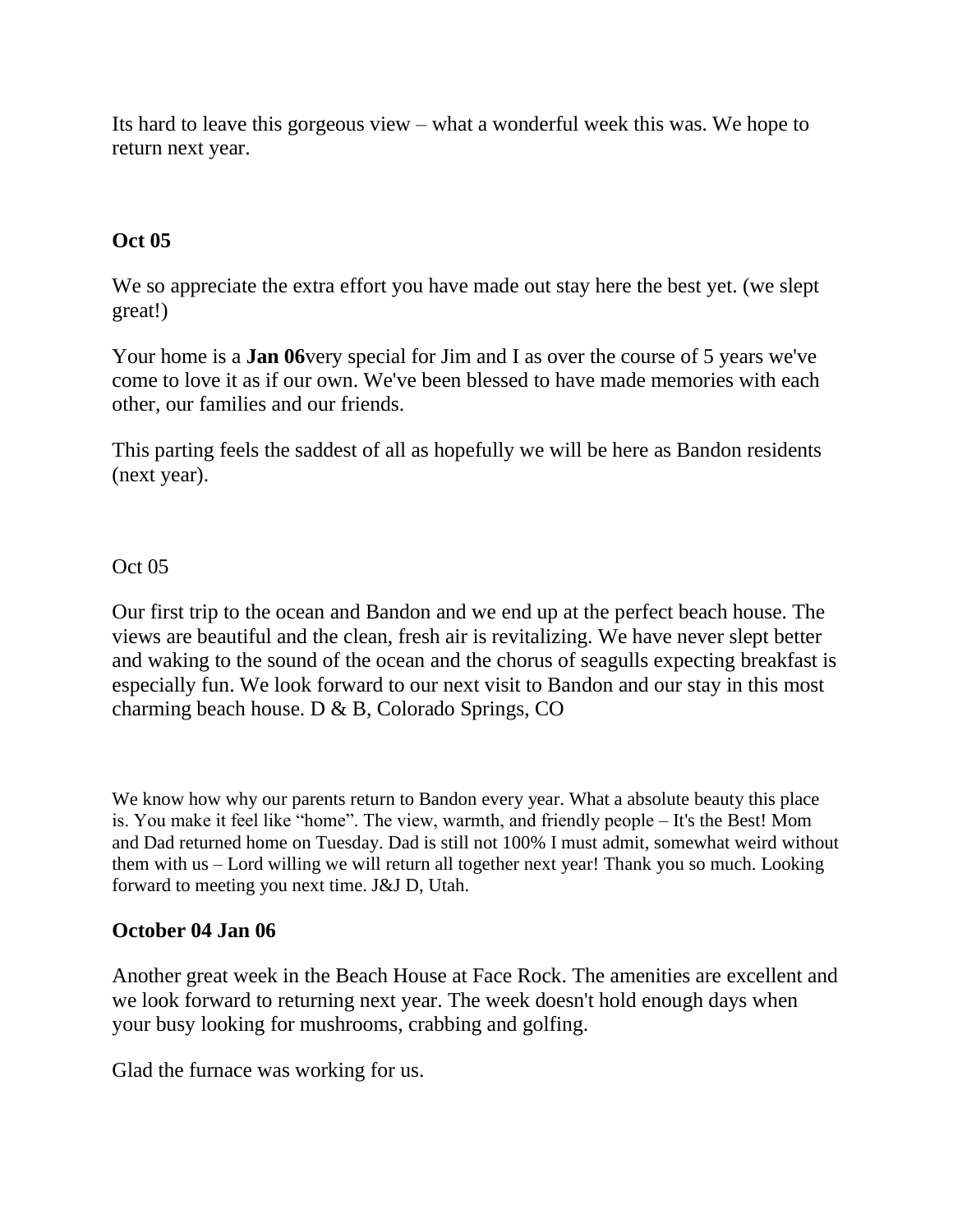Its hard to leave this gorgeous view – what a wonderful week this was. We hope to return next year.

**Oct 05**

We so appreciate the extra effort you have made out stay here the best yet. (we slept great!)

Your home is a **Jan 06**very special for Jim and I as over the course of 5 years we've come to love it as if our own. We've been blessed to have made memories with each other, our families and our friends.

This parting feels the saddest of all as hopefully we will be here as Bandon residents (next year).

Oct 05

Our first trip to the ocean and Bandon and we end up at the perfect beach house. The views are beautiful and the clean, fresh air is revitalizing. We have never slept better and waking to the sound of the ocean and the chorus of seagulls expecting breakfast is especially fun. We look forward to our next visit to Bandon and our stay in this most charming beach house. D & B, Colorado Springs, CO

We know how why our parents return to Bandon every year. What a absolute beauty this place is. You make it feel like "home". The view, warmth, and friendly people – It's the Best! Mom and Dad returned home on Tuesday. Dad is still not 100% I must admit, somewhat weird without them with us – Lord willing we will return all together next year! Thank you so much. Looking forward to meeting you next time. J&J D, Utah.

**October 04 Jan 06**

Another great week in the Beach House at Face Rock. The amenities are excellent and we look forward to returning next year. The week doesn't hold enough days when your busy looking for mushrooms, crabbing and golfing.

Glad the furnace was working for us.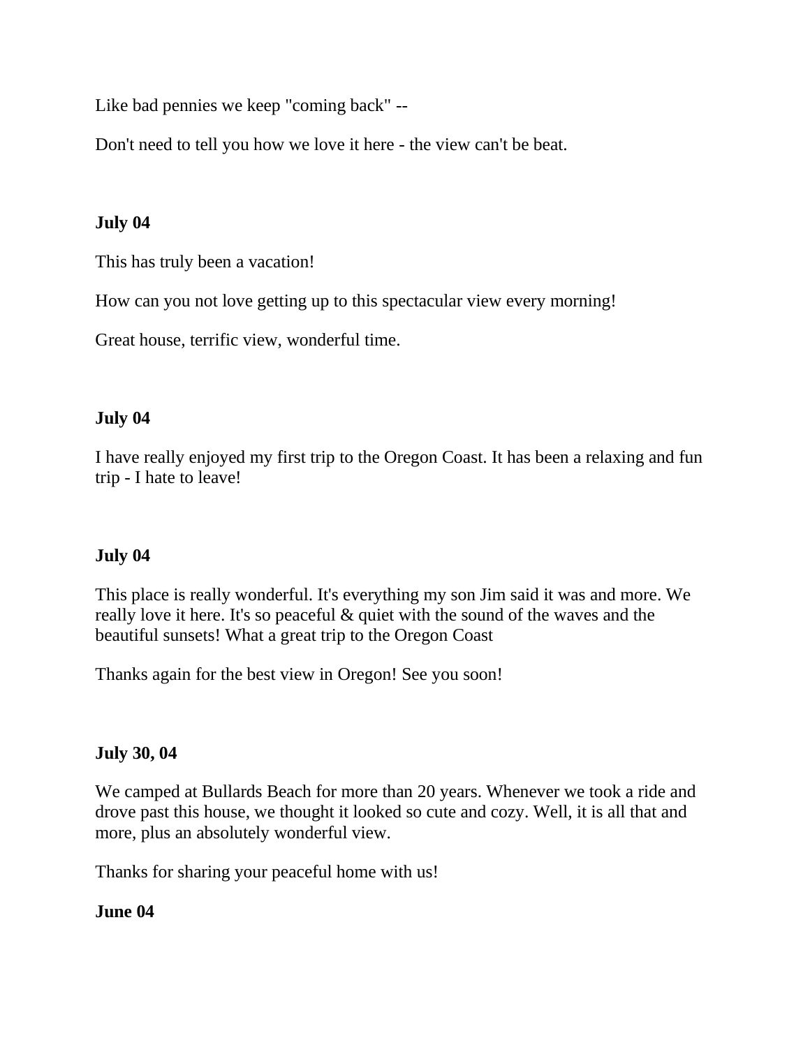Like bad pennies we keep "coming back" --

Don't need to tell you how we love it here - the view can't be beat.

**July 04**

This has truly been a vacation!

How can you not love getting up to this spectacular view every morning!

Great house, terrific view, wonderful time.

**July 04**

I have really enjoyed my first trip to the Oregon Coast. It has been a relaxing and fun trip - I hate to leave!

**July 04**

This place is really wonderful. It's everything my son Jim said it was and more. We really love it here. It's so peaceful & quiet with the sound of the waves and the beautiful sunsets! What a great trip to the Oregon Coast

Thanks again for the best view in Oregon! See you soon!

**July 30, 04**

We camped at Bullards Beach for more than 20 years. Whenever we took a ride and drove past this house, we thought it looked so cute and cozy. Well, it is all that and more, plus an absolutely wonderful view.

Thanks for sharing your peaceful home with us!

**June 04**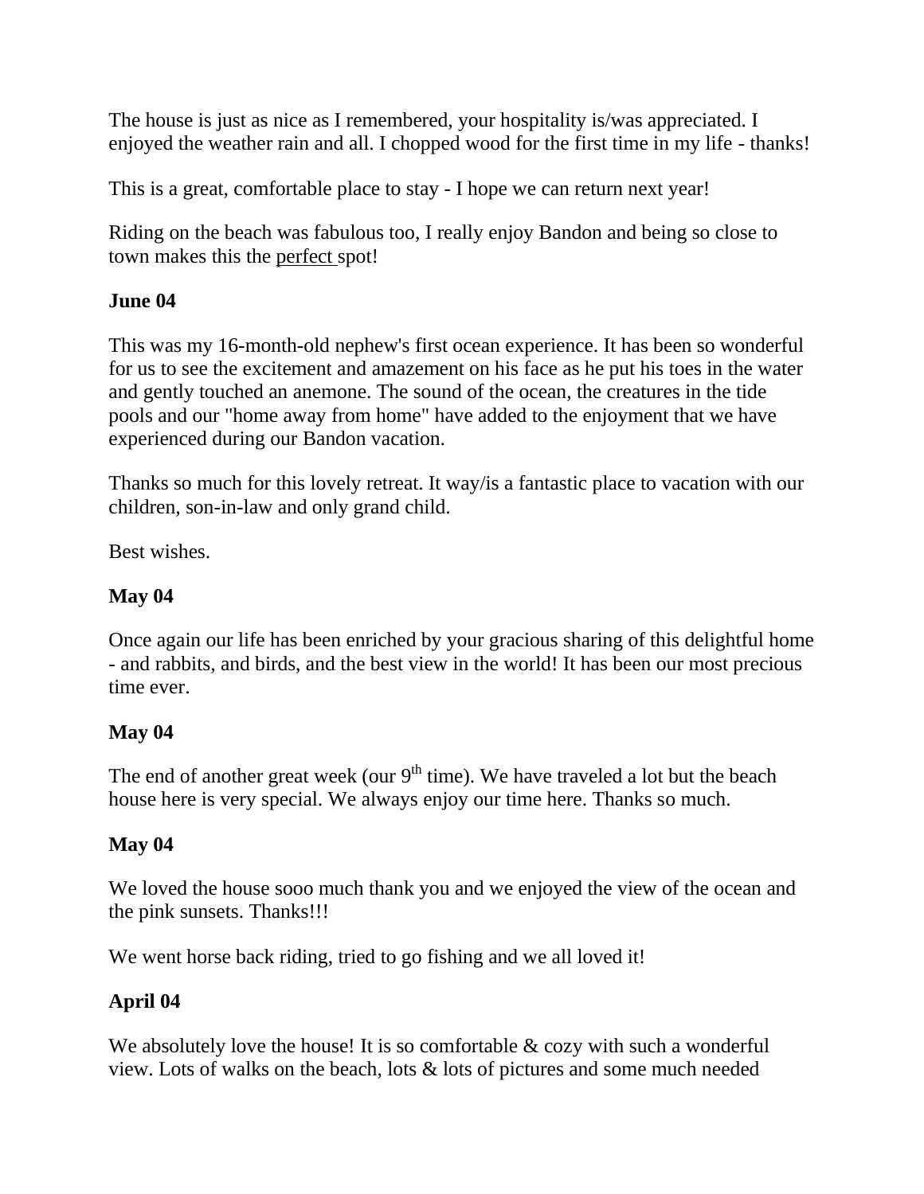The house is just as nice as I remembered, your hospitality is/was appreciated. I enjoyed the weather rain and all. I chopped wood for the first time in my life - thanks!

This is a great, comfortable place to stay - I hope we can return next year!

Riding on the beach was fabulous too, I really enjoy Bandon and being so close to town makes this the perfect spot!

**June 04**

This was my 16-month-old nephew's first ocean experience. It has been so wonderful for us to see the excitement and amazement on his face as he put his toes in the water and gently touched an anemone. The sound of the ocean, the creatures in the tide pools and our "home away from home" have added to the enjoyment that we have experienced during our Bandon vacation.

Thanks so much for this lovely retreat. It way/is a fantastic place to vacation with our children, son-in-law and only grand child.

Best wishes.

**May 04**

Once again our life has been enriched by your gracious sharing of this delightful home - and rabbits, and birds, and the best view in the world! It has been our most precious time ever.

**May 04**

The end of another great week (our 9th time). We have traveled a lot but the beach house here is very special. We always enjoy our time here. Thanks so much.

**May 04**

We loved the house sooo much thank you and we enjoyed the view of the ocean and the pink sunsets. Thanks!!!

We went horse back riding, tried to go fishing and we all loved it!

**April 04**

We absolutely love the house! It is so comfortable & cozy with such a wonderful view. Lots of walks on the beach, lots & lots of pictures and some much needed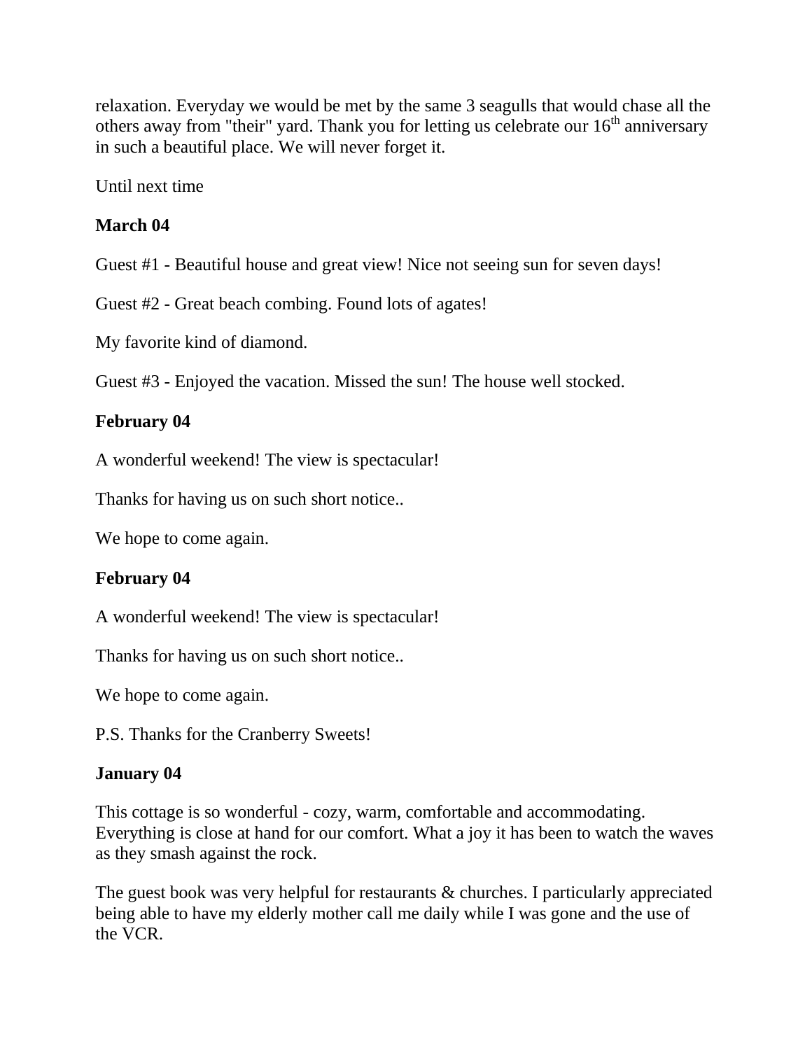relaxation. Everyday we would be met by the same 3 seagulls that would chase all the others away from "their" yard. Thank you for letting us celebrate our 16th anniversary in such a beautiful place. We will never forget it.

Until next time

**March 04**

Guest #1 - Beautiful house and great view! Nice not seeing sun for seven days!

Guest #2 - Great beach combing. Found lots of agates!

My favorite kind of diamond.

Guest #3 - Enjoyed the vacation. Missed the sun! The house well stocked.

**February 04**

A wonderful weekend! The view is spectacular!

Thanks for having us on such short notice..

We hope to come again.

**February 04**

A wonderful weekend! The view is spectacular!

Thanks for having us on such short notice..

We hope to come again.

P.S. Thanks for the Cranberry Sweets!

**January 04**

This cottage is so wonderful - cozy, warm, comfortable and accommodating. Everything is close at hand for our comfort. What a joy it has been to watch the waves as they smash against the rock.

The guest book was very helpful for restaurants & churches. I particularly appreciated being able to have my elderly mother call me daily while I was gone and the use of the VCR.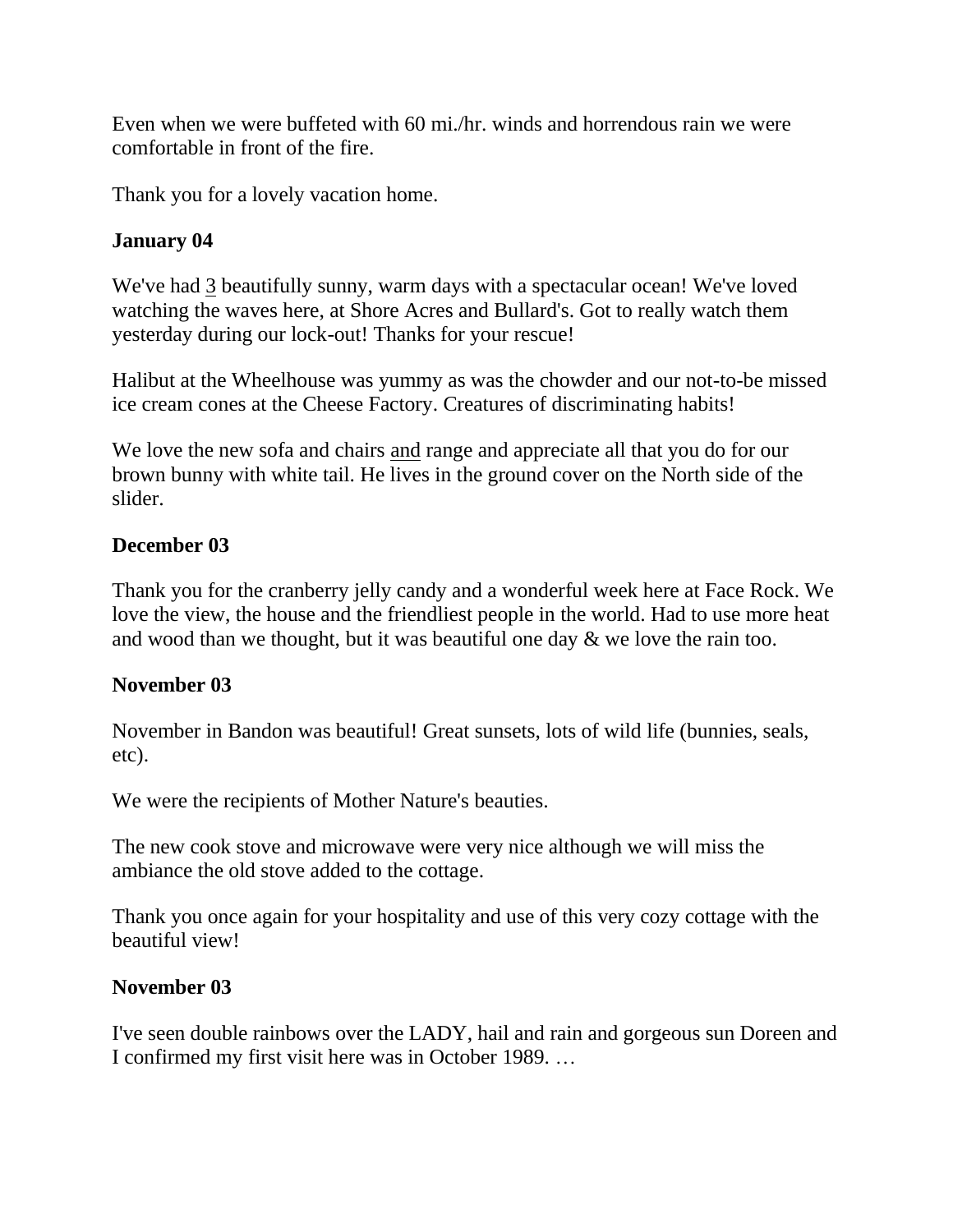Even when we were buffeted with 60 mi./hr. winds and horrendous rain we were comfortable in front of the fire.

Thank you for a lovely vacation home.

**January 04**

We've had <u>3</u> beautifully sunny, warm days with a spectacular ocean! We've loved watching the waves here, at Shore Acres and Bullard's. Got to really watch them yesterday during our lock-out! Thanks for your rescue!

Halibut at the Wheelhouse was yummy as was the chowder and our not-to-be missed ice cream cones at the Cheese Factory. Creatures of discriminating habits!

We love the new sofa and chairs <u>and</u> range and appreciate all that you do for our brown bunny with white tail. He lives in the ground cover on the North side of the slider.

**December 03**

Thank you for the cranberry jelly candy and a wonderful week here at Face Rock. We love the view, the house and the friendliest people in the world. Had to use more heat and wood than we thought, but it was beautiful one day & we love the rain too.

**November 03**

November in Bandon was beautiful! Great sunsets, lots of wild life (bunnies, seals, etc).

We were the recipients of Mother Nature's beauties.

The new cook stove and microwave were very nice although we will miss the ambiance the old stove added to the cottage.

Thank you once again for your hospitality and use of this very cozy cottage with the beautiful view!

**November 03**

I've seen double rainbows over the LADY, hail and rain and gorgeous sun Doreen and I confirmed my first visit here was in October 1989. …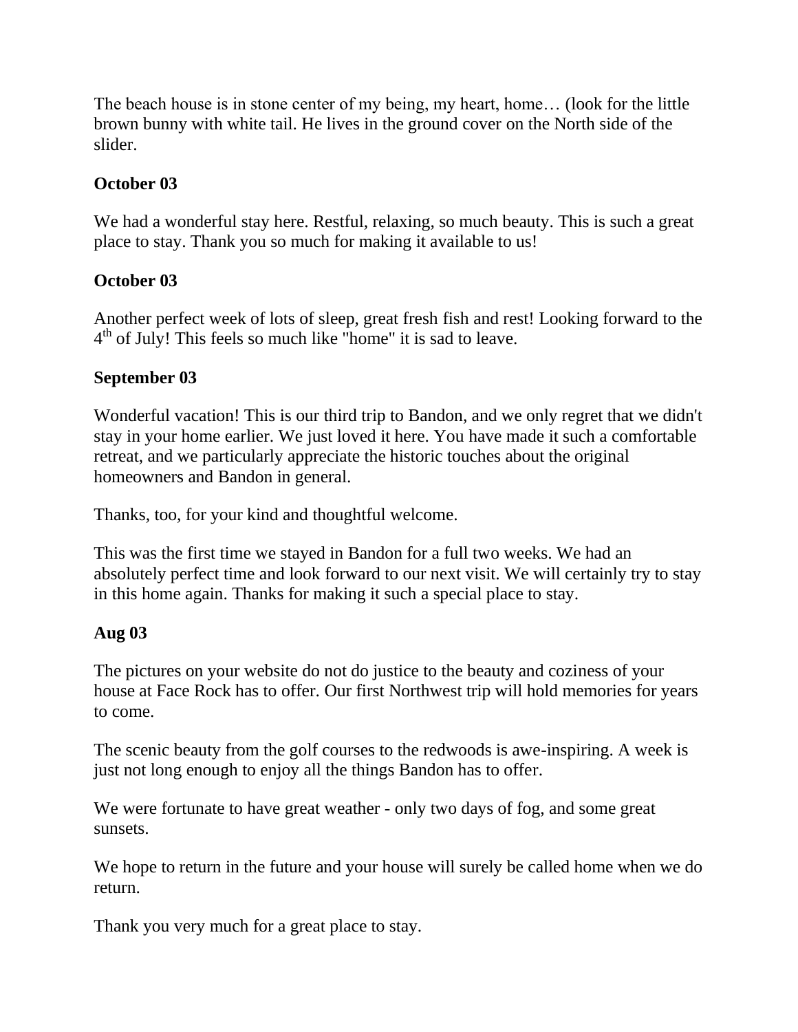The beach house is in stone center of my being, my heart, home… (look for the little brown bunny with white tail. He lives in the ground cover on the North side of the slider.

**October 03**

We had a wonderful stay here. Restful, relaxing, so much beauty. This is such a great place to stay. Thank you so much for making it available to us!

**October 03**

Another perfect week of lots of sleep, great fresh fish and rest! Looking forward to the 4th of July! This feels so much like "home" it is sad to leave.

**September 03**

Wonderful vacation! This is our third trip to Bandon, and we only regret that we didn't stay in your home earlier. We just loved it here. You have made it such a comfortable retreat, and we particularly appreciate the historic touches about the original homeowners and Bandon in general.

Thanks, too, for your kind and thoughtful welcome.

This was the first time we stayed in Bandon for a full two weeks. We had an absolutely perfect time and look forward to our next visit. We will certainly try to stay in this home again. Thanks for making it such a special place to stay.

**Aug 03**

The pictures on your website do not do justice to the beauty and coziness of your house at Face Rock has to offer. Our first Northwest trip will hold memories for years to come.

The scenic beauty from the golf courses to the redwoods is awe-inspiring. A week is just not long enough to enjoy all the things Bandon has to offer.

We were fortunate to have great weather - only two days of fog, and some great sunsets.

We hope to return in the future and your house will surely be called home when we do return.

Thank you very much for a great place to stay.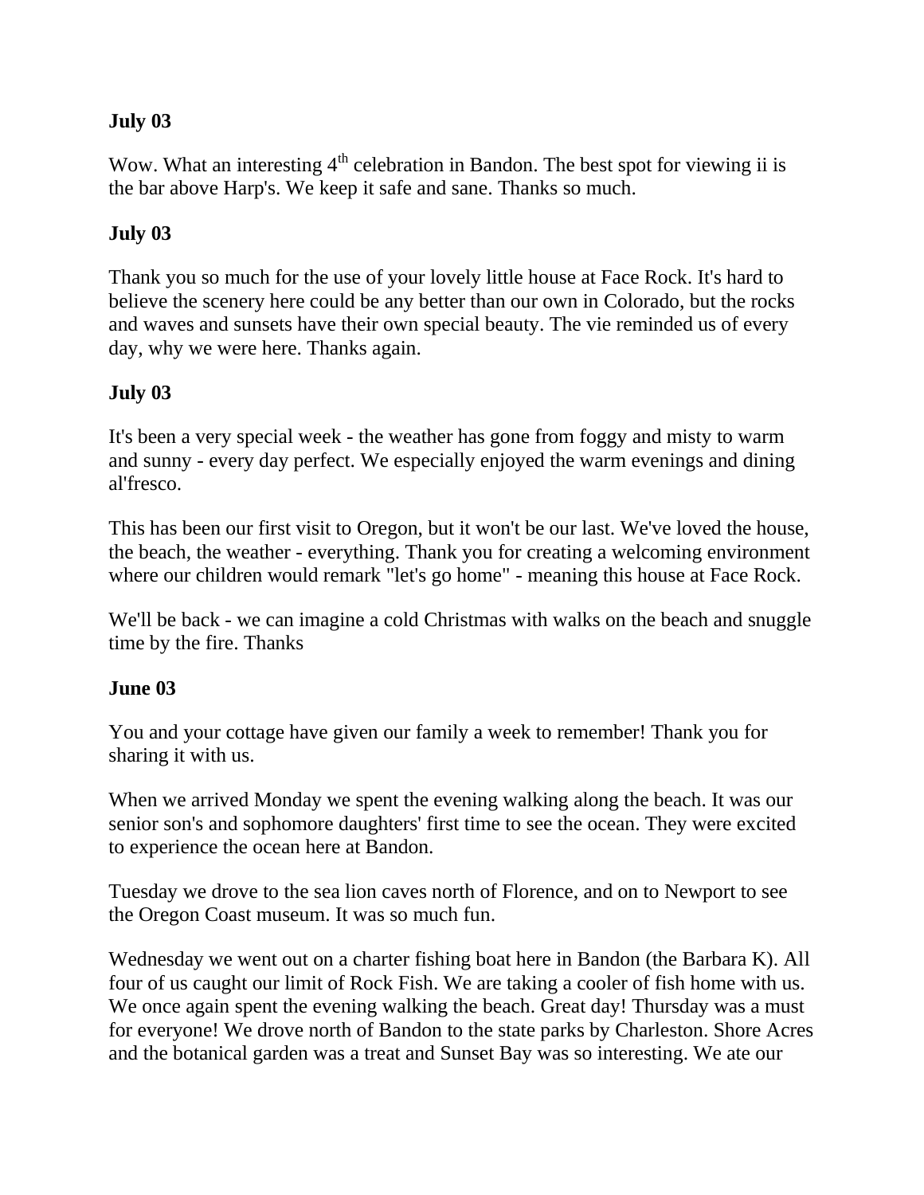**July 03**

Wow. What an interesting 4th celebration in Bandon. The best spot for viewing ii is the bar above Harp's. We keep it safe and sane. Thanks so much.

**July 03**

Thank you so much for the use of your lovely little house at Face Rock. It's hard to believe the scenery here could be any better than our own in Colorado, but the rocks and waves and sunsets have their own special beauty. The vie reminded us of every day, why we were here. Thanks again.

**July 03**

It's been a very special week - the weather has gone from foggy and misty to warm and sunny - every day perfect. We especially enjoyed the warm evenings and dining al'fresco.

This has been our first visit to Oregon, but it won't be our last. We've loved the house, the beach, the weather - everything. Thank you for creating a welcoming environment where our children would remark "let's go home" - meaning this house at Face Rock.

We'll be back - we can imagine a cold Christmas with walks on the beach and snuggle time by the fire. Thanks

**June 03**

You and your cottage have given our family a week to remember! Thank you for sharing it with us.

When we arrived Monday we spent the evening walking along the beach. It was our senior son's and sophomore daughters' first time to see the ocean. They were excited to experience the ocean here at Bandon.

Tuesday we drove to the sea lion caves north of Florence, and on to Newport to see the Oregon Coast museum. It was so much fun.

Wednesday we went out on a charter fishing boat here in Bandon (the Barbara K). All four of us caught our limit of Rock Fish. We are taking a cooler of fish home with us. We once again spent the evening walking the beach. Great day! Thursday was a must for everyone! We drove north of Bandon to the state parks by Charleston. Shore Acres and the botanical garden was a treat and Sunset Bay was so interesting. We ate our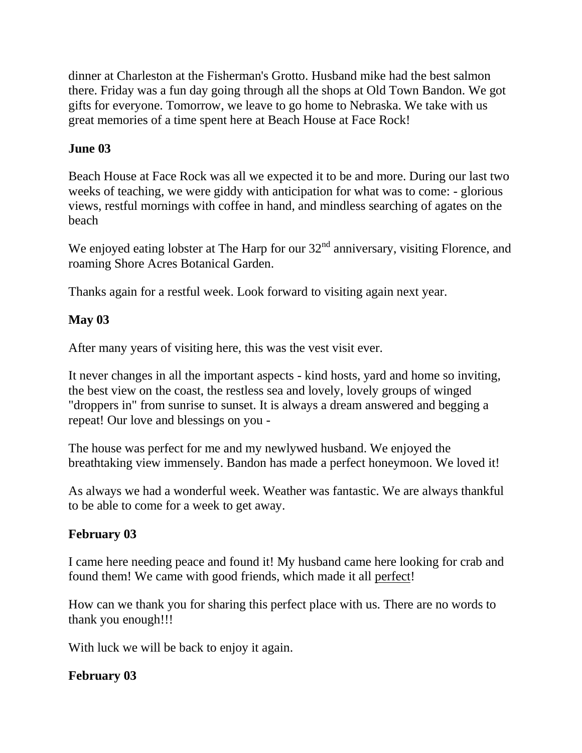dinner at Charleston at the Fisherman's Grotto. Husband mike had the best salmon there. Friday was a fun day going through all the shops at Old Town Bandon. We got gifts for everyone. Tomorrow, we leave to go home to Nebraska. We take with us great memories of a time spent here at Beach House at Face Rock!

**June 03**

Beach House at Face Rock was all we expected it to be and more. During our last two weeks of teaching, we were giddy with anticipation for what was to come: - glorious views, restful mornings with coffee in hand, and mindless searching of agates on the beach

We enjoyed eating lobster at The Harp for our 32nd anniversary, visiting Florence, and roaming Shore Acres Botanical Garden.

Thanks again for a restful week. Look forward to visiting again next year.

**May 03**

After many years of visiting here, this was the vest visit ever.

It never changes in all the important aspects - kind hosts, yard and home so inviting, the best view on the coast, the restless sea and lovely, lovely groups of winged "droppers in" from sunrise to sunset. It is always a dream answered and begging a repeat! Our love and blessings on you -

The house was perfect for me and my newlywed husband. We enjoyed the breathtaking view immensely. Bandon has made a perfect honeymoon. We loved it!

As always we had a wonderful week. Weather was fantastic. We are always thankful to be able to come for a week to get away.

**February 03**

I came here needing peace and found it! My husband came here looking for crab and found them! We came with good friends, which made it all <u>perfect</u>!

How can we thank you for sharing this perfect place with us. There are no words to thank you enough!!!

With luck we will be back to enjoy it again.

**February 03**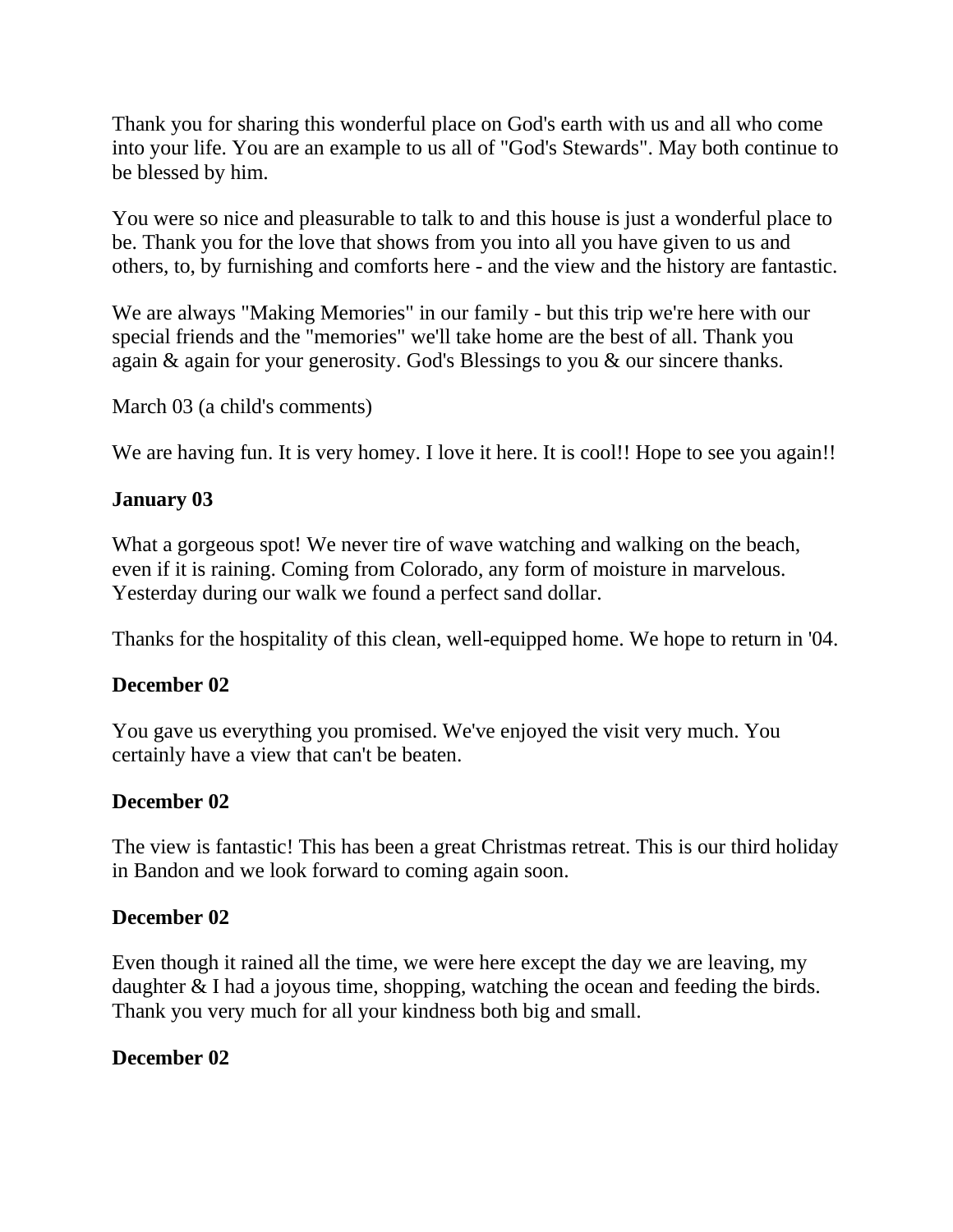Thank you for sharing this wonderful place on God's earth with us and all who come into your life. You are an example to us all of "God's Stewards". May both continue to be blessed by him.

You were so nice and pleasurable to talk to and this house is just a wonderful place to be. Thank you for the love that shows from you into all you have given to us and others, to, by furnishing and comforts here - and the view and the history are fantastic.

We are always "Making Memories" in our family - but this trip we're here with our special friends and the "memories" we'll take home are the best of all. Thank you again & again for your generosity. God's Blessings to you & our sincere thanks.

March 03 (a child's comments)

We are having fun. It is very homey. I love it here. It is cool!! Hope to see you again!!

**January 03**

What a gorgeous spot! We never tire of wave watching and walking on the beach, even if it is raining. Coming from Colorado, any form of moisture in marvelous. Yesterday during our walk we found a perfect sand dollar.

Thanks for the hospitality of this clean, well-equipped home. We hope to return in '04.

**December 02**

You gave us everything you promised. We've enjoyed the visit very much. You certainly have a view that can't be beaten.

**December 02**

The view is fantastic! This has been a great Christmas retreat. This is our third holiday in Bandon and we look forward to coming again soon.

**December 02**

Even though it rained all the time, we were here except the day we are leaving, my daughter & I had a joyous time, shopping, watching the ocean and feeding the birds. Thank you very much for all your kindness both big and small.

**December 02**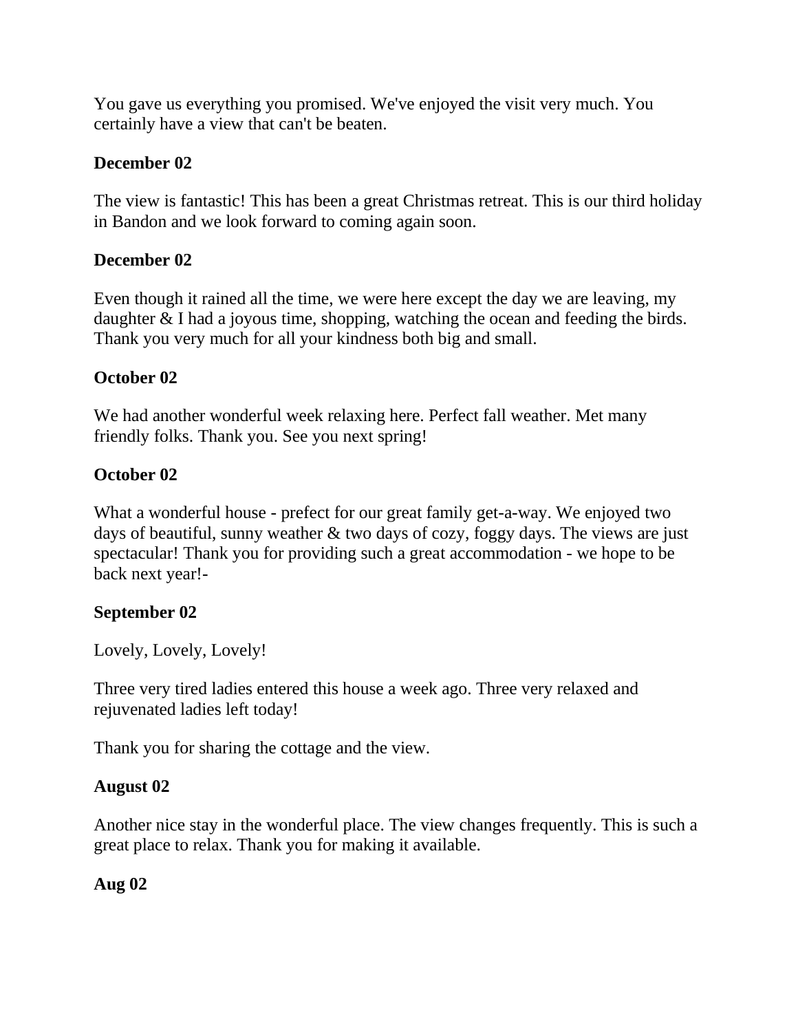You gave us everything you promised. We've enjoyed the visit very much. You certainly have a view that can't be beaten.

**December 02**

The view is fantastic! This has been a great Christmas retreat. This is our third holiday in Bandon and we look forward to coming again soon.

**December 02**

Even though it rained all the time, we were here except the day we are leaving, my daughter & I had a joyous time, shopping, watching the ocean and feeding the birds. Thank you very much for all your kindness both big and small.

**October 02**

We had another wonderful week relaxing here. Perfect fall weather. Met many friendly folks. Thank you. See you next spring!

**October 02**

What a wonderful house - prefect for our great family get-a-way. We enjoyed two days of beautiful, sunny weather & two days of cozy, foggy days. The views are just spectacular! Thank you for providing such a great accommodation - we hope to be back next year!-

**September 02**

Lovely, Lovely, Lovely!

Three very tired ladies entered this house a week ago. Three very relaxed and rejuvenated ladies left today!

Thank you for sharing the cottage and the view.

**August 02**

Another nice stay in the wonderful place. The view changes frequently. This is such a great place to relax. Thank you for making it available.

**Aug 02**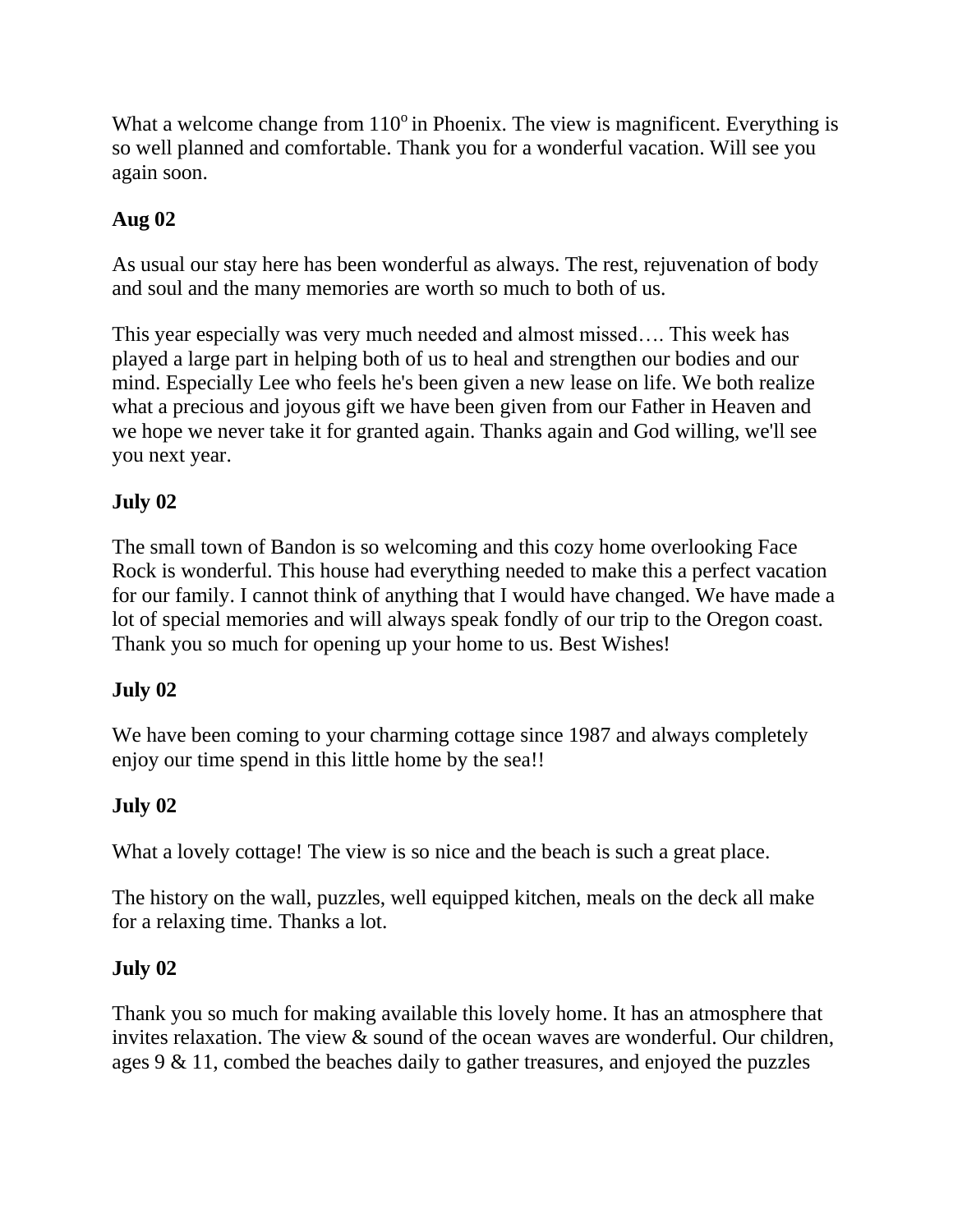What a welcome change from 110$^{o}$ in Phoenix. The view is magnificent. Everything is so well planned and comfortable. Thank you for a wonderful vacation. Will see you again soon.

**Aug 02**

As usual our stay here has been wonderful as always. The rest, rejuvenation of body and soul and the many memories are worth so much to both of us.

This year especially was very much needed and almost missed…. This week has played a large part in helping both of us to heal and strengthen our bodies and our mind. Especially Lee who feels he's been given a new lease on life. We both realize what a precious and joyous gift we have been given from our Father in Heaven and we hope we never take it for granted again. Thanks again and God willing, we'll see you next year.

**July 02**

The small town of Bandon is so welcoming and this cozy home overlooking Face Rock is wonderful. This house had everything needed to make this a perfect vacation for our family. I cannot think of anything that I would have changed. We have made a lot of special memories and will always speak fondly of our trip to the Oregon coast. Thank you so much for opening up your home to us. Best Wishes!

**July 02**

We have been coming to your charming cottage since 1987 and always completely enjoy our time spend in this little home by the sea!!

**July 02**

What a lovely cottage! The view is so nice and the beach is such a great place.

The history on the wall, puzzles, well equipped kitchen, meals on the deck all make for a relaxing time. Thanks a lot.

**July 02**

Thank you so much for making available this lovely home. It has an atmosphere that invites relaxation. The view & sound of the ocean waves are wonderful. Our children, ages 9 & 11, combed the beaches daily to gather treasures, and enjoyed the puzzles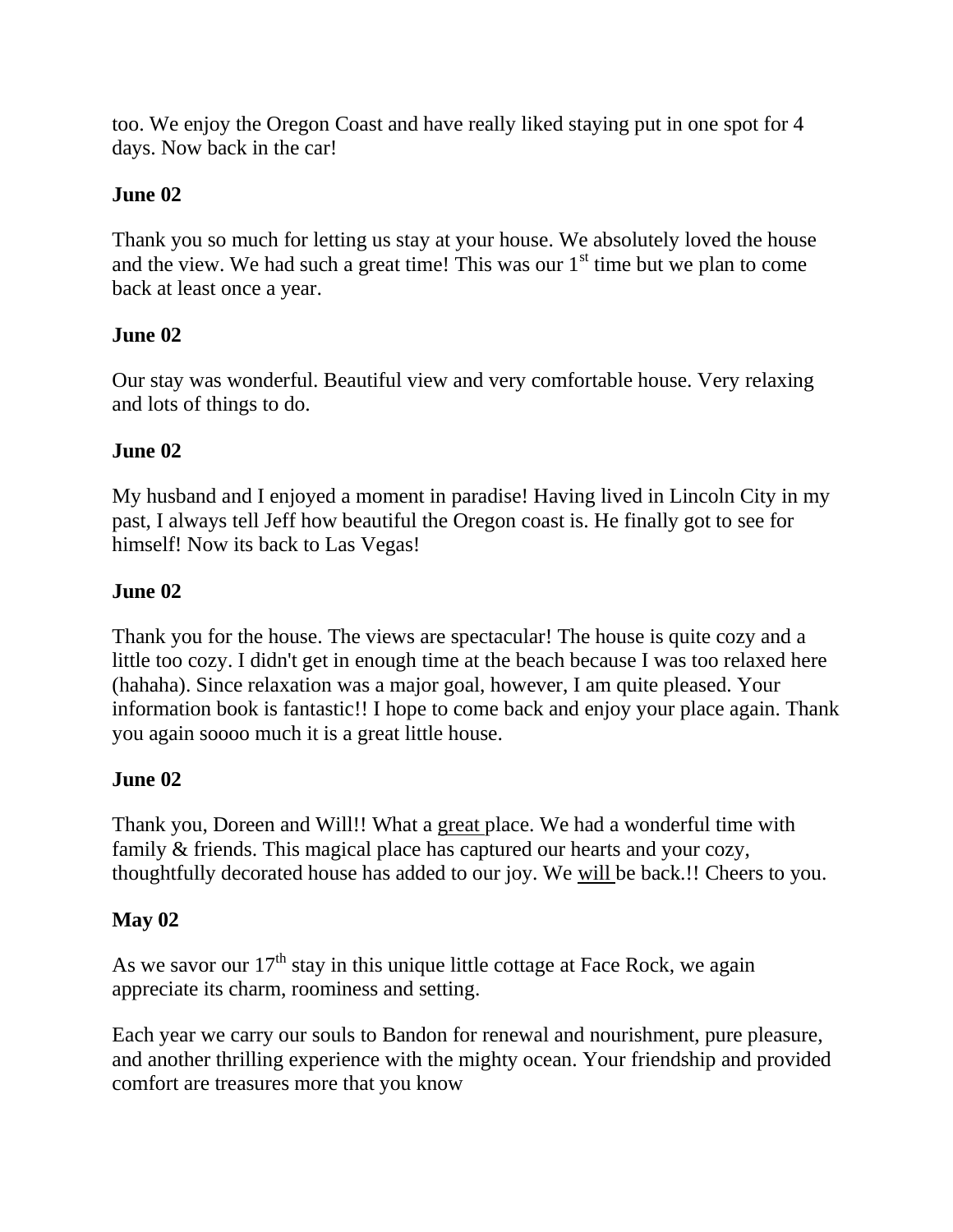too. We enjoy the Oregon Coast and have really liked staying put in one spot for 4 days. Now back in the car!

**June 02**

Thank you so much for letting us stay at your house. We absolutely loved the house and the view. We had such a great time! This was our 1st time but we plan to come back at least once a year.

**June 02**

Our stay was wonderful. Beautiful view and very comfortable house. Very relaxing and lots of things to do.

**June 02**

My husband and I enjoyed a moment in paradise! Having lived in Lincoln City in my past, I always tell Jeff how beautiful the Oregon coast is. He finally got to see for himself! Now its back to Las Vegas!

**June 02**

Thank you for the house. The views are spectacular! The house is quite cozy and a little too cozy. I didn't get in enough time at the beach because I was too relaxed here (hahaha). Since relaxation was a major goal, however, I am quite pleased. Your information book is fantastic!! I hope to come back and enjoy your place again. Thank you again soooo much it is a great little house.

**June 02**

Thank you, Doreen and Will!! What a <u>great</u> place. We had a wonderful time with family & friends. This magical place has captured our hearts and your cozy, thoughtfully decorated house has added to our joy. We <u>will</u> be back.!! Cheers to you.

**May 02**

As we savor our 17th stay in this unique little cottage at Face Rock, we again appreciate its charm, roominess and setting.

Each year we carry our souls to Bandon for renewal and nourishment, pure pleasure, and another thrilling experience with the mighty ocean. Your friendship and provided comfort are treasures more that you know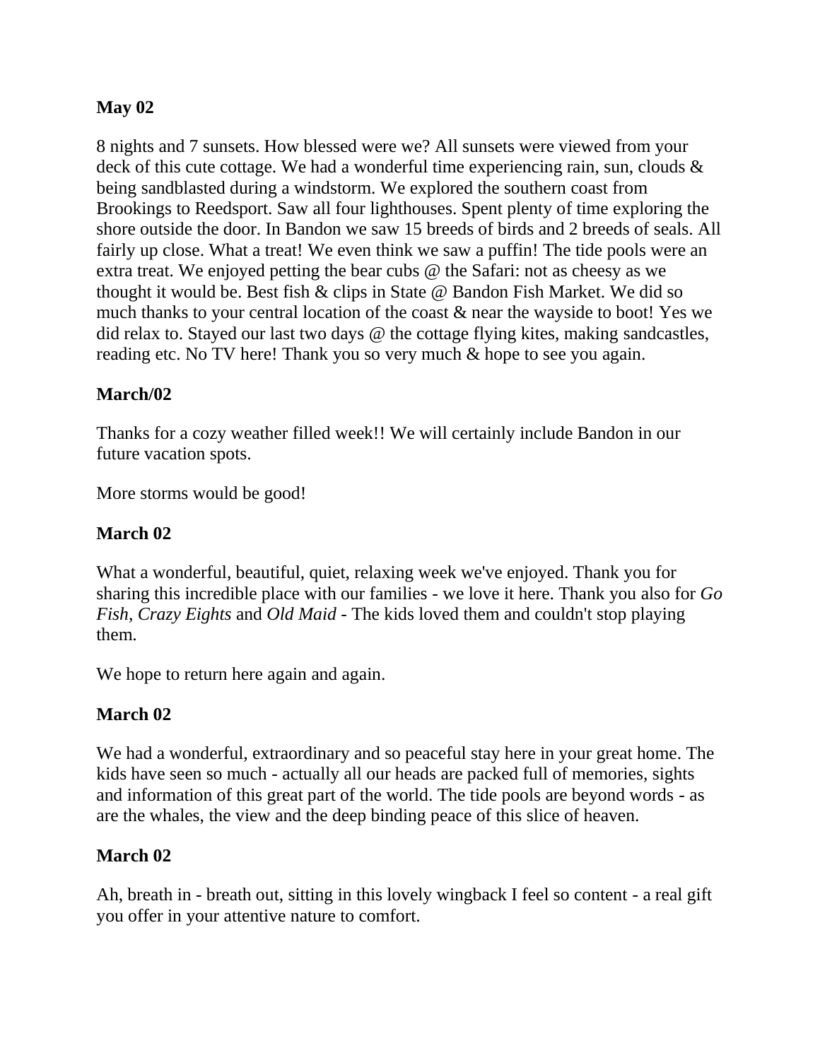**May 02**

8 nights and 7 sunsets. How blessed were we? All sunsets were viewed from your deck of this cute cottage. We had a wonderful time experiencing rain, sun, clouds & being sandblasted during a windstorm. We explored the southern coast from Brookings to Reedsport. Saw all four lighthouses. Spent plenty of time exploring the shore outside the door. In Bandon we saw 15 breeds of birds and 2 breeds of seals. All fairly up close. What a treat! We even think we saw a puffin! The tide pools were an extra treat. We enjoyed petting the bear cubs @ the Safari: not as cheesy as we thought it would be. Best fish & clips in State @ Bandon Fish Market. We did so much thanks to your central location of the coast & near the wayside to boot! Yes we did relax to. Stayed our last two days @ the cottage flying kites, making sandcastles, reading etc. No TV here! Thank you so very much & hope to see you again.

**March/02**

Thanks for a cozy weather filled week!! We will certainly include Bandon in our future vacation spots.

More storms would be good!

**March 02**

What a wonderful, beautiful, quiet, relaxing week we've enjoyed. Thank you for sharing this incredible place with our families - we love it here. Thank you also for *Go Fish*, *Crazy Eights* and *Old Maid* - The kids loved them and couldn't stop playing them.

We hope to return here again and again.

**March 02**

We had a wonderful, extraordinary and so peaceful stay here in your great home. The kids have seen so much - actually all our heads are packed full of memories, sights and information of this great part of the world. The tide pools are beyond words - as are the whales, the view and the deep binding peace of this slice of heaven.

**March 02**

Ah, breath in - breath out, sitting in this lovely wingback I feel so content - a real gift you offer in your attentive nature to comfort.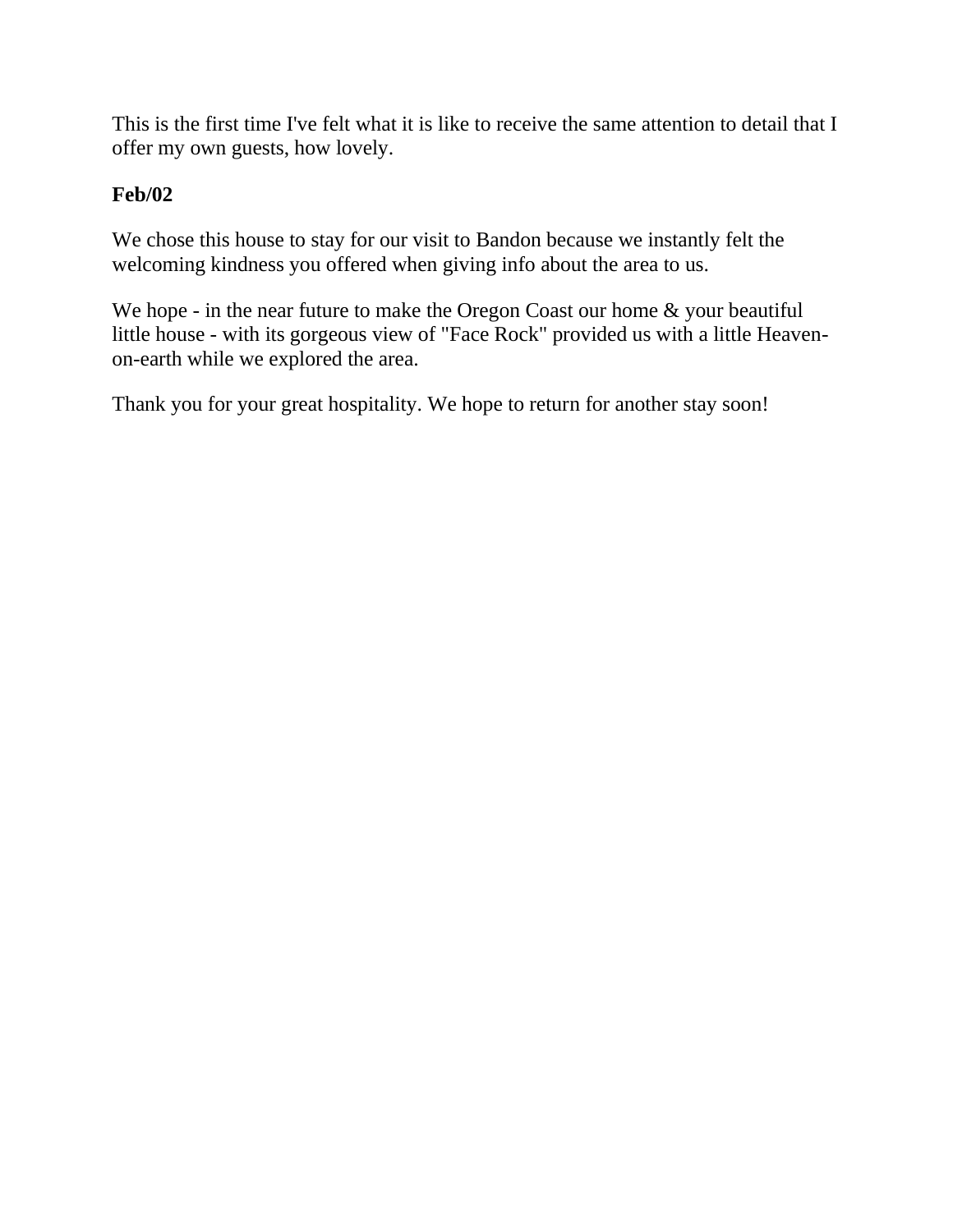This is the first time I've felt what it is like to receive the same attention to detail that I offer my own guests, how lovely.

**Feb/02**

We chose this house to stay for our visit to Bandon because we instantly felt the welcoming kindness you offered when giving info about the area to us.

We hope - in the near future to make the Oregon Coast our home & your beautiful little house - with its gorgeous view of "Face Rock" provided us with a little Heaven-on-earth while we explored the area.

Thank you for your great hospitality. We hope to return for another stay soon!